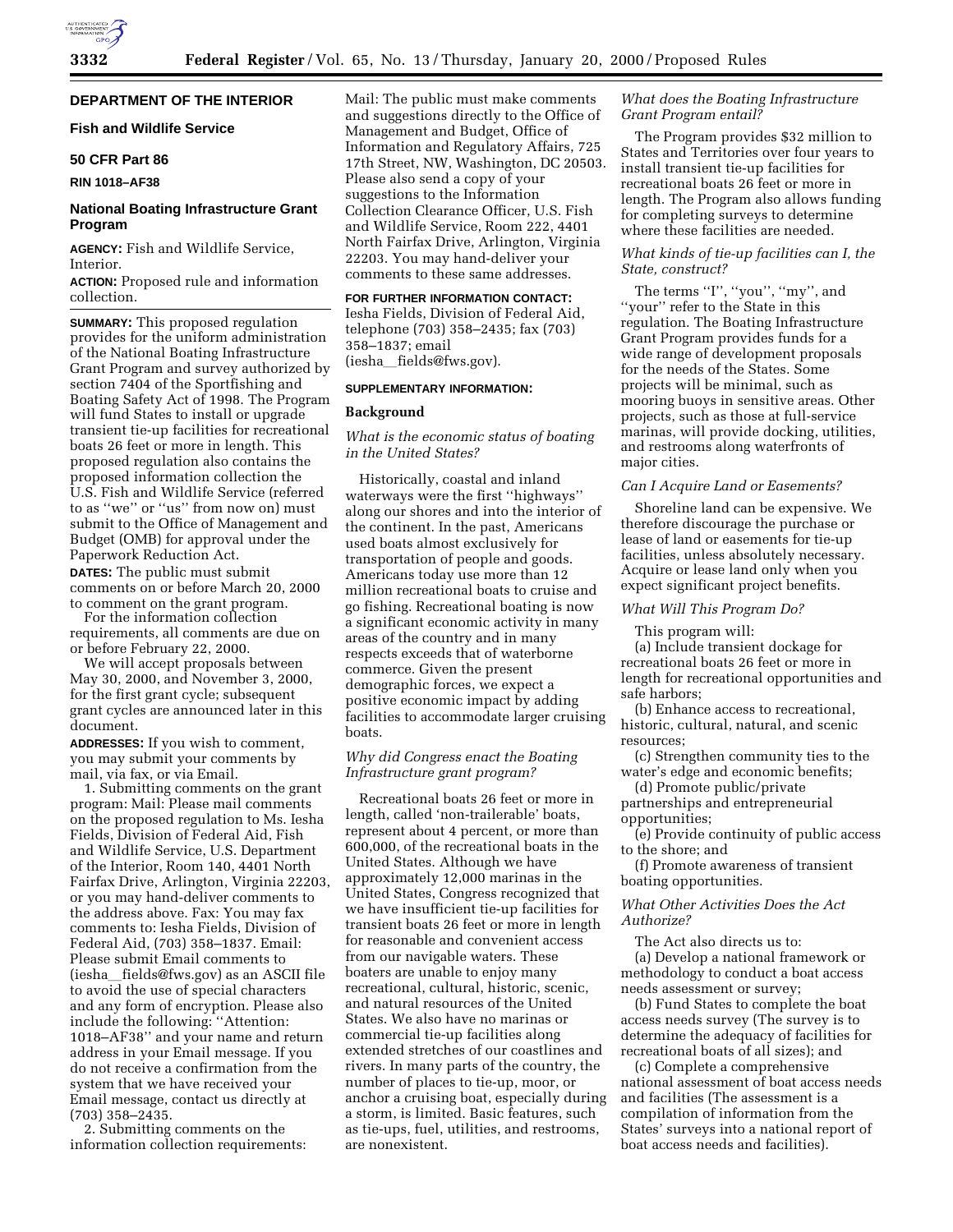**DEPARTMENT OF THE INTERIOR**

**Fish and Wildlife Service**

**50 CFR Part 86**

**RIN 1018–AF38**

**National Boating Infrastructure Grant Program**

**AGENCY:** Fish and Wildlife Service, Interior.

**ACTION:** Proposed rule and information collection.

**SUMMARY:** This proposed regulation provides for the uniform administration of the National Boating Infrastructure Grant Program and survey authorized by section 7404 of the Sportfishing and Boating Safety Act of 1998. The Program will fund States to install or upgrade transient tie-up facilities for recreational boats 26 feet or more in length. This proposed regulation also contains the proposed information collection the U.S. Fish and Wildlife Service (referred to as ''we'' or ''us'' from now on) must submit to the Office of Management and Budget (OMB) for approval under the Paperwork Reduction Act.

**DATES:** The public must submit comments on or before March 20, 2000 to comment on the grant program.

For the information collection requirements, all comments are due on or before February 22, 2000.

We will accept proposals between May 30, 2000, and November 3, 2000, for the first grant cycle; subsequent grant cycles are announced later in this document.

**ADDRESSES:** If you wish to comment, you may submit your comments by mail, via fax, or via Email.

1. Submitting comments on the grant program: Mail: Please mail comments on the proposed regulation to Ms. Iesha Fields, Division of Federal Aid, Fish and Wildlife Service, U.S. Department of the Interior, Room 140, 4401 North Fairfax Drive, Arlington, Virginia 22203, or you may hand-deliver comments to the address above. Fax: You may fax comments to: Iesha Fields, Division of Federal Aid, (703) 358–1837. Email: Please submit Email comments to (iesha__fields@fws.gov) as an ASCII file to avoid the use of special characters and any form of encryption. Please also include the following: ''Attention: 1018–AF38'' and your name and return address in your Email message. If you do not receive a confirmation from the system that we have received your Email message, contact us directly at (703) 358–2435.

2. Submitting comments on the information collection requirements: Mail: The public must make comments and suggestions directly to the Office of Management and Budget, Office of Information and Regulatory Affairs, 725 17th Street, NW, Washington, DC 20503. Please also send a copy of your suggestions to the Information Collection Clearance Officer, U.S. Fish and Wildlife Service, Room 222, 4401 North Fairfax Drive, Arlington, Virginia 22203. You may hand-deliver your comments to these same addresses.

**FOR FURTHER INFORMATION CONTACT:** Iesha Fields, Division of Federal Aid, telephone (703) 358–2435; fax (703) 358–1837; email (iesha__fields@fws.gov).

**SUPPLEMENTARY INFORMATION:**

## Background

*What is the economic status of boating in the United States?*

Historically, coastal and inland waterways were the first ''highways'' along our shores and into the interior of the continent. In the past, Americans used boats almost exclusively for transportation of people and goods. Americans today use more than 12 million recreational boats to cruise and go fishing. Recreational boating is now a significant economic activity in many areas of the country and in many respects exceeds that of waterborne commerce. Given the present demographic forces, we expect a positive economic impact by adding facilities to accommodate larger cruising boats.

*Why did Congress enact the Boating Infrastructure grant program?*

Recreational boats 26 feet or more in length, called 'non-trailerable' boats, represent about 4 percent, or more than 600,000, of the recreational boats in the United States. Although we have approximately 12,000 marinas in the United States, Congress recognized that we have insufficient tie-up facilities for transient boats 26 feet or more in length for reasonable and convenient access from our navigable waters. These boaters are unable to enjoy many recreational, cultural, historic, scenic, and natural resources of the United States. We also have no marinas or commercial tie-up facilities along extended stretches of our coastlines and rivers. In many parts of the country, the number of places to tie-up, moor, or anchor a cruising boat, especially during a storm, is limited. Basic features, such as tie-ups, fuel, utilities, and restrooms, are nonexistent.

*What does the Boating Infrastructure Grant Program entail?*

The Program provides $32 million to States and Territories over four years to install transient tie-up facilities for recreational boats 26 feet or more in length. The Program also allows funding for completing surveys to determine where these facilities are needed.

*What kinds of tie-up facilities can I, the State, construct?*

The terms ''I'', ''you'', ''my'', and ''your'' refer to the State in this regulation. The Boating Infrastructure Grant Program provides funds for a wide range of development proposals for the needs of the States. Some projects will be minimal, such as mooring buoys in sensitive areas. Other projects, such as those at full-service marinas, will provide docking, utilities, and restrooms along waterfronts of major cities.

*Can I Acquire Land or Easements?*

Shoreline land can be expensive. We therefore discourage the purchase or lease of land or easements for tie-up facilities, unless absolutely necessary. Acquire or lease land only when you expect significant project benefits.

*What Will This Program Do?*

This program will:

(a) Include transient dockage for recreational boats 26 feet or more in length for recreational opportunities and safe harbors;

(b) Enhance access to recreational, historic, cultural, natural, and scenic resources;

(c) Strengthen community ties to the water's edge and economic benefits;

(d) Promote public/private partnerships and entrepreneurial opportunities;

(e) Provide continuity of public access to the shore; and

(f) Promote awareness of transient boating opportunities.

*What Other Activities Does the Act Authorize?*

The Act also directs us to:

(a) Develop a national framework or methodology to conduct a boat access needs assessment or survey;

(b) Fund States to complete the boat access needs survey (The survey is to determine the adequacy of facilities for recreational boats of all sizes); and

(c) Complete a comprehensive national assessment of boat access needs and facilities (The assessment is a compilation of information from the States' surveys into a national report of boat access needs and facilities).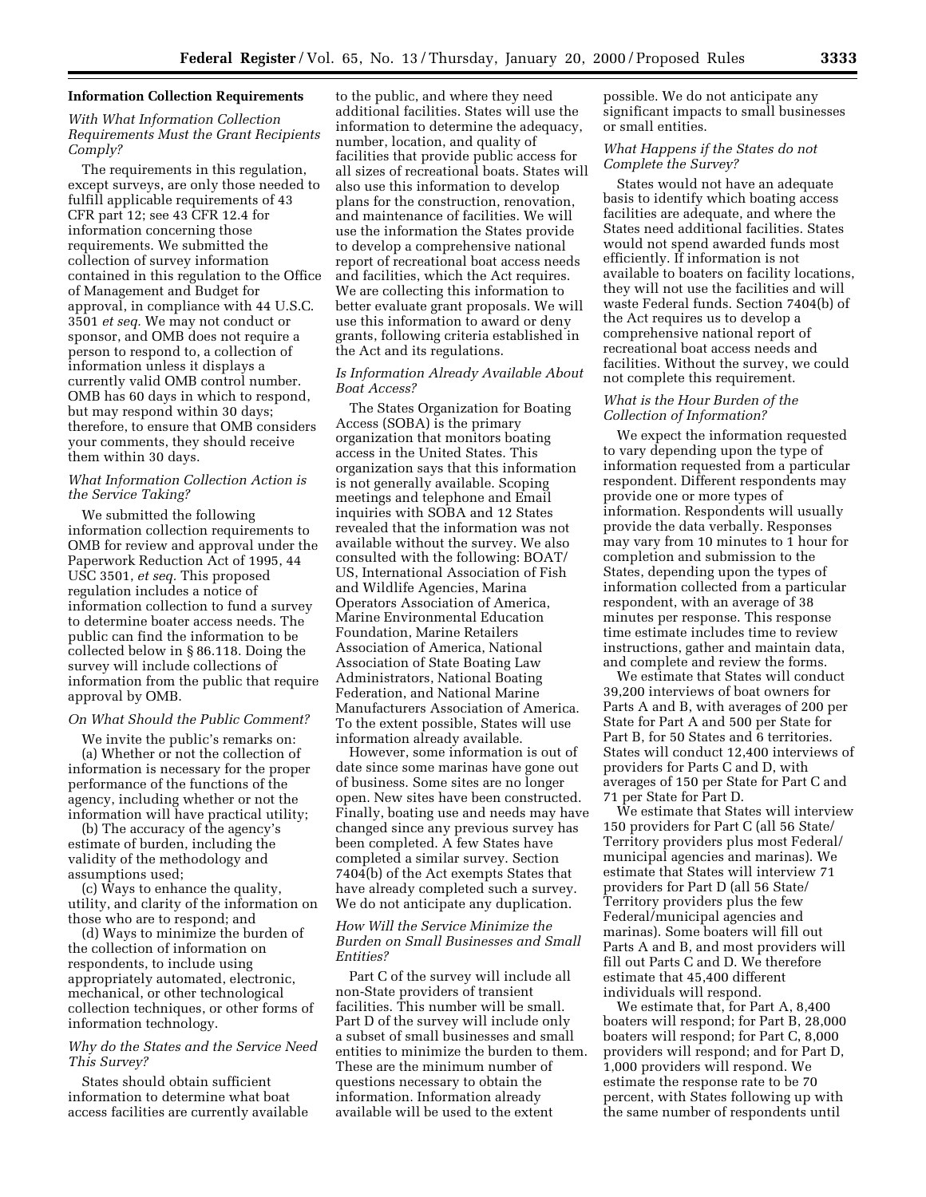### Information Collection Requirements

*With What Information Collection Requirements Must the Grant Recipients Comply?*

The requirements in this regulation, except surveys, are only those needed to fulfill applicable requirements of 43 CFR part 12; see 43 CFR 12.4 for information concerning those requirements. We submitted the collection of survey information contained in this regulation to the Office of Management and Budget for approval, in compliance with 44 U.S.C. 3501 *et seq.* We may not conduct or sponsor, and OMB does not require a person to respond to, a collection of information unless it displays a currently valid OMB control number. OMB has 60 days in which to respond, but may respond within 30 days; therefore, to ensure that OMB considers your comments, they should receive them within 30 days.

*What Information Collection Action is the Service Taking?*

We submitted the following information collection requirements to OMB for review and approval under the Paperwork Reduction Act of 1995, 44 USC 3501, *et seq.* This proposed regulation includes a notice of information collection to fund a survey to determine boater access needs. The public can find the information to be collected below in § 86.118. Doing the survey will include collections of information from the public that require approval by OMB.

*On What Should the Public Comment?*

We invite the public's remarks on:

(a) Whether or not the collection of information is necessary for the proper performance of the functions of the agency, including whether or not the information will have practical utility;

(b) The accuracy of the agency's estimate of burden, including the validity of the methodology and assumptions used;

(c) Ways to enhance the quality, utility, and clarity of the information on those who are to respond; and

(d) Ways to minimize the burden of the collection of information on respondents, to include using appropriately automated, electronic, mechanical, or other technological collection techniques, or other forms of information technology.

*Why do the States and the Service Need This Survey?*

States should obtain sufficient information to determine what boat access facilities are currently available to the public, and where they need additional facilities. States will use the information to determine the adequacy, number, location, and quality of facilities that provide public access for all sizes of recreational boats. States will also use this information to develop plans for the construction, renovation, and maintenance of facilities. We will use the information the States provide to develop a comprehensive national report of recreational boat access needs and facilities, which the Act requires. We are collecting this information to better evaluate grant proposals. We will use this information to award or deny grants, following criteria established in the Act and its regulations.

*Is Information Already Available About Boat Access?*

The States Organization for Boating Access (SOBA) is the primary organization that monitors boating access in the United States. This organization says that this information is not generally available. Scoping meetings and telephone and Email inquiries with SOBA and 12 States revealed that the information was not available without the survey. We also consulted with the following: BOAT/US, International Association of Fish and Wildlife Agencies, Marina Operators Association of America, Marine Environmental Education Foundation, Marine Retailers Association of America, National Association of State Boating Law Administrators, National Boating Federation, and National Marine Manufacturers Association of America. To the extent possible, States will use information already available.

However, some information is out of date since some marinas have gone out of business. Some sites are no longer open. New sites have been constructed. Finally, boating use and needs may have changed since any previous survey has been completed. A few States have completed a similar survey. Section 7404(b) of the Act exempts States that have already completed such a survey. We do not anticipate any duplication.

*How Will the Service Minimize the Burden on Small Businesses and Small Entities?*

Part C of the survey will include all non-State providers of transient facilities. This number will be small. Part D of the survey will include only a subset of small businesses and small entities to minimize the burden to them. These are the minimum number of questions necessary to obtain the information. Information already available will be used to the extent possible. We do not anticipate any significant impacts to small businesses or small entities.

*What Happens if the States do not Complete the Survey?*

States would not have an adequate basis to identify which boating access facilities are adequate, and where the States need additional facilities. States would not spend awarded funds most efficiently. If information is not available to boaters on facility locations, they will not use the facilities and will waste Federal funds. Section 7404(b) of the Act requires us to develop a comprehensive national report of recreational boat access needs and facilities. Without the survey, we could not complete this requirement.

*What is the Hour Burden of the Collection of Information?*

We expect the information requested to vary depending upon the type of information requested from a particular respondent. Different respondents may provide one or more types of information. Respondents will usually provide the data verbally. Responses may vary from 10 minutes to 1 hour for completion and submission to the States, depending upon the types of information collected from a particular respondent, with an average of 38 minutes per response. This response time estimate includes time to review instructions, gather and maintain data, and complete and review the forms.

We estimate that States will conduct 39,200 interviews of boat owners for Parts A and B, with averages of 200 per State for Part A and 500 per State for Part B, for 50 States and 6 territories. States will conduct 12,400 interviews of providers for Parts C and D, with averages of 150 per State for Part C and 71 per State for Part D.

We estimate that States will interview 150 providers for Part C (all 56 State/Territory providers plus most Federal/municipal agencies and marinas). We estimate that States will interview 71 providers for Part D (all 56 State/Territory providers plus the few Federal/municipal agencies and marinas). Some boaters will fill out Parts A and B, and most providers will fill out Parts C and D. We therefore estimate that 45,400 different individuals will respond.

We estimate that, for Part A, 8,400 boaters will respond; for Part B, 28,000 boaters will respond; for Part C, 8,000 providers will respond; and for Part D, 1,000 providers will respond. We estimate the response rate to be 70 percent, with States following up with the same number of respondents until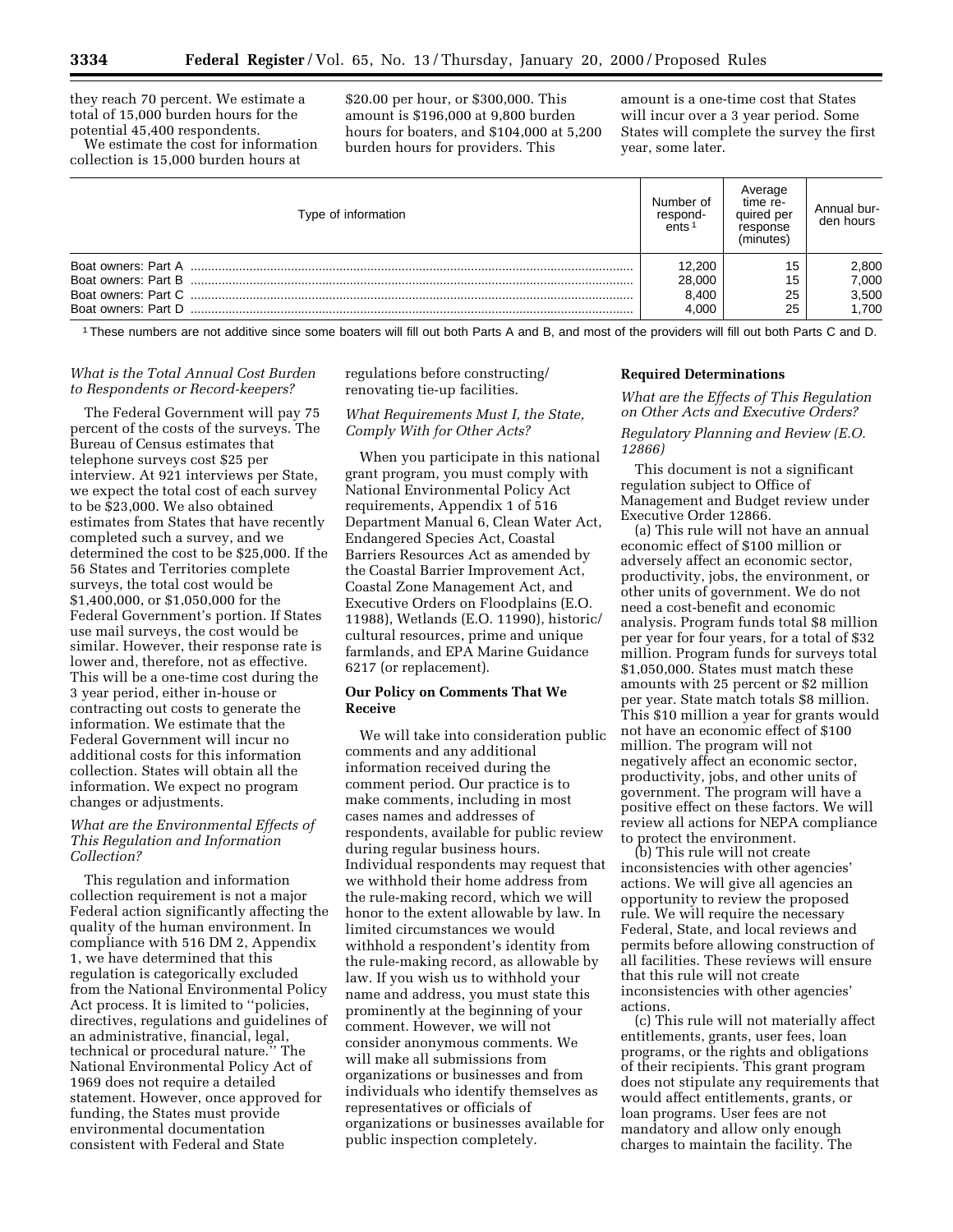they reach 70 percent. We estimate a total of 15,000 burden hours for the potential 45,400 respondents.

We estimate the cost for information collection is 15,000 burden hours at $20.00 per hour, or $300,000. This amount is $196,000 at 9,800 burden hours for boaters, and $104,000 at 5,200 burden hours for providers. This amount is a one-time cost that States will incur over a 3 year period. Some States will complete the survey the first year, some later.

| Type of information | Number of respondents[1] | Average time required per response (minutes) | Annual burden hours |
|---|---|---|---|
| Boat owners: Part A | 12,200 | 15 | 2,800 |
| Boat owners: Part B | 28,000 | 15 | 7,000 |
| Boat owners: Part C | 8,400 | 25 | 3,500 |
| Boat owners: Part D | 4,000 | 25 | 1,700 |

[1] These numbers are not additive since some boaters will fill out both Parts A and B, and most of the providers will fill out both Parts C and D.

*What is the Total Annual Cost Burden to Respondents or Record-keepers?*

The Federal Government will pay 75 percent of the costs of the surveys. The Bureau of Census estimates that telephone surveys cost $25 per interview. At 921 interviews per State, we expect the total cost of each survey to be $23,000. We also obtained estimates from States that have recently completed such a survey, and we determined the cost to be $25,000. If the 56 States and Territories complete surveys, the total cost would be $1,400,000, or $1,050,000 for the Federal Government's portion. If States use mail surveys, the cost would be similar. However, their response rate is lower and, therefore, not as effective. This will be a one-time cost during the 3 year period, either in-house or contracting out costs to generate the information. We estimate that the Federal Government will incur no additional costs for this information collection. States will obtain all the information. We expect no program changes or adjustments.

*What are the Environmental Effects of This Regulation and Information Collection?*

This regulation and information collection requirement is not a major Federal action significantly affecting the quality of the human environment. In compliance with 516 DM 2, Appendix 1, we have determined that this regulation is categorically excluded from the National Environmental Policy Act process. It is limited to ''policies, directives, regulations and guidelines of an administrative, financial, legal, technical or procedural nature.'' The National Environmental Policy Act of 1969 does not require a detailed statement. However, once approved for funding, the States must provide environmental documentation consistent with Federal and State regulations before constructing/renovating tie-up facilities.

*What Requirements Must I, the State, Comply With for Other Acts?*

When you participate in this national grant program, you must comply with National Environmental Policy Act requirements, Appendix 1 of 516 Department Manual 6, Clean Water Act, Endangered Species Act, Coastal Barriers Resources Act as amended by the Coastal Barrier Improvement Act, Coastal Zone Management Act, and Executive Orders on Floodplains (E.O. 11988), Wetlands (E.O. 11990), historic/cultural resources, prime and unique farmlands, and EPA Marine Guidance 6217 (or replacement).

**Our Policy on Comments That We Receive**

We will take into consideration public comments and any additional information received during the comment period. Our practice is to make comments, including in most cases names and addresses of respondents, available for public review during regular business hours. Individual respondents may request that we withhold their home address from the rule-making record, which we will honor to the extent allowable by law. In limited circumstances we would withhold a respondent's identity from the rule-making record, as allowable by law. If you wish us to withhold your name and address, you must state this prominently at the beginning of your comment. However, we will not consider anonymous comments. We will make all submissions from organizations or businesses and from individuals who identify themselves as representatives or officials of organizations or businesses available for public inspection completely.

**Required Determinations**

*What are the Effects of This Regulation on Other Acts and Executive Orders?*

*Regulatory Planning and Review (E.O. 12866)*

This document is not a significant regulation subject to Office of Management and Budget review under Executive Order 12866.

(a) This rule will not have an annual economic effect of $100 million or adversely affect an economic sector, productivity, jobs, the environment, or other units of government. We do not need a cost-benefit and economic analysis. Program funds total $8 million per year for four years, for a total of $32 million. Program funds for surveys total $1,050,000. States must match these amounts with 25 percent or $2 million per year. State match totals $8 million. This $10 million a year for grants would not have an economic effect of $100 million. The program will not negatively affect an economic sector, productivity, jobs, and other units of government. The program will have a positive effect on these factors. We will review all actions for NEPA compliance to protect the environment.

(b) This rule will not create inconsistencies with other agencies' actions. We will give all agencies an opportunity to review the proposed rule. We will require the necessary Federal, State, and local reviews and permits before allowing construction of all facilities. These reviews will ensure that this rule will not create inconsistencies with other agencies' actions.

(c) This rule will not materially affect entitlements, grants, user fees, loan programs, or the rights and obligations of their recipients. This grant program does not stipulate any requirements that would affect entitlements, grants, or loan programs. User fees are not mandatory and allow only enough charges to maintain the facility. The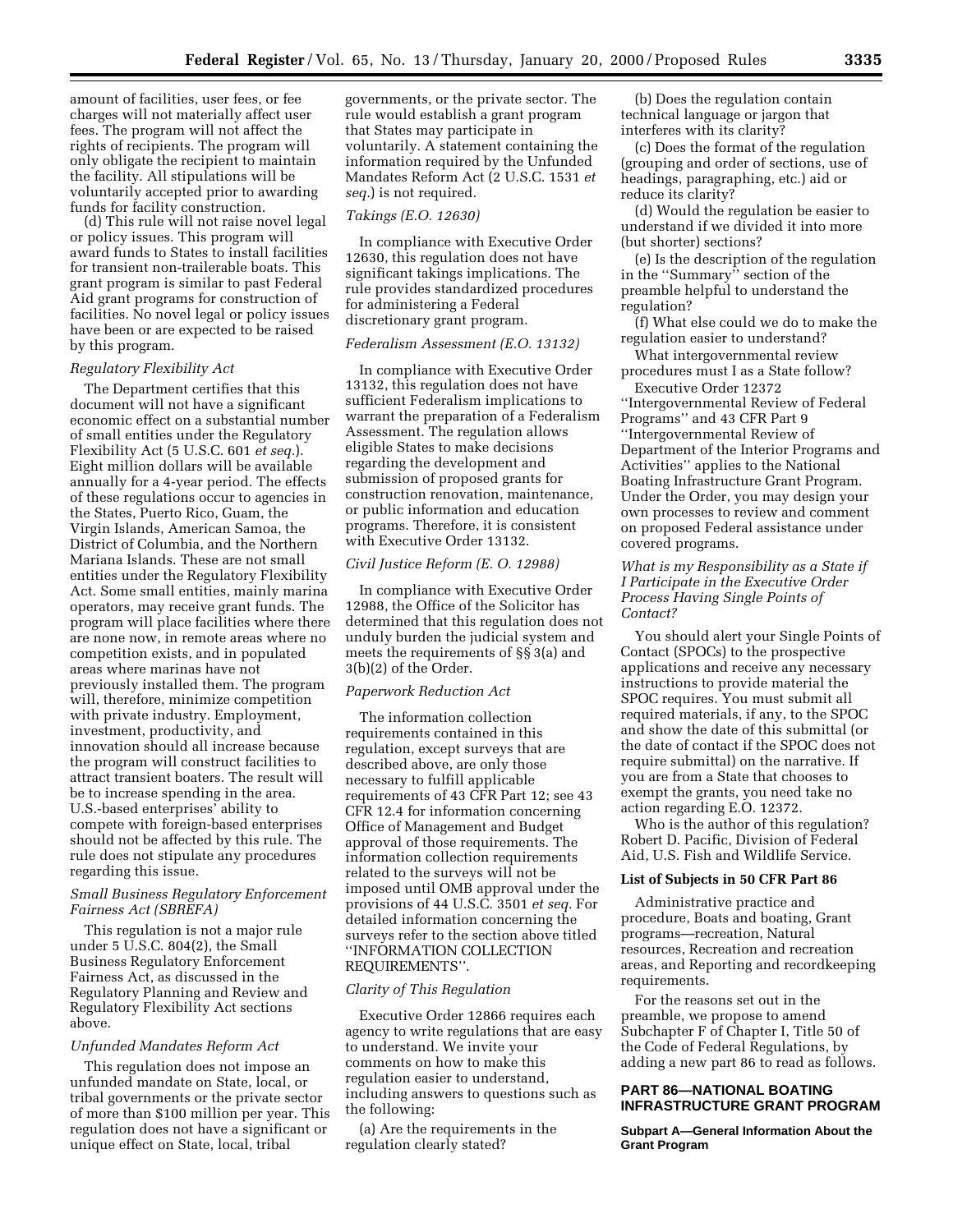amount of facilities, user fees, or fee charges will not materially affect user fees. The program will not affect the rights of recipients. The program will only obligate the recipient to maintain the facility. All stipulations will be voluntarily accepted prior to awarding funds for facility construction.

(d) This rule will not raise novel legal or policy issues. This program will award funds to States to install facilities for transient non-trailerable boats. This grant program is similar to past Federal Aid grant programs for construction of facilities. No novel legal or policy issues have been or are expected to be raised by this program.

*Regulatory Flexibility Act*

The Department certifies that this document will not have a significant economic effect on a substantial number of small entities under the Regulatory Flexibility Act (5 U.S.C. 601 *et seq.*). Eight million dollars will be available annually for a 4-year period. The effects of these regulations occur to agencies in the States, Puerto Rico, Guam, the Virgin Islands, American Samoa, the District of Columbia, and the Northern Mariana Islands. These are not small entities under the Regulatory Flexibility Act. Some small entities, mainly marina operators, may receive grant funds. The program will place facilities where there are none now, in remote areas where no competition exists, and in populated areas where marinas have not previously installed them. The program will, therefore, minimize competition with private industry. Employment, investment, productivity, and innovation should all increase because the program will construct facilities to attract transient boaters. The result will be to increase spending in the area. U.S.-based enterprises' ability to compete with foreign-based enterprises should not be affected by this rule. The rule does not stipulate any procedures regarding this issue.

*Small Business Regulatory Enforcement Fairness Act (SBREFA)*

This regulation is not a major rule under 5 U.S.C. 804(2), the Small Business Regulatory Enforcement Fairness Act, as discussed in the Regulatory Planning and Review and Regulatory Flexibility Act sections above.

*Unfunded Mandates Reform Act*

This regulation does not impose an unfunded mandate on State, local, or tribal governments or the private sector of more than $100 million per year. This regulation does not have a significant or unique effect on State, local, tribal governments, or the private sector. The rule would establish a grant program that States may participate in voluntarily. A statement containing the information required by the Unfunded Mandates Reform Act (2 U.S.C. 1531 *et seq.*) is not required.

*Takings (E.O. 12630)*

In compliance with Executive Order 12630, this regulation does not have significant takings implications. The rule provides standardized procedures for administering a Federal discretionary grant program.

*Federalism Assessment (E.O. 13132)*

In compliance with Executive Order 13132, this regulation does not have sufficient Federalism implications to warrant the preparation of a Federalism Assessment. The regulation allows eligible States to make decisions regarding the development and submission of proposed grants for construction renovation, maintenance, or public information and education programs. Therefore, it is consistent with Executive Order 13132.

*Civil Justice Reform (E. O. 12988)*

In compliance with Executive Order 12988, the Office of the Solicitor has determined that this regulation does not unduly burden the judicial system and meets the requirements of §§ 3(a) and 3(b)(2) of the Order.

*Paperwork Reduction Act*

The information collection requirements contained in this regulation, except surveys that are described above, are only those necessary to fulfill applicable requirements of 43 CFR Part 12; see 43 CFR 12.4 for information concerning Office of Management and Budget approval of those requirements. The information collection requirements related to the surveys will not be imposed until OMB approval under the provisions of 44 U.S.C. 3501 *et seq.* For detailed information concerning the surveys refer to the section above titled ''INFORMATION COLLECTION REQUIREMENTS''.

*Clarity of This Regulation*

Executive Order 12866 requires each agency to write regulations that are easy to understand. We invite your comments on how to make this regulation easier to understand, including answers to questions such as the following:

(a) Are the requirements in the regulation clearly stated?

(b) Does the regulation contain technical language or jargon that interferes with its clarity?

(c) Does the format of the regulation (grouping and order of sections, use of headings, paragraphing, etc.) aid or reduce its clarity?

(d) Would the regulation be easier to understand if we divided it into more (but shorter) sections?

(e) Is the description of the regulation in the ''Summary'' section of the preamble helpful to understand the regulation?

(f) What else could we do to make the regulation easier to understand?

What intergovernmental review procedures must I as a State follow?

Executive Order 12372 ''Intergovernmental Review of Federal Programs'' and 43 CFR Part 9 ''Intergovernmental Review of Department of the Interior Programs and Activities'' applies to the National Boating Infrastructure Grant Program. Under the Order, you may design your own processes to review and comment on proposed Federal assistance under covered programs.

*What is my Responsibility as a State if I Participate in the Executive Order Process Having Single Points of Contact?*

You should alert your Single Points of Contact (SPOCs) to the prospective applications and receive any necessary instructions to provide material the SPOC requires. You must submit all required materials, if any, to the SPOC and show the date of this submittal (or the date of contact if the SPOC does not require submittal) on the narrative. If you are from a State that chooses to exempt the grants, you need take no action regarding E.O. 12372.

Who is the author of this regulation? Robert D. Pacific, Division of Federal Aid, U.S. Fish and Wildlife Service.

**List of Subjects in 50 CFR Part 86**

Administrative practice and procedure, Boats and boating, Grant programs—recreation, Natural resources, Recreation and recreation areas, and Reporting and recordkeeping requirements.

For the reasons set out in the preamble, we propose to amend Subchapter F of Chapter I, Title 50 of the Code of Federal Regulations, by adding a new part 86 to read as follows.

## PART 86—NATIONAL BOATING INFRASTRUCTURE GRANT PROGRAM

**Subpart A—General Information About the Grant Program**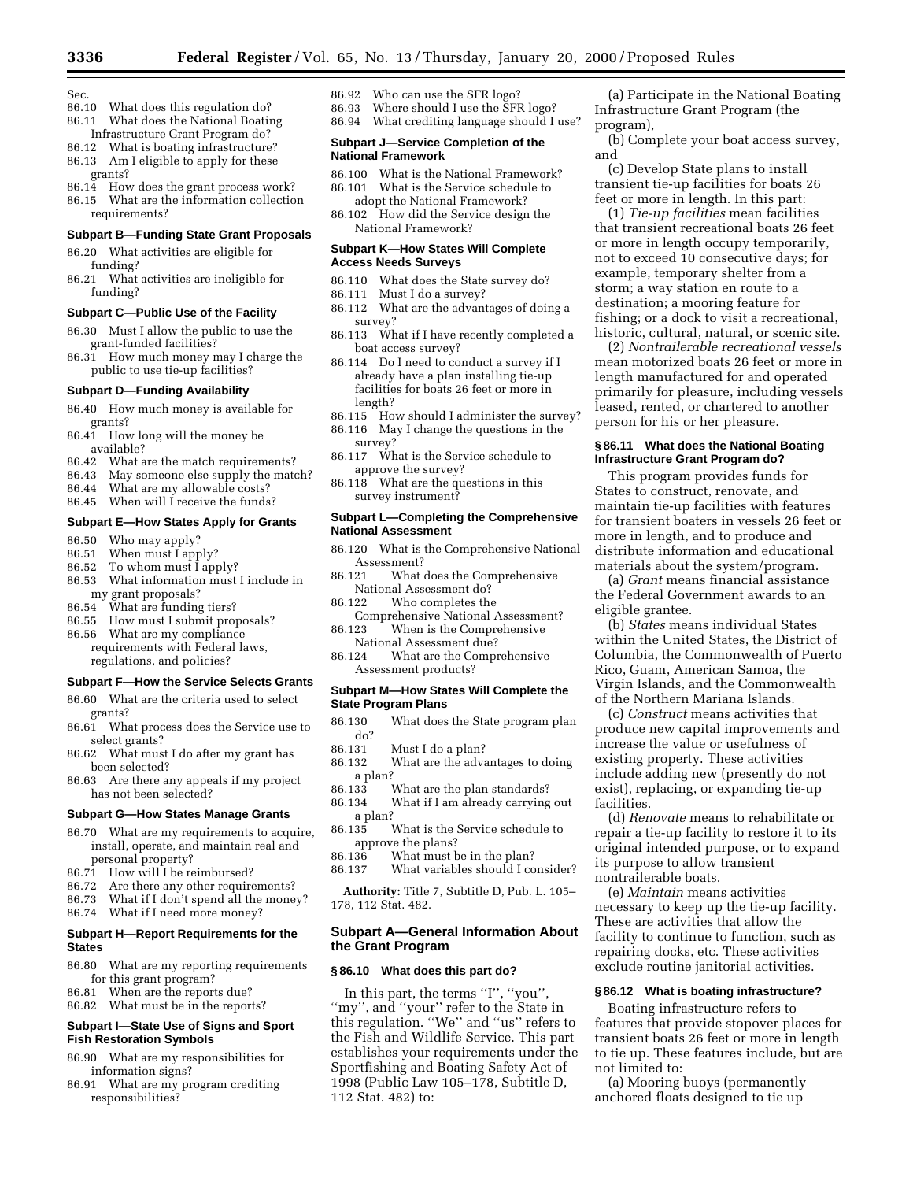Sec.

86.10 What does this regulation do?
86.11 What does the National Boating Infrastructure Grant Program do?__
86.12 What is boating infrastructure?
86.13 Am I eligible to apply for these grants?
86.14 How does the grant process work?
86.15 What are the information collection requirements?

**Subpart B—Funding State Grant Proposals**

86.20 What activities are eligible for funding?
86.21 What activities are ineligible for funding?

**Subpart C—Public Use of the Facility**

86.30 Must I allow the public to use the grant-funded facilities?
86.31 How much money may I charge the public to use tie-up facilities?

**Subpart D—Funding Availability**

86.40 How much money is available for grants?
86.41 How long will the money be available?
86.42 What are the match requirements?
86.43 May someone else supply the match?
86.44 What are my allowable costs?
86.45 When will I receive the funds?

**Subpart E—How States Apply for Grants**

86.50 Who may apply?
86.51 When must I apply?
86.52 To whom must I apply?
86.53 What information must I include in my grant proposals?
86.54 What are funding tiers?
86.55 How must I submit proposals?
86.56 What are my compliance requirements with Federal laws, regulations, and policies?

**Subpart F—How the Service Selects Grants**

86.60 What are the criteria used to select grants?
86.61 What process does the Service use to select grants?
86.62 What must I do after my grant has been selected?
86.63 Are there any appeals if my project has not been selected?

**Subpart G—How States Manage Grants**

86.70 What are my requirements to acquire, install, operate, and maintain real and personal property?
86.71 How will I be reimbursed?
86.72 Are there any other requirements?
86.73 What if I don't spend all the money?
86.74 What if I need more money?

**Subpart H—Report Requirements for the States**

86.80 What are my reporting requirements for this grant program?
86.81 When are the reports due?
86.82 What must be in the reports?

**Subpart I—State Use of Signs and Sport Fish Restoration Symbols**

86.90 What are my responsibilities for information signs?
86.91 What are my program crediting responsibilities?
86.92 Who can use the SFR logo?
86.93 Where should I use the SFR logo?
86.94 What crediting language should I use?

**Subpart J—Service Completion of the National Framework**

86.100 What is the National Framework?
86.101 What is the Service schedule to adopt the National Framework?
86.102 How did the Service design the National Framework?

**Subpart K—How States Will Complete Access Needs Surveys**

86.110 What does the State survey do?
86.111 Must I do a survey?
86.112 What are the advantages of doing a survey?
86.113 What if I have recently completed a boat access survey?
86.114 Do I need to conduct a survey if I already have a plan installing tie-up facilities for boats 26 feet or more in length?
86.115 How should I administer the survey?
86.116 May I change the questions in the survey?
86.117 What is the Service schedule to approve the survey?
86.118 What are the questions in this survey instrument?

**Subpart L—Completing the Comprehensive National Assessment**

86.120 What is the Comprehensive National Assessment?
86.121 What does the Comprehensive National Assessment do?
86.122 Who completes the Comprehensive National Assessment?
86.123 When is the Comprehensive National Assessment due?
86.124 What are the Comprehensive Assessment products?

**Subpart M—How States Will Complete the State Program Plans**

86.130 What does the State program plan do?
86.131 Must I do a plan?
86.132 What are the advantages to doing a plan?
86.133 What are the plan standards?
86.134 What if I am already carrying out a plan?
86.135 What is the Service schedule to approve the plans?
86.136 What must be in the plan?
86.137 What variables should I consider?

**Authority:** Title 7, Subtitle D, Pub. L. 105–178, 112 Stat. 482.

## Subpart A—General Information About the Grant Program

### § 86.10 What does this part do?

In this part, the terms "I", "you", "my", and "your" refer to the State in this regulation. "We" and "us" refers to the Fish and Wildlife Service. This part establishes your requirements under the Sportfishing and Boating Safety Act of 1998 (Public Law 105–178, Subtitle D, 112 Stat. 482) to:

(a) Participate in the National Boating Infrastructure Grant Program (the program),

(b) Complete your boat access survey, and

(c) Develop State plans to install transient tie-up facilities for boats 26 feet or more in length. In this part:

(1) *Tie-up facilities* mean facilities that transient recreational boats 26 feet or more in length occupy temporarily, not to exceed 10 consecutive days; for example, temporary shelter from a storm; a way station en route to a destination; a mooring feature for fishing; or a dock to visit a recreational, historic, cultural, natural, or scenic site.

(2) *Nontrailerable recreational vessels* mean motorized boats 26 feet or more in length manufactured for and operated primarily for pleasure, including vessels leased, rented, or chartered to another person for his or her pleasure.

### § 86.11 What does the National Boating Infrastructure Grant Program do?

This program provides funds for States to construct, renovate, and maintain tie-up facilities with features for transient boaters in vessels 26 feet or more in length, and to produce and distribute information and educational materials about the system/program.

(a) *Grant* means financial assistance the Federal Government awards to an eligible grantee.

(b) *States* means individual States within the United States, the District of Columbia, the Commonwealth of Puerto Rico, Guam, American Samoa, the Virgin Islands, and the Commonwealth of the Northern Mariana Islands.

(c) *Construct* means activities that produce new capital improvements and increase the value or usefulness of existing property. These activities include adding new (presently do not exist), replacing, or expanding tie-up facilities.

(d) *Renovate* means to rehabilitate or repair a tie-up facility to restore it to its original intended purpose, or to expand its purpose to allow transient nontrailerable boats.

(e) *Maintain* means activities necessary to keep up the tie-up facility. These are activities that allow the facility to continue to function, such as repairing docks, etc. These activities exclude routine janitorial activities.

### § 86.12 What is boating infrastructure?

Boating infrastructure refers to features that provide stopover places for transient boats 26 feet or more in length to tie up. These features include, but are not limited to:

(a) Mooring buoys (permanently anchored floats designed to tie up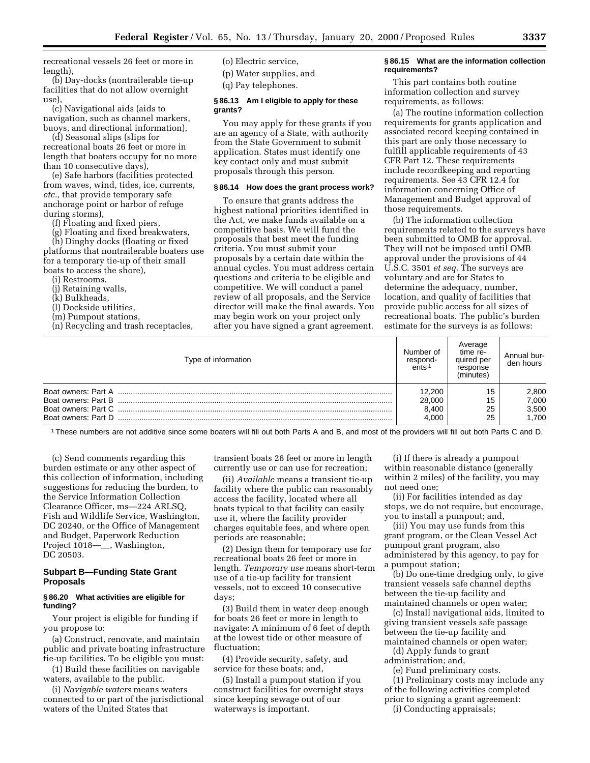recreational vessels 26 feet or more in length),

(b) Day-docks (nontrailerable tie-up facilities that do not allow overnight use),

(c) Navigational aids (aids to navigation, such as channel markers, buoys, and directional information),

(d) Seasonal slips (slips for recreational boats 26 feet or more in length that boaters occupy for no more than 10 consecutive days),

(e) Safe harbors (facilities protected from waves, wind, tides, ice, currents, *etc.,* that provide temporary safe anchorage point or harbor of refuge during storms),

(f) Floating and fixed piers,

(g) Floating and fixed breakwaters,

(h) Dinghy docks (floating or fixed platforms that nontrailerable boaters use for a temporary tie-up of their small boats to access the shore),

(i) Restrooms,

(j) Retaining walls,

(k) Bulkheads,

(l) Dockside utilities,

(m) Pumpout stations,

(n) Recycling and trash receptacles,

(o) Electric service,

(p) Water supplies, and

(q) Pay telephones.

### § 86.13 Am I eligible to apply for these grants?

You may apply for these grants if you are an agency of a State, with authority from the State Government to submit application. States must identify one key contact only and must submit proposals through this person.

### § 86.14 How does the grant process work?

To ensure that grants address the highest national priorities identified in the Act, we make funds available on a competitive basis. We will fund the proposals that best meet the funding criteria. You must submit your proposals by a certain date within the annual cycles. You must address certain questions and criteria to be eligible and competitive. We will conduct a panel review of all proposals, and the Service director will make the final awards. You may begin work on your project only after you have signed a grant agreement.

### § 86.15 What are the information collection requirements?

This part contains both routine information collection and survey requirements, as follows:

(a) The routine information collection requirements for grants application and associated record keeping contained in this part are only those necessary to fulfill applicable requirements of 43 CFR Part 12. These requirements include recordkeeping and reporting requirements. See 43 CFR 12.4 for information concerning Office of Management and Budget approval of those requirements.

(b) The information collection requirements related to the surveys have been submitted to OMB for approval. They will not be imposed until OMB approval under the provisions of 44 U.S.C. 3501 *et seq.* The surveys are voluntary and are for States to determine the adequacy, number, location, and quality of facilities that provide public access for all sizes of recreational boats. The public's burden estimate for the surveys is as follows:

| Type of information | Number of respondents [1] | Average time required per response (minutes) | Annual burden hours |
|---|---|---|---|
| Boat owners: Part A | 12,200 | 15 | 2,800 |
| Boat owners: Part B | 28,000 | 15 | 7,000 |
| Boat owners: Part C | 8,400 | 25 | 3,500 |
| Boat owners: Part D | 4,000 | 25 | 1,700 |

[1] These numbers are not additive since some boaters will fill out both Parts A and B, and most of the providers will fill out both Parts C and D.

(c) Send comments regarding this burden estimate or any other aspect of this collection of information, including suggestions for reducing the burden, to the Service Information Collection Clearance Officer, ms—224 ARLSQ, Fish and Wildlife Service, Washington, DC 20240, or the Office of Management and Budget, Paperwork Reduction Project 1018—__, Washington, DC 20503.

## Subpart B—Funding State Grant Proposals

### § 86.20 What activities are eligible for funding?

Your project is eligible for funding if you propose to:

(a) Construct, renovate, and maintain public and private boating infrastructure tie-up facilities. To be eligible you must:

(1) Build these facilities on navigable waters, available to the public.

(i) *Navigable waters* means waters connected to or part of the jurisdictional waters of the United States that transient boats 26 feet or more in length currently use or can use for recreation;

(ii) *Available* means a transient tie-up facility where the public can reasonably access the facility, located where all boats typical to that facility can easily use it, where the facility provider charges equitable fees, and where open periods are reasonable;

(2) Design them for temporary use for recreational boats 26 feet or more in length. *Temporary use* means short-term use of a tie-up facility for transient vessels, not to exceed 10 consecutive days;

(3) Build them in water deep enough for boats 26 feet or more in length to navigate: A minimum of 6 feet of depth at the lowest tide or other measure of fluctuation;

(4) Provide security, safety, and service for these boats; and,

(5) Install a pumpout station if you construct facilities for overnight stays since keeping sewage out of our waterways is important.

(i) If there is already a pumpout within reasonable distance (generally within 2 miles) of the facility, you may not need one;

(ii) For facilities intended as day stops, we do not require, but encourage, you to install a pumpout; and,

(iii) You may use funds from this grant program, or the Clean Vessel Act pumpout grant program, also administered by this agency, to pay for a pumpout station;

(b) Do one-time dredging only, to give transient vessels safe channel depths between the tie-up facility and maintained channels or open water;

(c) Install navigational aids, limited to giving transient vessels safe passage between the tie-up facility and maintained channels or open water;

(d) Apply funds to grant administration; and,

(e) Fund preliminary costs.

(1) Preliminary costs may include any of the following activities completed prior to signing a grant agreement:

(i) Conducting appraisals;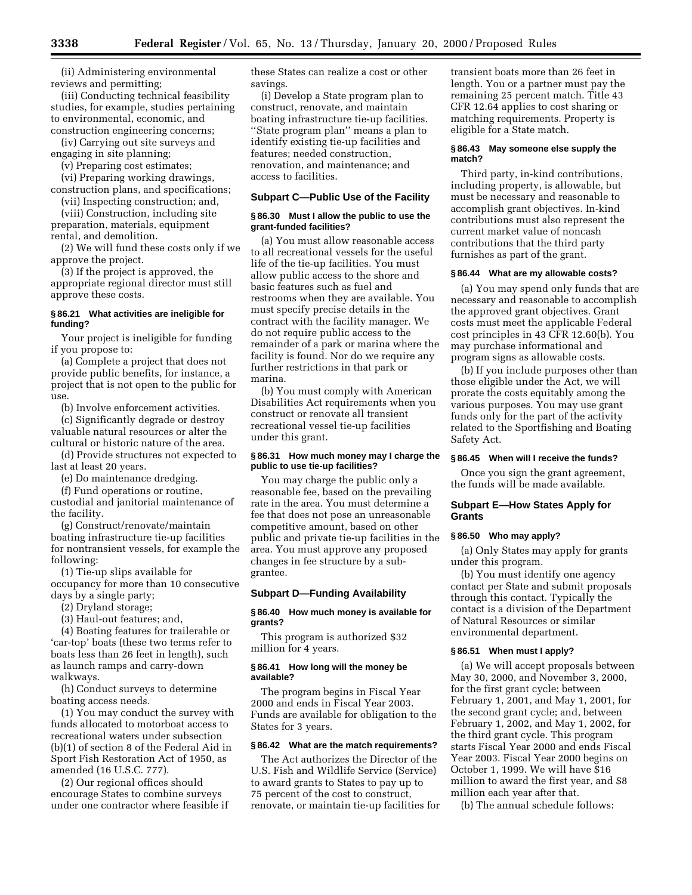(ii) Administering environmental reviews and permitting;

(iii) Conducting technical feasibility studies, for example, studies pertaining to environmental, economic, and construction engineering concerns;

(iv) Carrying out site surveys and engaging in site planning;

(v) Preparing cost estimates;

(vi) Preparing working drawings, construction plans, and specifications;

(vii) Inspecting construction; and,

(viii) Construction, including site preparation, materials, equipment rental, and demolition.

(2) We will fund these costs only if we approve the project.

(3) If the project is approved, the appropriate regional director must still approve these costs.

#### § 86.21 What activities are ineligible for funding?

Your project is ineligible for funding if you propose to:

(a) Complete a project that does not provide public benefits, for instance, a project that is not open to the public for use.

(b) Involve enforcement activities.

(c) Significantly degrade or destroy valuable natural resources or alter the cultural or historic nature of the area.

(d) Provide structures not expected to last at least 20 years.

(e) Do maintenance dredging.

(f) Fund operations or routine, custodial and janitorial maintenance of the facility.

(g) Construct/renovate/maintain boating infrastructure tie-up facilities for nontransient vessels, for example the following:

(1) Tie-up slips available for occupancy for more than 10 consecutive days by a single party;

(2) Dryland storage;

(3) Haul-out features; and,

(4) Boating features for trailerable or 'car-top' boats (these two terms refer to boats less than 26 feet in length), such as launch ramps and carry-down walkways.

(h) Conduct surveys to determine boating access needs.

(1) You may conduct the survey with funds allocated to motorboat access to recreational waters under subsection (b)(1) of section 8 of the Federal Aid in Sport Fish Restoration Act of 1950, as amended (16 U.S.C. 777).

(2) Our regional offices should encourage States to combine surveys under one contractor where feasible if these States can realize a cost or other savings.

(i) Develop a State program plan to construct, renovate, and maintain boating infrastructure tie-up facilities. ''State program plan'' means a plan to identify existing tie-up facilities and features; needed construction, renovation, and maintenance; and access to facilities.

### Subpart C—Public Use of the Facility

#### § 86.30 Must I allow the public to use the grant-funded facilities?

(a) You must allow reasonable access to all recreational vessels for the useful life of the tie-up facilities. You must allow public access to the shore and basic features such as fuel and restrooms when they are available. You must specify precise details in the contract with the facility manager. We do not require public access to the remainder of a park or marina where the facility is found. Nor do we require any further restrictions in that park or marina.

(b) You must comply with American Disabilities Act requirements when you construct or renovate all transient recreational vessel tie-up facilities under this grant.

#### § 86.31 How much money may I charge the public to use tie-up facilities?

You may charge the public only a reasonable fee, based on the prevailing rate in the area. You must determine a fee that does not pose an unreasonable competitive amount, based on other public and private tie-up facilities in the area. You must approve any proposed changes in fee structure by a sub-grantee.

### Subpart D—Funding Availability

#### § 86.40 How much money is available for grants?

This program is authorized $32 million for 4 years.

#### § 86.41 How long will the money be available?

The program begins in Fiscal Year 2000 and ends in Fiscal Year 2003. Funds are available for obligation to the States for 3 years.

#### § 86.42 What are the match requirements?

The Act authorizes the Director of the U.S. Fish and Wildlife Service (Service) to award grants to States to pay up to 75 percent of the cost to construct, renovate, or maintain tie-up facilities for transient boats more than 26 feet in length. You or a partner must pay the remaining 25 percent match. Title 43 CFR 12.64 applies to cost sharing or matching requirements. Property is eligible for a State match.

#### § 86.43 May someone else supply the match?

Third party, in-kind contributions, including property, is allowable, but must be necessary and reasonable to accomplish grant objectives. In-kind contributions must also represent the current market value of noncash contributions that the third party furnishes as part of the grant.

#### § 86.44 What are my allowable costs?

(a) You may spend only funds that are necessary and reasonable to accomplish the approved grant objectives. Grant costs must meet the applicable Federal cost principles in 43 CFR 12.60(b). You may purchase informational and program signs as allowable costs.

(b) If you include purposes other than those eligible under the Act, we will prorate the costs equitably among the various purposes. You may use grant funds only for the part of the activity related to the Sportfishing and Boating Safety Act.

#### § 86.45 When will I receive the funds?

Once you sign the grant agreement, the funds will be made available.

### Subpart E—How States Apply for Grants

#### § 86.50 Who may apply?

(a) Only States may apply for grants under this program.

(b) You must identify one agency contact per State and submit proposals through this contact. Typically the contact is a division of the Department of Natural Resources or similar environmental department.

#### § 86.51 When must I apply?

(a) We will accept proposals between May 30, 2000, and November 3, 2000, for the first grant cycle; between February 1, 2001, and May 1, 2001, for the second grant cycle; and, between February 1, 2002, and May 1, 2002, for the third grant cycle. This program starts Fiscal Year 2000 and ends Fiscal Year 2003. Fiscal Year 2000 begins on October 1, 1999. We will have $16 million to award the first year, and $8 million each year after that.

(b) The annual schedule follows: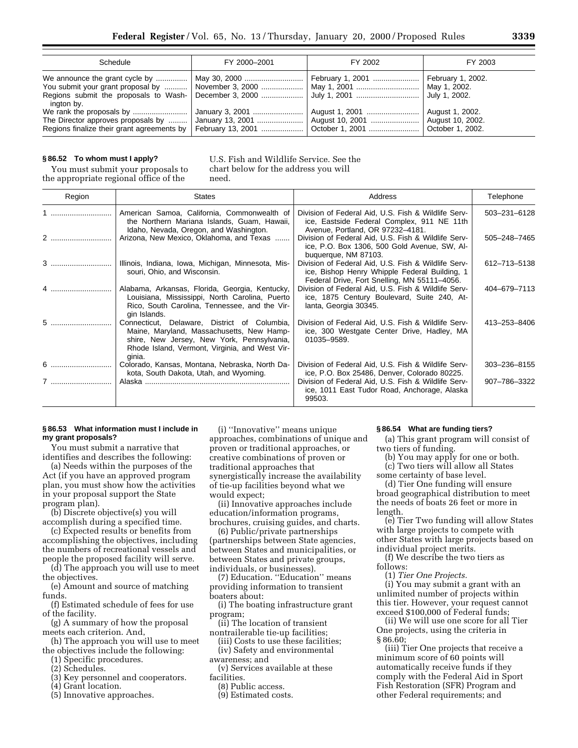| Schedule | FY 2000–2001 | FY 2002 | FY 2003 |
| --- | --- | --- | --- |
| We announce the grant cycle by | May 30, 2000 | February 1, 2001 | February 1, 2002. |
| You submit your grant proposal by | November 3, 2000 | May 1, 2001 | May 1, 2002. |
| Regions submit the proposals to Washington by. | December 3, 2000 | July 1, 2001 | July 1, 2002. |
| We rank the proposals by | January 3, 2001 | August 1, 2001 | August 1, 2002. |
| The Director approves proposals by | January 13, 2001 | August 10, 2001 | August 10, 2002. |
| Regions finalize their grant agreements by | February 13, 2001 | October 1, 2001 | October 1, 2002. |

### § 86.52 To whom must I apply?

You must submit your proposals to the appropriate regional office of the U.S. Fish and Wildlife Service. See the chart below for the address you will need.

| Region | States | Address | Telephone |
| --- | --- | --- | --- |
| 1 | American Samoa, California, Commonwealth of the Northern Mariana Islands, Guam, Hawaii, Idaho, Nevada, Oregon, and Washington. | Division of Federal Aid, U.S. Fish & Wildlife Service, Eastside Federal Complex, 911 NE 11th Avenue, Portland, OR 97232–4181. | 503–231–6128 |
| 2 | Arizona, New Mexico, Oklahoma, and Texas | Division of Federal Aid, U.S. Fish & Wildlife Service, P.O. Box 1306, 500 Gold Avenue, SW, Albuquerque, NM 87103. | 505–248–7465 |
| 3 | Illinois, Indiana, Iowa, Michigan, Minnesota, Missouri, Ohio, and Wisconsin. | Division of Federal Aid, U.S. Fish & Wildlife Service, Bishop Henry Whipple Federal Building, 1 Federal Drive, Fort Snelling, MN 55111–4056. | 612–713–5138 |
| 4 | Alabama, Arkansas, Florida, Georgia, Kentucky, Louisiana, Mississippi, North Carolina, Puerto Rico, South Carolina, Tennessee, and the Virgin Islands. | Division of Federal Aid, U.S. Fish & Wildlife Service, 1875 Century Boulevard, Suite 240, Atlanta, Georgia 30345. | 404–679–7113 |
| 5 | Connecticut, Delaware, District of Columbia, Maine, Maryland, Massachusetts, New Hampshire, New Jersey, New York, Pennsylvania, Rhode Island, Vermont, Virginia, and West Virginia. | Division of Federal Aid, U.S. Fish & Wildlife Service, 300 Westgate Center Drive, Hadley, MA 01035–9589. | 413–253–8406 |
| 6 | Colorado, Kansas, Montana, Nebraska, North Dakota, South Dakota, Utah, and Wyoming. | Division of Federal Aid, U.S. Fish & Wildlife Service, P.O. Box 25486, Denver, Colorado 80225. | 303–236–8155 |
| 7 | Alaska | Division of Federal Aid, U.S. Fish & Wildlife Service, 1011 East Tudor Road, Anchorage, Alaska 99503. | 907–786–3322 |

### § 86.53 What information must I include in my grant proposals?

You must submit a narrative that identifies and describes the following:

(a) Needs within the purposes of the Act (if you have an approved program plan, you must show how the activities in your proposal support the State program plan).

(b) Discrete objective(s) you will accomplish during a specified time.

(c) Expected results or benefits from accomplishing the objectives, including the numbers of recreational vessels and people the proposed facility will serve.

(d) The approach you will use to meet the objectives.

(e) Amount and source of matching funds.

(f) Estimated schedule of fees for use of the facility.

(g) A summary of how the proposal meets each criterion. And,

(h) The approach you will use to meet the objectives include the following:

(1) Specific procedures.

(2) Schedules.

(3) Key personnel and cooperators.

(4) Grant location.

(5) Innovative approaches.

(i) ''Innovative'' means unique approaches, combinations of unique and proven or traditional approaches, or creative combinations of proven or traditional approaches that synergistically increase the availability of tie-up facilities beyond what we would expect;

(ii) Innovative approaches include education/information programs, brochures, cruising guides, and charts.

(6) Public/private partnerships (partnerships between State agencies, between States and municipalities, or between States and private groups, individuals, or businesses).

(7) Education. ''Education'' means providing information to transient boaters about:

(i) The boating infrastructure grant program;

(ii) The location of transient nontrailerable tie-up facilities;

(iii) Costs to use these facilities;

(iv) Safety and environmental awareness; and

(v) Services available at these facilities.

(8) Public access.

(9) Estimated costs.

### § 86.54 What are funding tiers?

(a) This grant program will consist of two tiers of funding.

(b) You may apply for one or both.

(c) Two tiers will allow all States some certainty of base level.

(d) Tier One funding will ensure broad geographical distribution to meet the needs of boats 26 feet or more in length.

(e) Tier Two funding will allow States with large projects to compete with other States with large projects based on individual project merits.

(f) We describe the two tiers as follows:

(1) *Tier One Projects.*

(i) You may submit a grant with an unlimited number of projects within this tier. However, your request cannot exceed $100,000 of Federal funds;

(ii) We will use one score for all Tier One projects, using the criteria in § 86.60;

(iii) Tier One projects that receive a minimum score of 60 points will automatically receive funds if they comply with the Federal Aid in Sport Fish Restoration (SFR) Program and other Federal requirements; and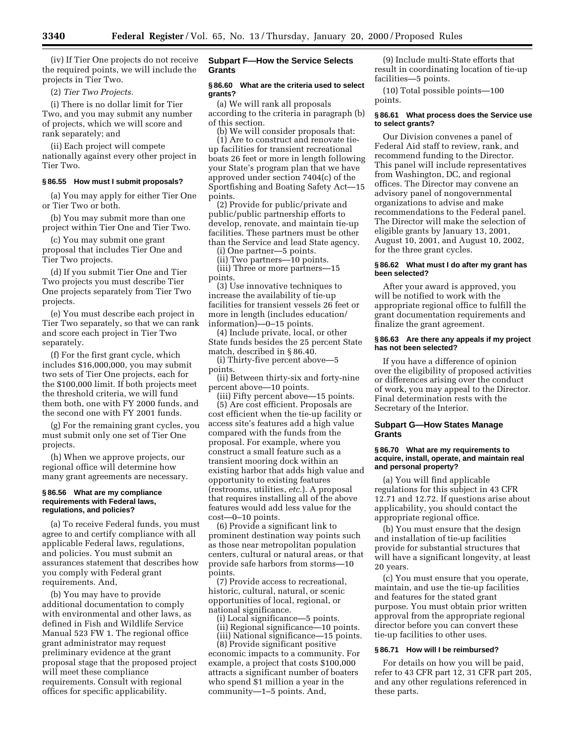(iv) If Tier One projects do not receive the required points, we will include the projects in Tier Two.

(2) *Tier Two Projects.*

(i) There is no dollar limit for Tier Two, and you may submit any number of projects, which we will score and rank separately; and

(ii) Each project will compete nationally against every other project in Tier Two.

#### § 86.55 How must I submit proposals?

(a) You may apply for either Tier One or Tier Two or both.

(b) You may submit more than one project within Tier One and Tier Two.

(c) You may submit one grant proposal that includes Tier One and Tier Two projects.

(d) If you submit Tier One and Tier Two projects you must describe Tier One projects separately from Tier Two projects.

(e) You must describe each project in Tier Two separately, so that we can rank and score each project in Tier Two separately.

(f) For the first grant cycle, which includes $16,000,000, you may submit two sets of Tier One projects, each for the $100,000 limit. If both projects meet the threshold criteria, we will fund them both, one with FY 2000 funds, and the second one with FY 2001 funds.

(g) For the remaining grant cycles, you must submit only one set of Tier One projects.

(h) When we approve projects, our regional office will determine how many grant agreements are necessary.

#### § 86.56 What are my compliance requirements with Federal laws, regulations, and policies?

(a) To receive Federal funds, you must agree to and certify compliance with all applicable Federal laws, regulations, and policies. You must submit an assurances statement that describes how you comply with Federal grant requirements. And,

(b) You may have to provide additional documentation to comply with environmental and other laws, as defined in Fish and Wildlife Service Manual 523 FW 1. The regional office grant administrator may request preliminary evidence at the grant proposal stage that the proposed project will meet these compliance requirements. Consult with regional offices for specific applicability.

## Subpart F—How the Service Selects Grants

#### § 86.60 What are the criteria used to select grants?

(a) We will rank all proposals according to the criteria in paragraph (b) of this section.

(b) We will consider proposals that:

(1) Are to construct and renovate tie-up facilities for transient recreational boats 26 feet or more in length following your State's program plan that we have approved under section 7404(c) of the Sportfishing and Boating Safety Act—15 points.

(2) Provide for public/private and public/public partnership efforts to develop, renovate, and maintain tie-up facilities. These partners must be other than the Service and lead State agency.

(i) One partner—5 points.

(ii) Two partners—10 points.

(iii) Three or more partners—15 points.

(3) Use innovative techniques to increase the availability of tie-up facilities for transient vessels 26 feet or more in length (includes education/information)—0–15 points.

(4) Include private, local, or other State funds besides the 25 percent State match, described in § 86.40.

(i) Thirty-five percent above—5 points.

(ii) Between thirty-six and forty-nine percent above—10 points.

(iii) Fifty percent above—15 points.

(5) Are cost efficient. Proposals are cost efficient when the tie-up facility or access site's features add a high value compared with the funds from the proposal. For example, where you construct a small feature such as a transient mooring dock within an existing harbor that adds high value and opportunity to existing features (restrooms, utilities, *etc.*). A proposal that requires installing all of the above features would add less value for the cost—0–10 points.

(6) Provide a significant link to prominent destination way points such as those near metropolitan population centers, cultural or natural areas, or that provide safe harbors from storms—10 points.

(7) Provide access to recreational, historic, cultural, natural, or scenic opportunities of local, regional, or national significance.

(i) Local significance—5 points.

(ii) Regional significance—10 points.

(iii) National significance—15 points.

(8) Provide significant positive economic impacts to a community. For example, a project that costs $100,000 attracts a significant number of boaters who spend $1 million a year in the community—1–5 points. And,

(9) Include multi-State efforts that result in coordinating location of tie-up facilities—5 points.

(10) Total possible points—100 points.

#### § 86.61 What process does the Service use to select grants?

Our Division convenes a panel of Federal Aid staff to review, rank, and recommend funding to the Director. This panel will include representatives from Washington, DC, and regional offices. The Director may convene an advisory panel of nongovernmental organizations to advise and make recommendations to the Federal panel. The Director will make the selection of eligible grants by January 13, 2001, August 10, 2001, and August 10, 2002, for the three grant cycles.

#### § 86.62 What must I do after my grant has been selected?

After your award is approved, you will be notified to work with the appropriate regional office to fulfill the grant documentation requirements and finalize the grant agreement.

#### § 86.63 Are there any appeals if my project has not been selected?

If you have a difference of opinion over the eligibility of proposed activities or differences arising over the conduct of work, you may appeal to the Director. Final determination rests with the Secretary of the Interior.

## Subpart G—How States Manage Grants

#### § 86.70 What are my requirements to acquire, install, operate, and maintain real and personal property?

(a) You will find applicable regulations for this subject in 43 CFR 12.71 and 12.72. If questions arise about applicability, you should contact the appropriate regional office.

(b) You must ensure that the design and installation of tie-up facilities provide for substantial structures that will have a significant longevity, at least 20 years.

(c) You must ensure that you operate, maintain, and use the tie-up facilities and features for the stated grant purpose. You must obtain prior written approval from the appropriate regional director before you can convert these tie-up facilities to other uses.

#### § 86.71 How will I be reimbursed?

For details on how you will be paid, refer to 43 CFR part 12, 31 CFR part 205, and any other regulations referenced in these parts.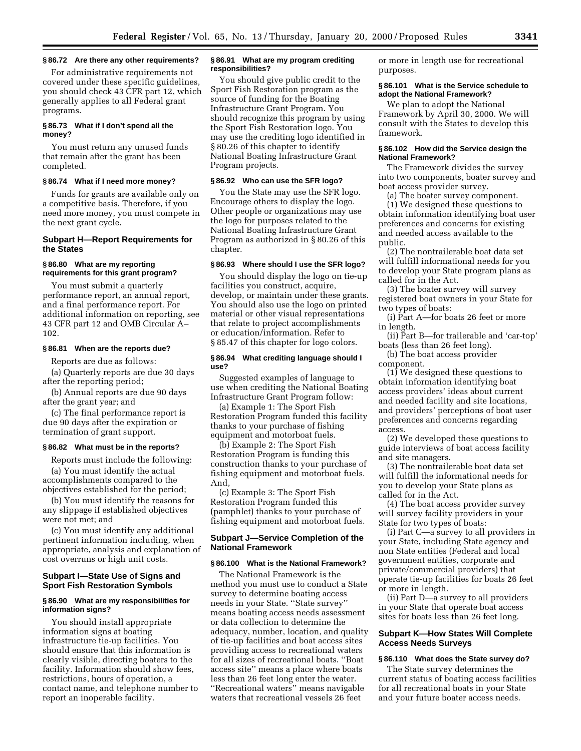#### § 86.72 Are there any other requirements?

For administrative requirements not covered under these specific guidelines, you should check 43 CFR part 12, which generally applies to all Federal grant programs.

#### § 86.73 What if I don't spend all the money?

You must return any unused funds that remain after the grant has been completed.

#### § 86.74 What if I need more money?

Funds for grants are available only on a competitive basis. Therefore, if you need more money, you must compete in the next grant cycle.

### Subpart H—Report Requirements for the States

#### § 86.80 What are my reporting requirements for this grant program?

You must submit a quarterly performance report, an annual report, and a final performance report. For additional information on reporting, see 43 CFR part 12 and OMB Circular A–102.

#### § 86.81 When are the reports due?

Reports are due as follows:

(a) Quarterly reports are due 30 days after the reporting period;

(b) Annual reports are due 90 days after the grant year; and

(c) The final performance report is due 90 days after the expiration or termination of grant support.

#### § 86.82 What must be in the reports?

Reports must include the following:

(a) You must identify the actual accomplishments compared to the objectives established for the period;

(b) You must identify the reasons for any slippage if established objectives were not met; and

(c) You must identify any additional pertinent information including, when appropriate, analysis and explanation of cost overruns or high unit costs.

### Subpart I—State Use of Signs and Sport Fish Restoration Symbols

#### § 86.90 What are my responsibilities for information signs?

You should install appropriate information signs at boating infrastructure tie-up facilities. You should ensure that this information is clearly visible, directing boaters to the facility. Information should show fees, restrictions, hours of operation, a contact name, and telephone number to report an inoperable facility.

#### § 86.91 What are my program crediting responsibilities?

You should give public credit to the Sport Fish Restoration program as the source of funding for the Boating Infrastructure Grant Program. You should recognize this program by using the Sport Fish Restoration logo. You may use the crediting logo identified in § 80.26 of this chapter to identify National Boating Infrastructure Grant Program projects.

#### § 86.92 Who can use the SFR logo?

You the State may use the SFR logo. Encourage others to display the logo. Other people or organizations may use the logo for purposes related to the National Boating Infrastructure Grant Program as authorized in § 80.26 of this chapter.

#### § 86.93 Where should I use the SFR logo?

You should display the logo on tie-up facilities you construct, acquire, develop, or maintain under these grants. You should also use the logo on printed material or other visual representations that relate to project accomplishments or education/information. Refer to § 85.47 of this chapter for logo colors.

#### § 86.94 What crediting language should I use?

Suggested examples of language to use when crediting the National Boating Infrastructure Grant Program follow:

(a) Example 1: The Sport Fish Restoration Program funded this facility thanks to your purchase of fishing equipment and motorboat fuels.

(b) Example 2: The Sport Fish Restoration Program is funding this construction thanks to your purchase of fishing equipment and motorboat fuels. And,

(c) Example 3: The Sport Fish Restoration Program funded this (pamphlet) thanks to your purchase of fishing equipment and motorboat fuels.

### Subpart J—Service Completion of the National Framework

#### § 86.100 What is the National Framework?

The National Framework is the method you must use to conduct a State survey to determine boating access needs in your State. ''State survey'' means boating access needs assessment or data collection to determine the adequacy, number, location, and quality of tie-up facilities and boat access sites providing access to recreational waters for all sizes of recreational boats. ''Boat access site'' means a place where boats less than 26 feet long enter the water. ''Recreational waters'' means navigable waters that recreational vessels 26 feet or more in length use for recreational purposes.

#### § 86.101 What is the Service schedule to adopt the National Framework?

We plan to adopt the National Framework by April 30, 2000. We will consult with the States to develop this framework.

#### § 86.102 How did the Service design the National Framework?

The Framework divides the survey into two components, boater survey and boat access provider survey.

(a) The boater survey component.

(1) We designed these questions to obtain information identifying boat user preferences and concerns for existing and needed access available to the public.

(2) The nontrailerable boat data set will fulfill informational needs for you to develop your State program plans as called for in the Act.

(3) The boater survey will survey registered boat owners in your State for two types of boats:

(i) Part A—for boats 26 feet or more in length.

(ii) Part B—for trailerable and 'car-top' boats (less than 26 feet long).

(b) The boat access provider component.

(1) We designed these questions to obtain information identifying boat access providers' ideas about current and needed facility and site locations, and providers' perceptions of boat user preferences and concerns regarding access.

(2) We developed these questions to guide interviews of boat access facility and site managers.

(3) The nontrailerable boat data set will fulfill the informational needs for you to develop your State plans as called for in the Act.

(4) The boat access provider survey will survey facility providers in your State for two types of boats:

(i) Part C—a survey to all providers in your State, including State agency and non State entities (Federal and local government entities, corporate and private/commercial providers) that operate tie-up facilities for boats 26 feet or more in length.

(ii) Part D—a survey to all providers in your State that operate boat access sites for boats less than 26 feet long.

### Subpart K—How States Will Complete Access Needs Surveys

#### § 86.110 What does the State survey do?

The State survey determines the current status of boating access facilities for all recreational boats in your State and your future boater access needs.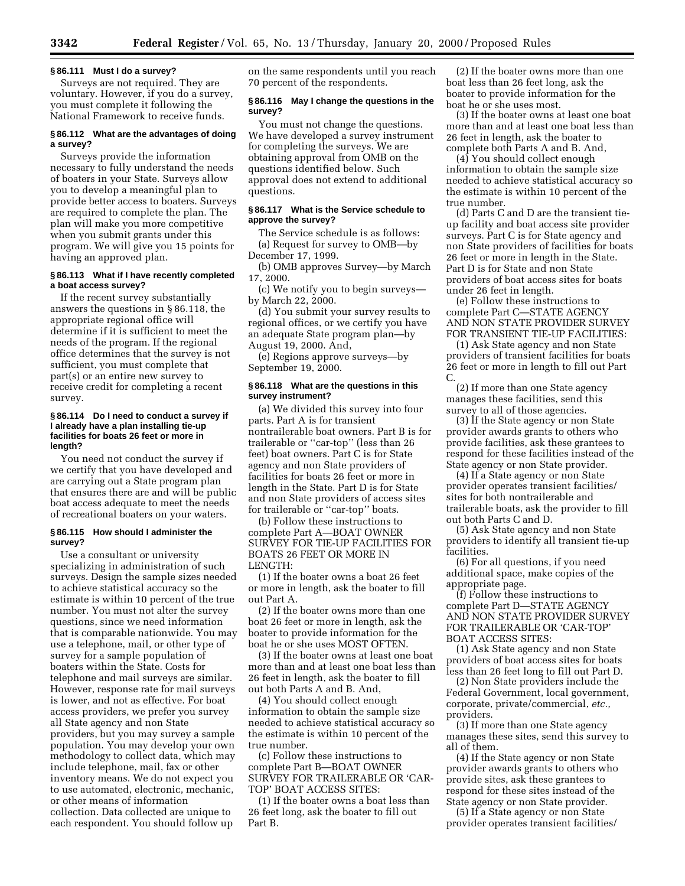### § 86.111 Must I do a survey?

Surveys are not required. They are voluntary. However, if you do a survey, you must complete it following the National Framework to receive funds.

### § 86.112 What are the advantages of doing a survey?

Surveys provide the information necessary to fully understand the needs of boaters in your State. Surveys allow you to develop a meaningful plan to provide better access to boaters. Surveys are required to complete the plan. The plan will make you more competitive when you submit grants under this program. We will give you 15 points for having an approved plan.

### § 86.113 What if I have recently completed a boat access survey?

If the recent survey substantially answers the questions in § 86.118, the appropriate regional office will determine if it is sufficient to meet the needs of the program. If the regional office determines that the survey is not sufficient, you must complete that part(s) or an entire new survey to receive credit for completing a recent survey.

### § 86.114 Do I need to conduct a survey if I already have a plan installing tie-up facilities for boats 26 feet or more in length?

You need not conduct the survey if we certify that you have developed and are carrying out a State program plan that ensures there are and will be public boat access adequate to meet the needs of recreational boaters on your waters.

### § 86.115 How should I administer the survey?

Use a consultant or university specializing in administration of such surveys. Design the sample sizes needed to achieve statistical accuracy so the estimate is within 10 percent of the true number. You must not alter the survey questions, since we need information that is comparable nationwide. You may use a telephone, mail, or other type of survey for a sample population of boaters within the State. Costs for telephone and mail surveys are similar. However, response rate for mail surveys is lower, and not as effective. For boat access providers, we prefer you survey all State agency and non State providers, but you may survey a sample population. You may develop your own methodology to collect data, which may include telephone, mail, fax or other inventory means. We do not expect you to use automated, electronic, mechanic, or other means of information collection. Data collected are unique to each respondent. You should follow up on the same respondents until you reach 70 percent of the respondents.

### § 86.116 May I change the questions in the survey?

You must not change the questions. We have developed a survey instrument for completing the surveys. We are obtaining approval from OMB on the questions identified below. Such approval does not extend to additional questions.

### § 86.117 What is the Service schedule to approve the survey?

The Service schedule is as follows:

(a) Request for survey to OMB—by December 17, 1999.

(b) OMB approves Survey—by March 17, 2000.

(c) We notify you to begin surveys—by March 22, 2000.

(d) You submit your survey results to regional offices, or we certify you have an adequate State program plan—by August 19, 2000. And,

(e) Regions approve surveys—by September 19, 2000.

### § 86.118 What are the questions in this survey instrument?

(a) We divided this survey into four parts. Part A is for transient nontrailerable boat owners. Part B is for trailerable or ''car-top'' (less than 26 feet) boat owners. Part C is for State agency and non State providers of facilities for boats 26 feet or more in length in the State. Part D is for State and non State providers of access sites for trailerable or ''car-top'' boats.

(b) Follow these instructions to complete Part A—BOAT OWNER SURVEY FOR TIE-UP FACILITIES FOR BOATS 26 FEET OR MORE IN LENGTH:

(1) If the boater owns a boat 26 feet or more in length, ask the boater to fill out Part A.

(2) If the boater owns more than one boat 26 feet or more in length, ask the boater to provide information for the boat he or she uses MOST OFTEN.

(3) If the boater owns at least one boat more than and at least one boat less than 26 feet in length, ask the boater to fill out both Parts A and B. And,

(4) You should collect enough information to obtain the sample size needed to achieve statistical accuracy so the estimate is within 10 percent of the true number.

(c) Follow these instructions to complete Part B—BOAT OWNER SURVEY FOR TRAILERABLE OR 'CAR-TOP' BOAT ACCESS SITES:

(1) If the boater owns a boat less than 26 feet long, ask the boater to fill out Part B.

(2) If the boater owns more than one boat less than 26 feet long, ask the boater to provide information for the boat he or she uses most.

(3) If the boater owns at least one boat more than and at least one boat less than 26 feet in length, ask the boater to complete both Parts A and B. And,

(4) You should collect enough information to obtain the sample size needed to achieve statistical accuracy so the estimate is within 10 percent of the true number.

(d) Parts C and D are the transient tie-up facility and boat access site provider surveys. Part C is for State agency and non State providers of facilities for boats 26 feet or more in length in the State. Part D is for State and non State providers of boat access sites for boats under 26 feet in length.

(e) Follow these instructions to complete Part C—STATE AGENCY AND NON STATE PROVIDER SURVEY FOR TRANSIENT TIE-UP FACILITIES:

(1) Ask State agency and non State providers of transient facilities for boats 26 feet or more in length to fill out Part C.

(2) If more than one State agency manages these facilities, send this survey to all of those agencies.

(3) If the State agency or non State provider awards grants to others who provide facilities, ask these grantees to respond for these facilities instead of the State agency or non State provider.

(4) If a State agency or non State provider operates transient facilities/sites for both nontrailerable and trailerable boats, ask the provider to fill out both Parts C and D.

(5) Ask State agency and non State providers to identify all transient tie-up facilities.

(6) For all questions, if you need additional space, make copies of the appropriate page.

(f) Follow these instructions to complete Part D—STATE AGENCY AND NON STATE PROVIDER SURVEY FOR TRAILERABLE OR 'CAR-TOP' BOAT ACCESS SITES:

(1) Ask State agency and non State providers of boat access sites for boats less than 26 feet long to fill out Part D.

(2) Non State providers include the Federal Government, local government, corporate, private/commercial, *etc.,* providers.

(3) If more than one State agency manages these sites, send this survey to all of them.

(4) If the State agency or non State provider awards grants to others who provide sites, ask these grantees to respond for these sites instead of the State agency or non State provider.

(5) If a State agency or non State provider operates transient facilities/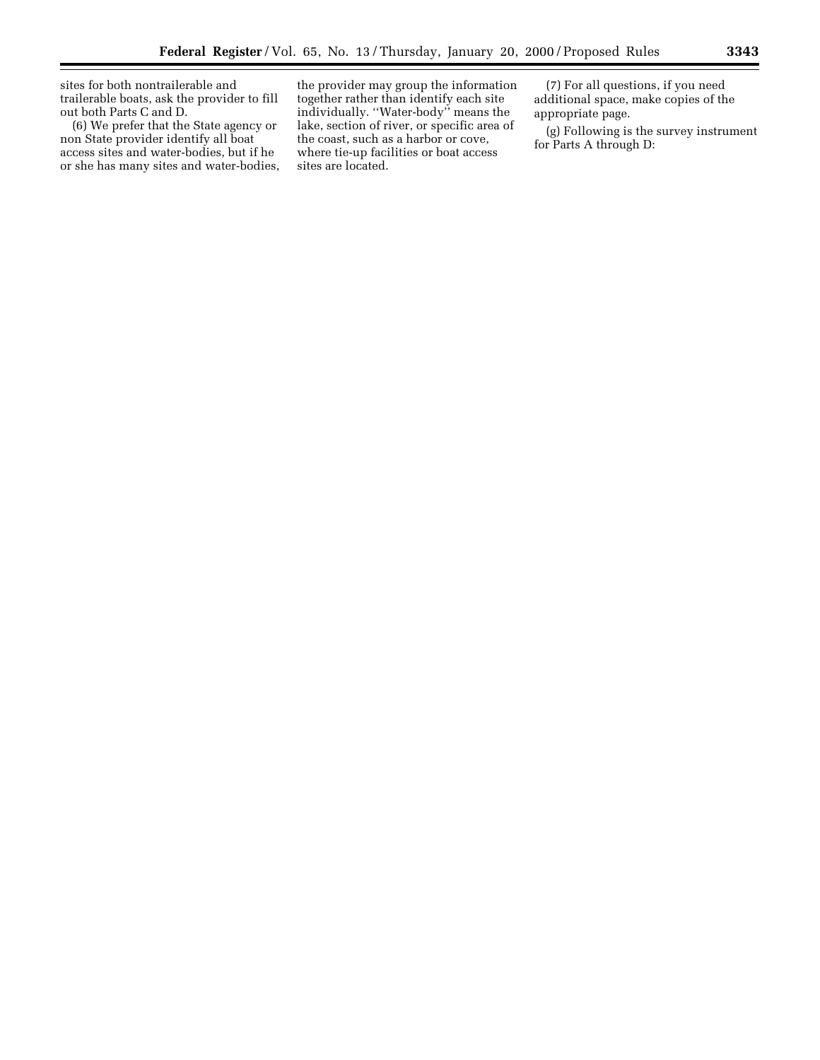sites for both nontrailerable and trailerable boats, ask the provider to fill out both Parts C and D.

(6) We prefer that the State agency or non State provider identify all boat access sites and water-bodies, but if he or she has many sites and water-bodies, the provider may group the information together rather than identify each site individually. ''Water-body'' means the lake, section of river, or specific area of the coast, such as a harbor or cove, where tie-up facilities or boat access sites are located.

(7) For all questions, if you need additional space, make copies of the appropriate page.

(g) Following is the survey instrument for Parts A through D: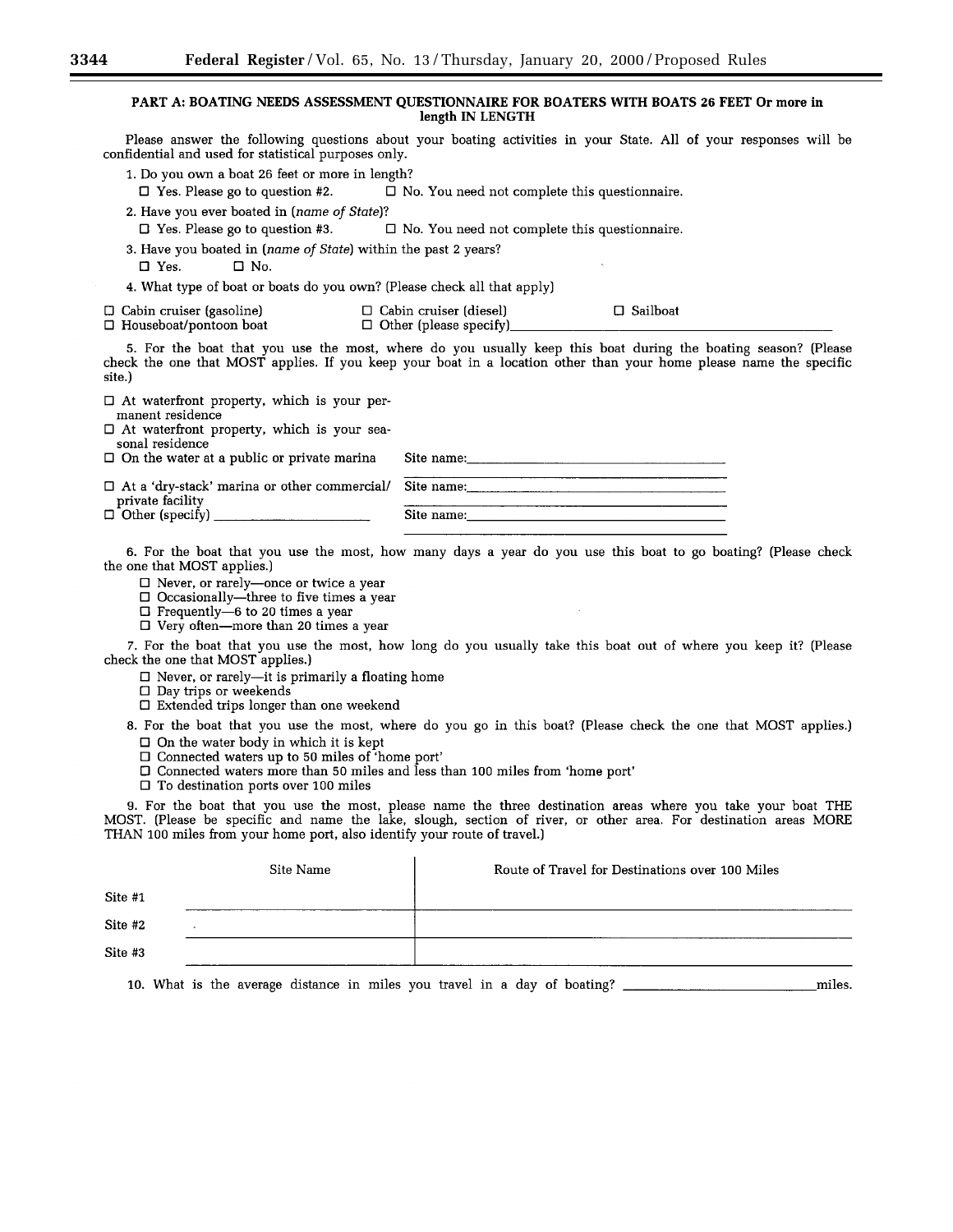### PART A: BOATING NEEDS ASSESSMENT QUESTIONNAIRE FOR BOATERS WITH BOATS 26 FEET Or more in length IN LENGTH

Please answer the following questions about your boating activities in your State. All of your responses will be confidential and used for statistical purposes only.

1. Do you own a boat 26 feet or more in length?

☐ Yes. Please go to question #2. ☐ No. You need not complete this questionnaire.

2. Have you ever boated in (*name of State*)?

☐ Yes. Please go to question #3. ☐ No. You need not complete this questionnaire.

3. Have you boated in (*name of State*) within the past 2 years?

☐ Yes. ☐ No.

4. What type of boat or boats do you own? (Please check all that apply)

☐ Cabin cruiser (gasoline) ☐ Cabin cruiser (diesel) ☐ Sailboat
☐ Houseboat/pontoon boat ☐ Other (please specify)\_\_\_\_\_\_\_\_\_\_\_\_\_\_\_\_\_\_\_\_

5. For the boat that you use the most, where do you usually keep this boat during the boating season? (Please check the one that MOST applies. If you keep your boat in a location other than your home please name the specific site.)

☐ At waterfront property, which is your permanent residence
☐ At waterfront property, which is your seasonal residence
☐ On the water at a public or private marina Site name:\_\_\_\_\_\_\_\_\_\_\_\_\_\_\_\_\_\_\_\_
☐ At a 'dry-stack' marina or other commercial/private facility Site name:\_\_\_\_\_\_\_\_\_\_\_\_\_\_\_\_\_\_\_\_
☐ Other (specify) \_\_\_\_\_\_\_\_\_\_\_\_\_\_\_\_\_\_\_\_ Site name:\_\_\_\_\_\_\_\_\_\_\_\_\_\_\_\_\_\_\_\_

6. For the boat that you use the most, how many days a year do you use this boat to go boating? (Please check the one that MOST applies.)

☐ Never, or rarely—once or twice a year
☐ Occasionally—three to five times a year
☐ Frequently—6 to 20 times a year
☐ Very often—more than 20 times a year

7. For the boat that you use the most, how long do you usually take this boat out of where you keep it? (Please check the one that MOST applies.)

☐ Never, or rarely—it is primarily a floating home
☐ Day trips or weekends
☐ Extended trips longer than one weekend

8. For the boat that you use the most, where do you go in this boat? (Please check the one that MOST applies.)

☐ On the water body in which it is kept
☐ Connected waters up to 50 miles of 'home port'
☐ Connected waters more than 50 miles and less than 100 miles from 'home port'
☐ To destination ports over 100 miles

9. For the boat that you use the most, please name the three destination areas where you take your boat THE MOST. (Please be specific and name the lake, slough, section of river, or other area. For destination areas MORE THAN 100 miles from your home port, also identify your route of travel.)

| | Site Name | Route of Travel for Destinations over 100 Miles |
|---|---|---|
| Site #1 | | |
| Site #2 | | |
| Site #3 | | |

10. What is the average distance in miles you travel in a day of boating? \_\_\_\_\_\_\_\_\_\_\_\_\_\_\_\_\_\_\_\_miles.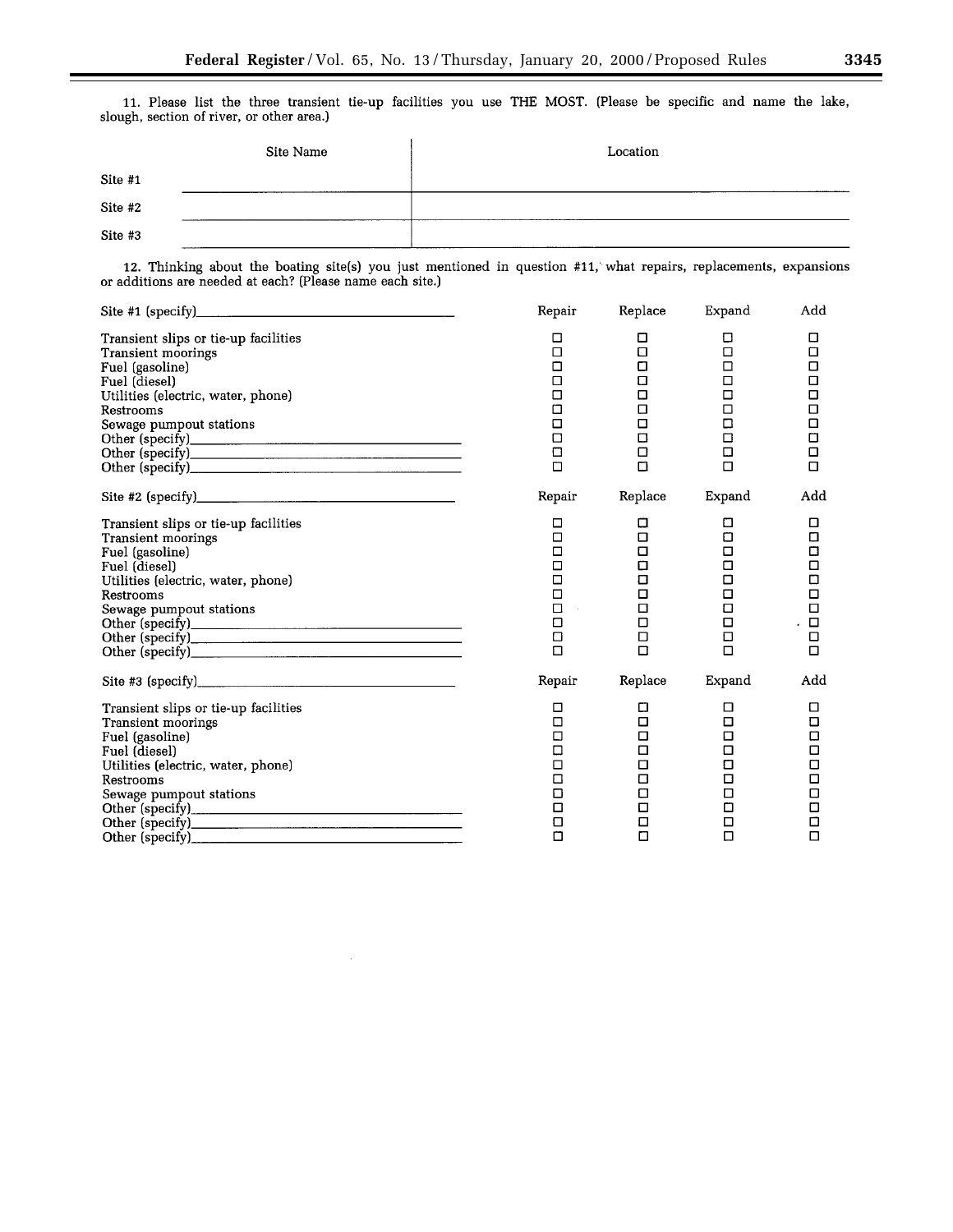11. Please list the three transient tie-up facilities you use THE MOST. (Please be specific and name the lake, slough, section of river, or other area.)

| | Site Name | Location |
|---|---|---|
| Site #1 | | |
| Site #2 | | |
| Site #3 | | |

12. Thinking about the boating site(s) you just mentioned in question #11, what repairs, replacements, expansions or additions are needed at each? (Please name each site.)

| Site #1 (specify)________ | Repair | Replace | Expand | Add |
|---|---|---|---|---|
| Transient slips or tie-up facilities | ☐ | ☐ | ☐ | ☐ |
| Transient moorings | ☐ | ☐ | ☐ | ☐ |
| Fuel (gasoline) | ☐ | ☐ | ☐ | ☐ |
| Fuel (diesel) | ☐ | ☐ | ☐ | ☐ |
| Utilities (electric, water, phone) | ☐ | ☐ | ☐ | ☐ |
| Restrooms | ☐ | ☐ | ☐ | ☐ |
| Sewage pumpout stations | ☐ | ☐ | ☐ | ☐ |
| Other (specify)________ | ☐ | ☐ | ☐ | ☐ |
| Other (specify)________ | ☐ | ☐ | ☐ | ☐ |
| Other (specify)________ | ☐ | ☐ | ☐ | ☐ |

| Site #2 (specify)________ | Repair | Replace | Expand | Add |
|---|---|---|---|---|
| Transient slips or tie-up facilities | ☐ | ☐ | ☐ | ☐ |
| Transient moorings | ☐ | ☐ | ☐ | ☐ |
| Fuel (gasoline) | ☐ | ☐ | ☐ | ☐ |
| Fuel (diesel) | ☐ | ☐ | ☐ | ☐ |
| Utilities (electric, water, phone) | ☐ | ☐ | ☐ | ☐ |
| Restrooms | ☐ | ☐ | ☐ | ☐ |
| Sewage pumpout stations | ☐ | ☐ | ☐ | ☐ |
| Other (specify)________ | ☐ | ☐ | ☐ | ☐ |
| Other (specify)________ | ☐ | ☐ | ☐ | ☐ |
| Other (specify)________ | ☐ | ☐ | ☐ | ☐ |

| Site #3 (specify)________ | Repair | Replace | Expand | Add |
|---|---|---|---|---|
| Transient slips or tie-up facilities | ☐ | ☐ | ☐ | ☐ |
| Transient moorings | ☐ | ☐ | ☐ | ☐ |
| Fuel (gasoline) | ☐ | ☐ | ☐ | ☐ |
| Fuel (diesel) | ☐ | ☐ | ☐ | ☐ |
| Utilities (electric, water, phone) | ☐ | ☐ | ☐ | ☐ |
| Restrooms | ☐ | ☐ | ☐ | ☐ |
| Sewage pumpout stations | ☐ | ☐ | ☐ | ☐ |
| Other (specify)________ | ☐ | ☐ | ☐ | ☐ |
| Other (specify)________ | ☐ | ☐ | ☐ | ☐ |
| Other (specify)________ | ☐ | ☐ | ☐ | ☐ |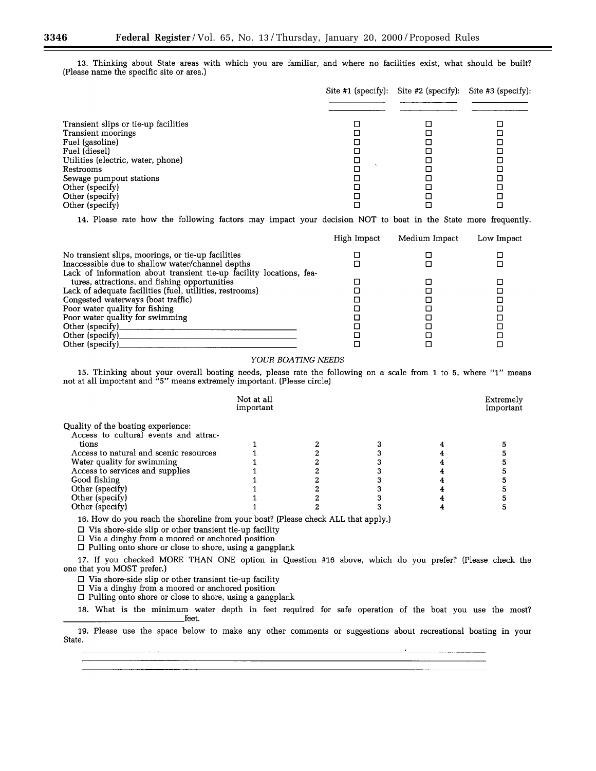13. Thinking about State areas with which you are familiar, and where no facilities exist, what should be built? (Please name the specific site or area.)

| | Site #1 (specify): ________ | Site #2 (specify): ________ | Site #3 (specify): ________ |
|---|---|---|---|
| Transient slips or tie-up facilities | ☐ | ☐ | ☐ |
| Transient moorings | ☐ | ☐ | ☐ |
| Fuel (gasoline) | ☐ | ☐ | ☐ |
| Fuel (diesel) | ☐ | ☐ | ☐ |
| Utilities (electric, water, phone) | ☐ | ☐ | ☐ |
| Restrooms | ☐ | ☐ | ☐ |
| Sewage pumpout stations | ☐ | ☐ | ☐ |
| Other (specify) | ☐ | ☐ | ☐ |
| Other (specify) | ☐ | ☐ | ☐ |
| Other (specify) | ☐ | ☐ | ☐ |

14. Please rate how the following factors may impact your decision NOT to boat in the State more frequently.

| | High Impact | Medium Impact | Low Impact |
|---|---|---|---|
| No transient slips, moorings, or tie-up facilities | ☐ | ☐ | ☐ |
| Inaccessible due to shallow water/channel depths | ☐ | ☐ | ☐ |
| Lack of information about transient tie-up facility locations, features, attractions, and fishing opportunities | ☐ | ☐ | ☐ |
| Lack of adequate facilities (fuel, utilities, restrooms) | ☐ | ☐ | ☐ |
| Congested waterways (boat traffic) | ☐ | ☐ | ☐ |
| Poor water quality for fishing | ☐ | ☐ | ☐ |
| Poor water quality for swimming | ☐ | ☐ | ☐ |
| Other (specify)________ | ☐ | ☐ | ☐ |
| Other (specify)________ | ☐ | ☐ | ☐ |
| Other (specify)________ | ☐ | ☐ | ☐ |

*YOUR BOATING NEEDS*

15. Thinking about your overall boating needs, please rate the following on a scale from 1 to 5, where "1" means not at all important and "5" means extremely important. (Please circle)

| | Not at all important | | | | Extremely important |
|---|---|---|---|---|---|
| Quality of the boating experience: | | | | | |
| Access to cultural events and attractions | 1 | 2 | 3 | 4 | 5 |
| Access to natural and scenic resources | 1 | 2 | 3 | 4 | 5 |
| Water quality for swimming | 1 | 2 | 3 | 4 | 5 |
| Access to services and supplies | 1 | 2 | 3 | 4 | 5 |
| Good fishing | 1 | 2 | 3 | 4 | 5 |
| Other (specify) | 1 | 2 | 3 | 4 | 5 |
| Other (specify) | 1 | 2 | 3 | 4 | 5 |
| Other (specify) | 1 | 2 | 3 | 4 | 5 |

16. How do you reach the shoreline from your boat? (Please check ALL that apply.)

☐ Via shore-side slip or other transient tie-up facility
☐ Via a dinghy from a moored or anchored position
☐ Pulling onto shore or close to shore, using a gangplank

17. If you checked MORE THAN ONE option in Question #16 above, which do you prefer? (Please check the one that you MOST prefer.)

☐ Via shore-side slip or other transient tie-up facility
☐ Via a dinghy from a moored or anchored position
☐ Pulling onto shore or close to shore, using a gangplank

18. What is the minimum water depth in feet required for safe operation of the boat you use the most? ____________ feet.

19. Please use the space below to make any other comments or suggestions about recreational boating in your State.

________________________________________________________________
________________________________________________________________
________________________________________________________________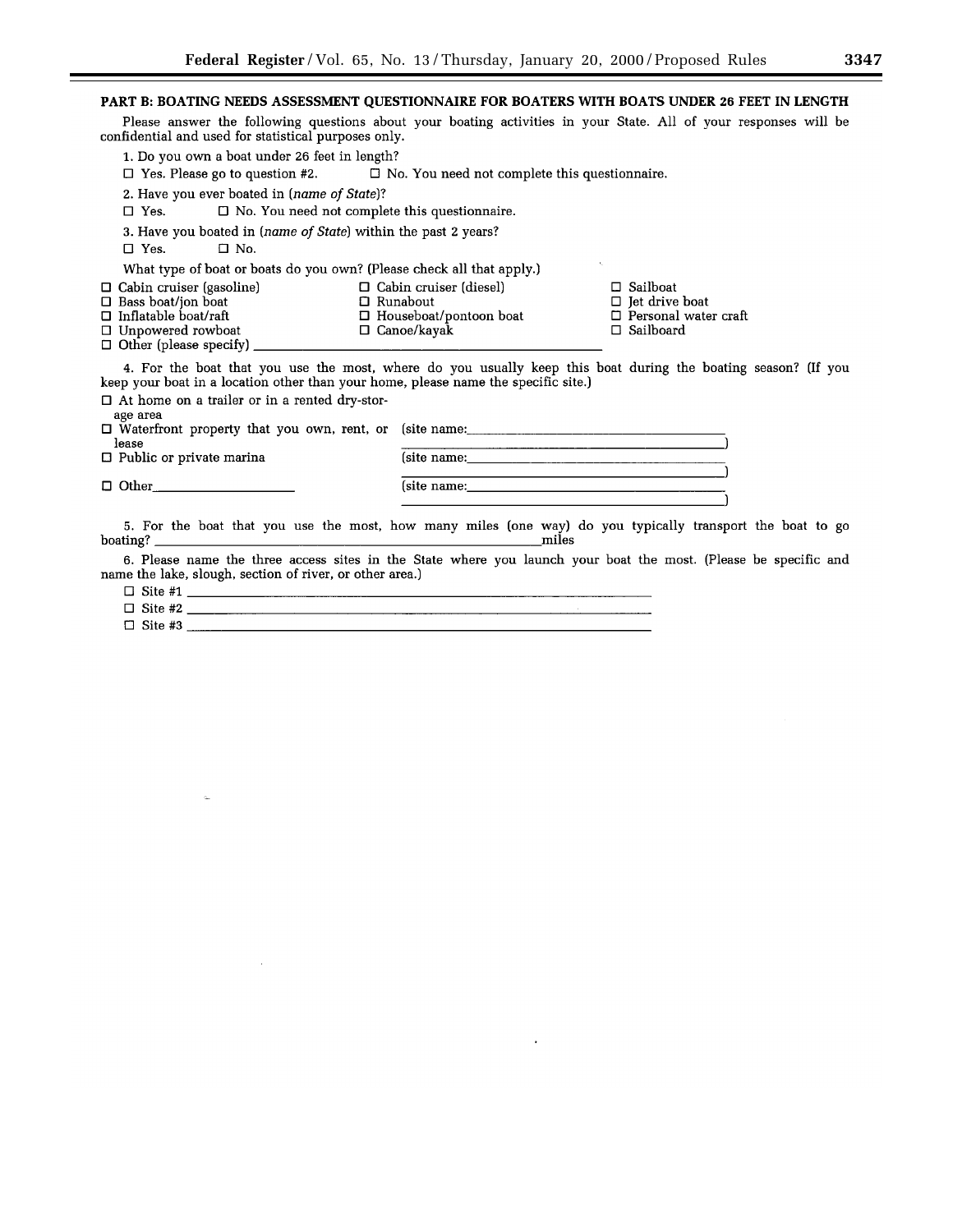## PART B: BOATING NEEDS ASSESSMENT QUESTIONNAIRE FOR BOATERS WITH BOATS UNDER 26 FEET IN LENGTH

Please answer the following questions about your boating activities in your State. All of your responses will be confidential and used for statistical purposes only.

1. Do you own a boat under 26 feet in length?

☐ Yes. Please go to question #2. ☐ No. You need not complete this questionnaire.

2. Have you ever boated in (*name of State*)?

☐ Yes. ☐ No. You need not complete this questionnaire.

3. Have you boated in (*name of State*) within the past 2 years?

☐ Yes. ☐ No.

What type of boat or boats do you own? (Please check all that apply.)

| | | |
|---|---|---|
| ☐ Cabin cruiser (gasoline) | ☐ Cabin cruiser (diesel) | ☐ Sailboat |
| ☐ Bass boat/jon boat | ☐ Runabout | ☐ Jet drive boat |
| ☐ Inflatable boat/raft | ☐ Houseboat/pontoon boat | ☐ Personal water craft |
| ☐ Unpowered rowboat | ☐ Canoe/kayak | ☐ Sailboard |

☐ Other (please specify) ____________________

4. For the boat that you use the most, where do you usually keep this boat during the boating season? (If you keep your boat in a location other than your home, please name the specific site.)

☐ At home on a trailer or in a rented dry-storage area

☐ Waterfront property that you own, rent, or lease (site name: ____________________)

☐ Public or private marina (site name: ____________________)

☐ Other ____________ (site name: ____________________)

5. For the boat that you use the most, how many miles (one way) do you typically transport the boat to go boating? ____________ miles

6. Please name the three access sites in the State where you launch your boat the most. (Please be specific and name the lake, slough, section of river, or other area.)

☐ Site #1 ____________________

☐ Site #2 ____________________

☐ Site #3 ____________________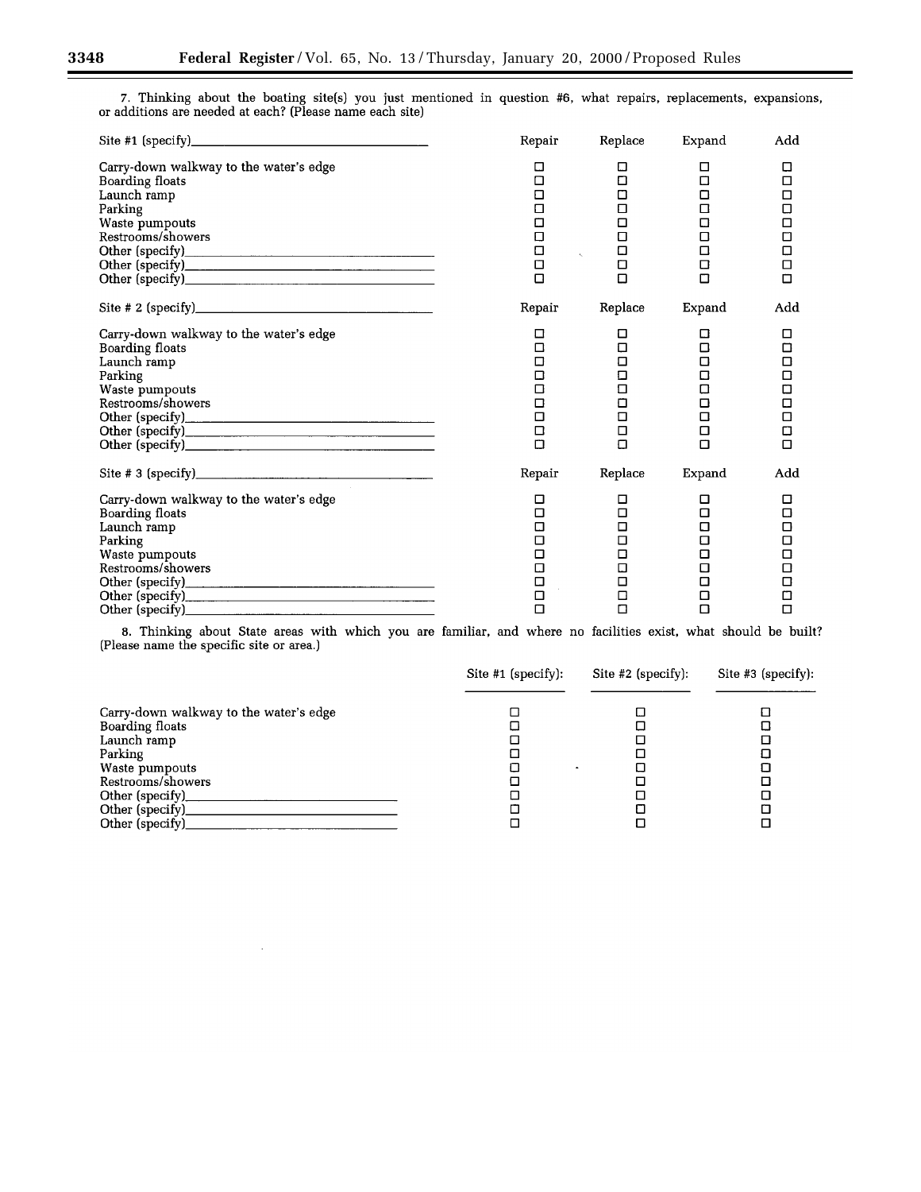7. Thinking about the boating site(s) you just mentioned in question #6, what repairs, replacements, expansions, or additions are needed at each? (Please name each site)

| Site #1 (specify)________________ | Repair | Replace | Expand | Add |
|---|---|---|---|---|
| Carry-down walkway to the water's edge | ☐ | ☐ | ☐ | ☐ |
| Boarding floats | ☐ | ☐ | ☐ | ☐ |
| Launch ramp | ☐ | ☐ | ☐ | ☐ |
| Parking | ☐ | ☐ | ☐ | ☐ |
| Waste pumpouts | ☐ | ☐ | ☐ | ☐ |
| Restrooms/showers | ☐ | ☐ | ☐ | ☐ |
| Other (specify)________________ | ☐ | ☐ | ☐ | ☐ |
| Other (specify)________________ | ☐ | ☐ | ☐ | ☐ |
| Other (specify)________________ | ☐ | ☐ | ☐ | ☐ |

| Site # 2 (specify)________________ | Repair | Replace | Expand | Add |
|---|---|---|---|---|
| Carry-down walkway to the water's edge | ☐ | ☐ | ☐ | ☐ |
| Boarding floats | ☐ | ☐ | ☐ | ☐ |
| Launch ramp | ☐ | ☐ | ☐ | ☐ |
| Parking | ☐ | ☐ | ☐ | ☐ |
| Waste pumpouts | ☐ | ☐ | ☐ | ☐ |
| Restrooms/showers | ☐ | ☐ | ☐ | ☐ |
| Other (specify)________________ | ☐ | ☐ | ☐ | ☐ |
| Other (specify)________________ | ☐ | ☐ | ☐ | ☐ |
| Other (specify)________________ | ☐ | ☐ | ☐ | ☐ |

| Site # 3 (specify)________________ | Repair | Replace | Expand | Add |
|---|---|---|---|---|
| Carry-down walkway to the water's edge | ☐ | ☐ | ☐ | ☐ |
| Boarding floats | ☐ | ☐ | ☐ | ☐ |
| Launch ramp | ☐ | ☐ | ☐ | ☐ |
| Parking | ☐ | ☐ | ☐ | ☐ |
| Waste pumpouts | ☐ | ☐ | ☐ | ☐ |
| Restrooms/showers | ☐ | ☐ | ☐ | ☐ |
| Other (specify)________________ | ☐ | ☐ | ☐ | ☐ |
| Other (specify)________________ | ☐ | ☐ | ☐ | ☐ |
| Other (specify)________________ | ☐ | ☐ | ☐ | ☐ |

8. Thinking about State areas with which you are familiar, and where no facilities exist, what should be built? (Please name the specific site or area.)

| | Site #1 (specify): ________ | Site #2 (specify): ________ | Site #3 (specify): ________ |
|---|---|---|---|
| Carry-down walkway to the water's edge | ☐ | ☐ | ☐ |
| Boarding floats | ☐ | ☐ | ☐ |
| Launch ramp | ☐ | ☐ | ☐ |
| Parking | ☐ | ☐ | ☐ |
| Waste pumpouts | ☐ | ☐ | ☐ |
| Restrooms/showers | ☐ | ☐ | ☐ |
| Other (specify)________________ | ☐ | ☐ | ☐ |
| Other (specify)________________ | ☐ | ☐ | ☐ |
| Other (specify)________________ | ☐ | ☐ | ☐ |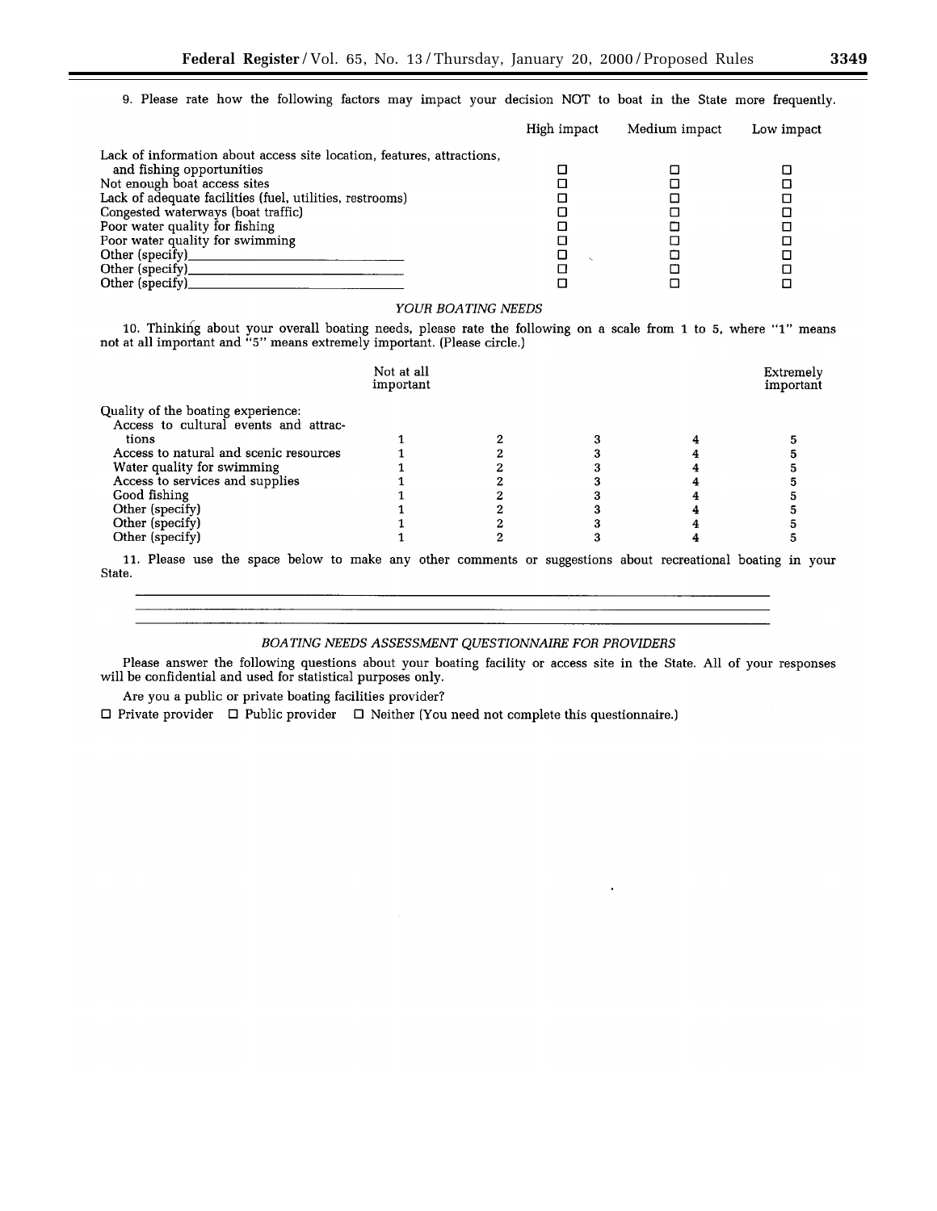9. Please rate how the following factors may impact your decision NOT to boat in the State more frequently.

| | High impact | Medium impact | Low impact |
|---|---|---|---|
| Lack of information about access site location, features, attractions, and fishing opportunities | ☐ | ☐ | ☐ |
| Not enough boat access sites | ☐ | ☐ | ☐ |
| Lack of adequate facilities (fuel, utilities, restrooms) | ☐ | ☐ | ☐ |
| Congested waterways (boat traffic) | ☐ | ☐ | ☐ |
| Poor water quality for fishing | ☐ | ☐ | ☐ |
| Poor water quality for swimming | ☐ | ☐ | ☐ |
| Other (specify)\_\_\_\_\_\_\_\_\_\_\_\_\_\_\_\_\_\_\_\_ | ☐ | ☐ | ☐ |
| Other (specify)\_\_\_\_\_\_\_\_\_\_\_\_\_\_\_\_\_\_\_\_ | ☐ | ☐ | ☐ |
| Other (specify)\_\_\_\_\_\_\_\_\_\_\_\_\_\_\_\_\_\_\_\_ | ☐ | ☐ | ☐ |

*YOUR BOATING NEEDS*

10. Thinking about your overall boating needs, please rate the following on a scale from 1 to 5, where "1" means not at all important and "5" means extremely important. (Please circle.)

| | Not at all important | | | | Extremely important |
|---|---|---|---|---|---|
| Quality of the boating experience: | | | | | |
| Access to cultural events and attractions | 1 | 2 | 3 | 4 | 5 |
| Access to natural and scenic resources | 1 | 2 | 3 | 4 | 5 |
| Water quality for swimming | 1 | 2 | 3 | 4 | 5 |
| Access to services and supplies | 1 | 2 | 3 | 4 | 5 |
| Good fishing | 1 | 2 | 3 | 4 | 5 |
| Other (specify) | 1 | 2 | 3 | 4 | 5 |
| Other (specify) | 1 | 2 | 3 | 4 | 5 |
| Other (specify) | 1 | 2 | 3 | 4 | 5 |

11. Please use the space below to make any other comments or suggestions about recreational boating in your State.

\_\_\_\_\_\_\_\_\_\_\_\_\_\_\_\_\_\_\_\_\_\_\_\_\_\_\_\_\_\_\_\_\_\_\_\_\_\_\_\_\_\_\_\_\_\_\_\_\_\_\_\_\_\_\_\_\_\_\_\_

\_\_\_\_\_\_\_\_\_\_\_\_\_\_\_\_\_\_\_\_\_\_\_\_\_\_\_\_\_\_\_\_\_\_\_\_\_\_\_\_\_\_\_\_\_\_\_\_\_\_\_\_\_\_\_\_\_\_\_\_

\_\_\_\_\_\_\_\_\_\_\_\_\_\_\_\_\_\_\_\_\_\_\_\_\_\_\_\_\_\_\_\_\_\_\_\_\_\_\_\_\_\_\_\_\_\_\_\_\_\_\_\_\_\_\_\_\_\_\_\_

*BOATING NEEDS ASSESSMENT QUESTIONNAIRE FOR PROVIDERS*

Please answer the following questions about your boating facility or access site in the State. All of your responses will be confidential and used for statistical purposes only.

Are you a public or private boating facilities provider?

☐ Private provider ☐ Public provider ☐ Neither (You need not complete this questionnaire.)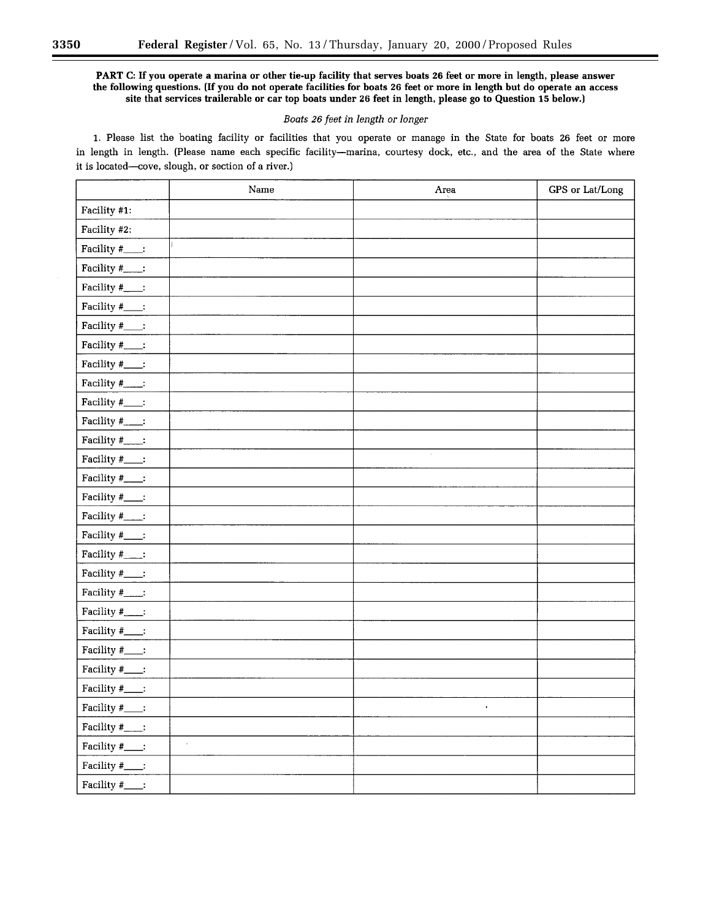**PART C: If you operate a marina or other tie-up facility that serves boats 26 feet or more in length, please answer the following questions. (If you do not operate facilities for boats 26 feet or more in length but do operate an access site that services trailerable or car top boats under 26 feet in length, please go to Question 15 below.)**

*Boats 26 feet in length or longer*

1. Please list the boating facility or facilities that you operate or manage in the State for boats 26 feet or more in length in length. (Please name each specific facility—marina, courtesy dock, etc., and the area of the State where it is located—cove, slough, or section of a river.)

| | Name | Area | GPS or Lat/Long |
|---|---|---|---|
| Facility #1: | | | |
| Facility #2: | | | |
| Facility #\_\_\_\_: | | | |
| Facility #\_\_\_\_: | | | |
| Facility #\_\_\_\_: | | | |
| Facility #\_\_\_\_: | | | |
| Facility #\_\_\_\_: | | | |
| Facility #\_\_\_\_: | | | |
| Facility #\_\_\_\_: | | | |
| Facility #\_\_\_\_: | | | |
| Facility #\_\_\_\_: | | | |
| Facility #\_\_\_\_: | | | |
| Facility #\_\_\_\_: | | | |
| Facility #\_\_\_\_: | | | |
| Facility #\_\_\_\_: | | | |
| Facility #\_\_\_\_: | | | |
| Facility #\_\_\_\_: | | | |
| Facility #\_\_\_\_: | | | |
| Facility #\_\_\_\_: | | | |
| Facility #\_\_\_\_: | | | |
| Facility #\_\_\_\_: | | | |
| Facility #\_\_\_\_: | | | |
| Facility #\_\_\_\_: | | | |
| Facility #\_\_\_\_: | | | |
| Facility #\_\_\_\_: | | | |
| Facility #\_\_\_\_: | | | |
| Facility #\_\_\_\_: | | | |
| Facility #\_\_\_\_: | | | |
| Facility #\_\_\_\_: | | | |
| Facility #\_\_\_\_: | | | |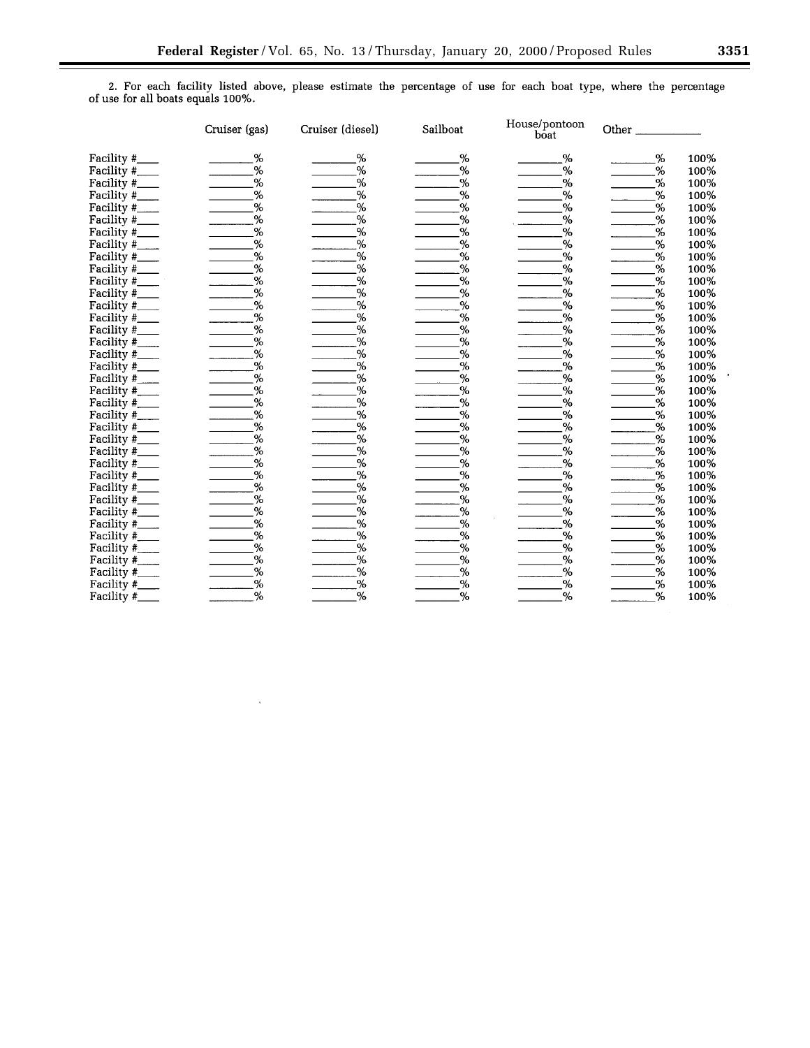2. For each facility listed above, please estimate the percentage of use for each boat type, where the percentage of use for all boats equals 100%.

| | Cruiser (gas) | Cruiser (diesel) | Sailboat | House/pontoon boat | Other ______ | |
|---|---|---|---|---|---|---|
| Facility #____ | ______% | ______% | ______% | ______% | ______% | 100% |
| Facility #____ | ______% | ______% | ______% | ______% | ______% | 100% |
| Facility #____ | ______% | ______% | ______% | ______% | ______% | 100% |
| Facility #____ | ______% | ______% | ______% | ______% | ______% | 100% |
| Facility #____ | ______% | ______% | ______% | ______% | ______% | 100% |
| Facility #____ | ______% | ______% | ______% | ______% | ______% | 100% |
| Facility #____ | ______% | ______% | ______% | ______% | ______% | 100% |
| Facility #____ | ______% | ______% | ______% | ______% | ______% | 100% |
| Facility #____ | ______% | ______% | ______% | ______% | ______% | 100% |
| Facility #____ | ______% | ______% | ______% | ______% | ______% | 100% |
| Facility #____ | ______% | ______% | ______% | ______% | ______% | 100% |
| Facility #____ | ______% | ______% | ______% | ______% | ______% | 100% |
| Facility #____ | ______% | ______% | ______% | ______% | ______% | 100% |
| Facility #____ | ______% | ______% | ______% | ______% | ______% | 100% |
| Facility #____ | ______% | ______% | ______% | ______% | ______% | 100% |
| Facility #____ | ______% | ______% | ______% | ______% | ______% | 100% |
| Facility #____ | ______% | ______% | ______% | ______% | ______% | 100% |
| Facility #____ | ______% | ______% | ______% | ______% | ______% | 100% |
| Facility #____ | ______% | ______% | ______% | ______% | ______% | 100% |
| Facility #____ | ______% | ______% | ______% | ______% | ______% | 100% |
| Facility #____ | ______% | ______% | ______% | ______% | ______% | 100% |
| Facility #____ | ______% | ______% | ______% | ______% | ______% | 100% |
| Facility #____ | ______% | ______% | ______% | ______% | ______% | 100% |
| Facility #____ | ______% | ______% | ______% | ______% | ______% | 100% |
| Facility #____ | ______% | ______% | ______% | ______% | ______% | 100% |
| Facility #____ | ______% | ______% | ______% | ______% | ______% | 100% |
| Facility #____ | ______% | ______% | ______% | ______% | ______% | 100% |
| Facility #____ | ______% | ______% | ______% | ______% | ______% | 100% |
| Facility #____ | ______% | ______% | ______% | ______% | ______% | 100% |
| Facility #____ | ______% | ______% | ______% | ______% | ______% | 100% |
| Facility #____ | ______% | ______% | ______% | ______% | ______% | 100% |
| Facility #____ | ______% | ______% | ______% | ______% | ______% | 100% |
| Facility #____ | ______% | ______% | ______% | ______% | ______% | 100% |
| Facility #____ | ______% | ______% | ______% | ______% | ______% | 100% |
| Facility #____ | ______% | ______% | ______% | ______% | ______% | 100% |
| Facility #____ | ______% | ______% | ______% | ______% | ______% | 100% |
| Facility #____ | ______% | ______% | ______% | ______% | ______% | 100% |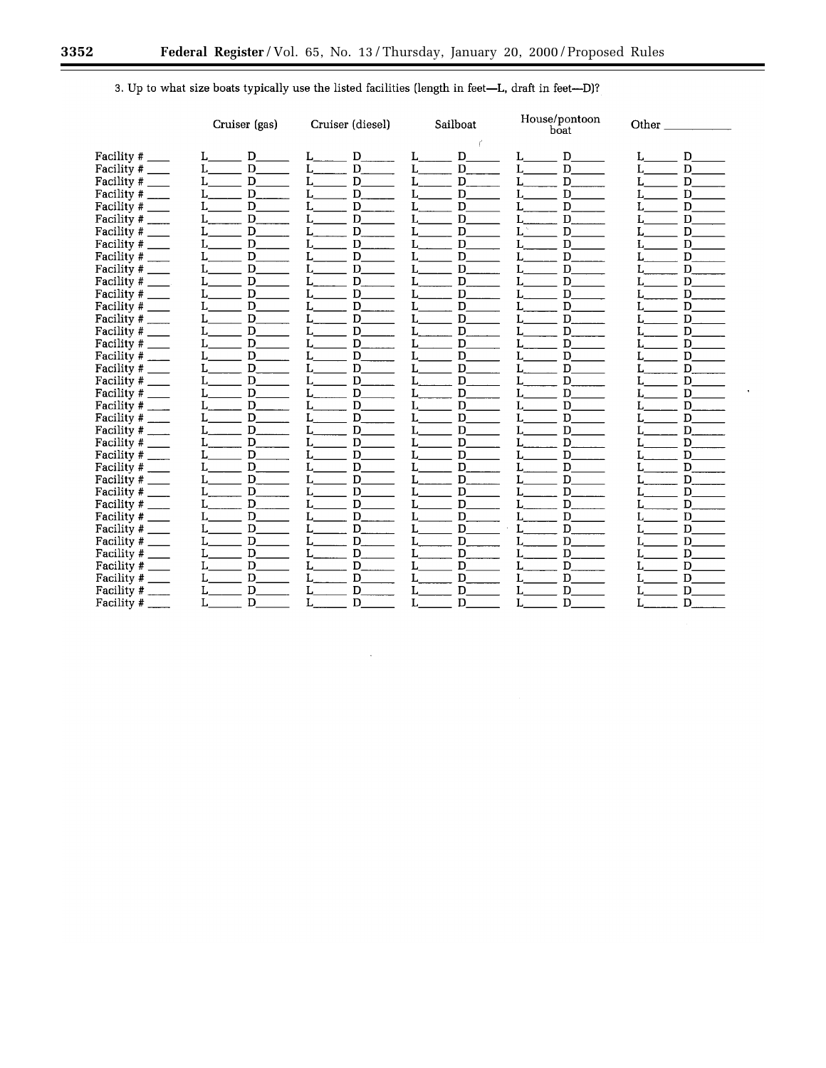3. Up to what size boats typically use the listed facilities (length in feet—L, draft in feet—D)?

| | Cruiser (gas) | Cruiser (diesel) | Sailboat | House/pontoon boat | Other ______ |
|---|---|---|---|---|---|
| Facility # ____ | L______ D______ | L______ D______ | L______ D______ | L______ D______ | L______ D______ |
| Facility # ____ | L______ D______ | L______ D______ | L______ D______ | L______ D______ | L______ D______ |
| Facility # ____ | L______ D______ | L______ D______ | L______ D______ | L______ D______ | L______ D______ |
| Facility # ____ | L______ D______ | L______ D______ | L______ D______ | L______ D______ | L______ D______ |
| Facility # ____ | L______ D______ | L______ D______ | L______ D______ | L______ D______ | L______ D______ |
| Facility # ____ | L______ D______ | L______ D______ | L______ D______ | L______ D______ | L______ D______ |
| Facility # ____ | L______ D______ | L______ D______ | L______ D______ | L______ D______ | L______ D______ |
| Facility # ____ | L______ D______ | L______ D______ | L______ D______ | L______ D______ | L______ D______ |
| Facility # ____ | L______ D______ | L______ D______ | L______ D______ | L______ D______ | L______ D______ |
| Facility # ____ | L______ D______ | L______ D______ | L______ D______ | L______ D______ | L______ D______ |
| Facility # ____ | L______ D______ | L______ D______ | L______ D______ | L______ D______ | L______ D______ |
| Facility # ____ | L______ D______ | L______ D______ | L______ D______ | L______ D______ | L______ D______ |
| Facility # ____ | L______ D______ | L______ D______ | L______ D______ | L______ D______ | L______ D______ |
| Facility # ____ | L______ D______ | L______ D______ | L______ D______ | L______ D______ | L______ D______ |
| Facility # ____ | L______ D______ | L______ D______ | L______ D______ | L______ D______ | L______ D______ |
| Facility # ____ | L______ D______ | L______ D______ | L______ D______ | L______ D______ | L______ D______ |
| Facility # ____ | L______ D______ | L______ D______ | L______ D______ | L______ D______ | L______ D______ |
| Facility # ____ | L______ D______ | L______ D______ | L______ D______ | L______ D______ | L______ D______ |
| Facility # ____ | L______ D______ | L______ D______ | L______ D______ | L______ D______ | L______ D______ |
| Facility # ____ | L______ D______ | L______ D______ | L______ D______ | L______ D______ | L______ D______ |
| Facility # ____ | L______ D______ | L______ D______ | L______ D______ | L______ D______ | L______ D______ |
| Facility # ____ | L______ D______ | L______ D______ | L______ D______ | L______ D______ | L______ D______ |
| Facility # ____ | L______ D______ | L______ D______ | L______ D______ | L______ D______ | L______ D______ |
| Facility # ____ | L______ D______ | L______ D______ | L______ D______ | L______ D______ | L______ D______ |
| Facility # ____ | L______ D______ | L______ D______ | L______ D______ | L______ D______ | L______ D______ |
| Facility # ____ | L______ D______ | L______ D______ | L______ D______ | L______ D______ | L______ D______ |
| Facility # ____ | L______ D______ | L______ D______ | L______ D______ | L______ D______ | L______ D______ |
| Facility # ____ | L______ D______ | L______ D______ | L______ D______ | L______ D______ | L______ D______ |
| Facility # ____ | L______ D______ | L______ D______ | L______ D______ | L______ D______ | L______ D______ |
| Facility # ____ | L______ D______ | L______ D______ | L______ D______ | L______ D______ | L______ D______ |
| Facility # ____ | L______ D______ | L______ D______ | L______ D______ | L______ D______ | L______ D______ |
| Facility # ____ | L______ D______ | L______ D______ | L______ D______ | L______ D______ | L______ D______ |
| Facility # ____ | L______ D______ | L______ D______ | L______ D______ | L______ D______ | L______ D______ |
| Facility # ____ | L______ D______ | L______ D______ | L______ D______ | L______ D______ | L______ D______ |
| Facility # ____ | L______ D______ | L______ D______ | L______ D______ | L______ D______ | L______ D______ |
| Facility # ____ | L______ D______ | L______ D______ | L______ D______ | L______ D______ | L______ D______ |
| Facility # ____ | L______ D______ | L______ D______ | L______ D______ | L______ D______ | L______ D______ |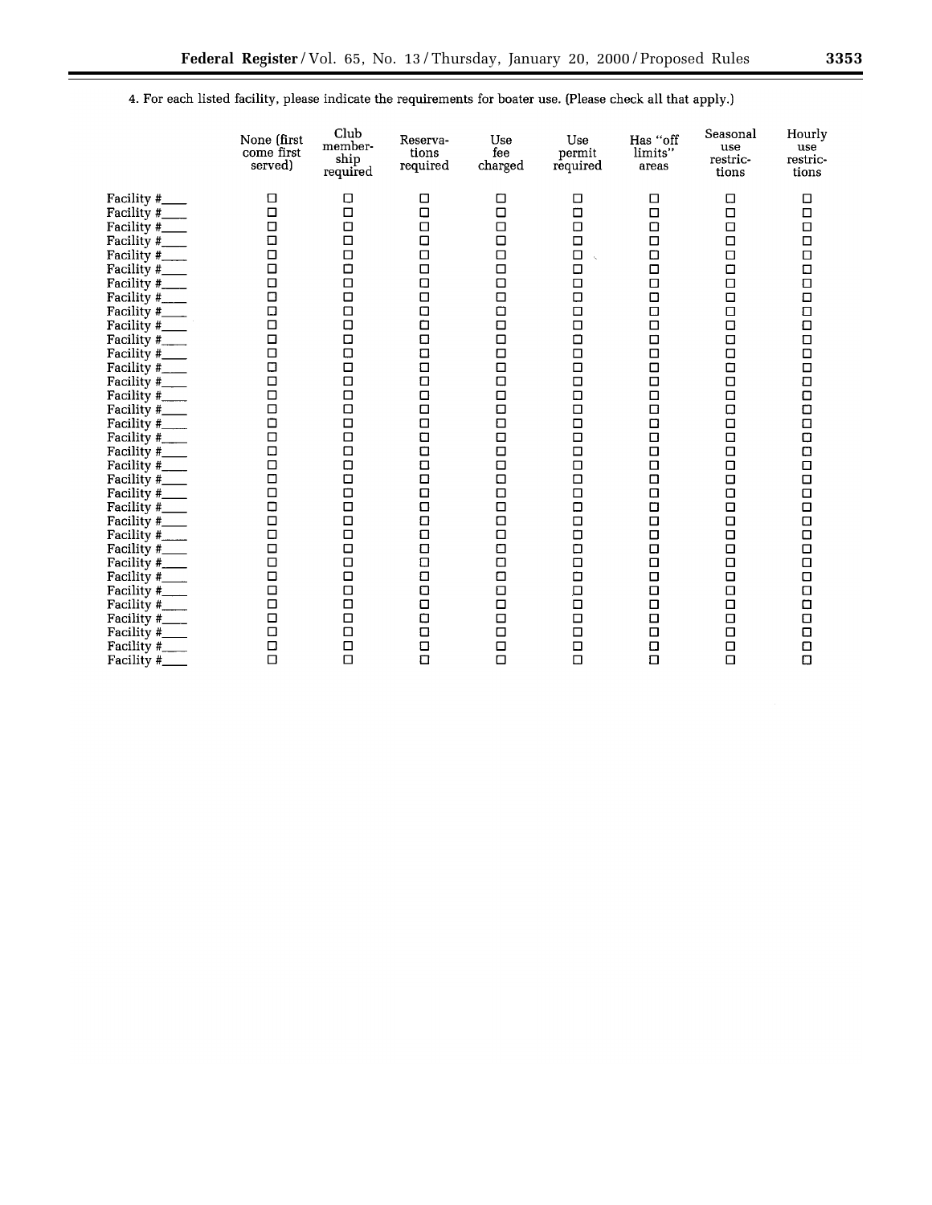4. For each listed facility, please indicate the requirements for boater use. (Please check all that apply.)

| | None (first come first served) | Club membership required | Reservations required | Use fee charged | Use permit required | Has "off limits" areas | Seasonal use restrictions | Hourly use restrictions |
|---|---|---|---|---|---|---|---|---|
| Facility #____ | ☐ | ☐ | ☐ | ☐ | ☐ | ☐ | ☐ | ☐ |
| Facility #____ | ☐ | ☐ | ☐ | ☐ | ☐ | ☐ | ☐ | ☐ |
| Facility #____ | ☐ | ☐ | ☐ | ☐ | ☐ | ☐ | ☐ | ☐ |
| Facility #____ | ☐ | ☐ | ☐ | ☐ | ☐ | ☐ | ☐ | ☐ |
| Facility #____ | ☐ | ☐ | ☐ | ☐ | ☐ | ☐ | ☐ | ☐ |
| Facility #____ | ☐ | ☐ | ☐ | ☐ | ☐ | ☐ | ☐ | ☐ |
| Facility #____ | ☐ | ☐ | ☐ | ☐ | ☐ | ☐ | ☐ | ☐ |
| Facility #____ | ☐ | ☐ | ☐ | ☐ | ☐ | ☐ | ☐ | ☐ |
| Facility #____ | ☐ | ☐ | ☐ | ☐ | ☐ | ☐ | ☐ | ☐ |
| Facility #____ | ☐ | ☐ | ☐ | ☐ | ☐ | ☐ | ☐ | ☐ |
| Facility #____ | ☐ | ☐ | ☐ | ☐ | ☐ | ☐ | ☐ | ☐ |
| Facility #____ | ☐ | ☐ | ☐ | ☐ | ☐ | ☐ | ☐ | ☐ |
| Facility #____ | ☐ | ☐ | ☐ | ☐ | ☐ | ☐ | ☐ | ☐ |
| Facility #____ | ☐ | ☐ | ☐ | ☐ | ☐ | ☐ | ☐ | ☐ |
| Facility #____ | ☐ | ☐ | ☐ | ☐ | ☐ | ☐ | ☐ | ☐ |
| Facility #____ | ☐ | ☐ | ☐ | ☐ | ☐ | ☐ | ☐ | ☐ |
| Facility #____ | ☐ | ☐ | ☐ | ☐ | ☐ | ☐ | ☐ | ☐ |
| Facility #____ | ☐ | ☐ | ☐ | ☐ | ☐ | ☐ | ☐ | ☐ |
| Facility #____ | ☐ | ☐ | ☐ | ☐ | ☐ | ☐ | ☐ | ☐ |
| Facility #____ | ☐ | ☐ | ☐ | ☐ | ☐ | ☐ | ☐ | ☐ |
| Facility #____ | ☐ | ☐ | ☐ | ☐ | ☐ | ☐ | ☐ | ☐ |
| Facility #____ | ☐ | ☐ | ☐ | ☐ | ☐ | ☐ | ☐ | ☐ |
| Facility #____ | ☐ | ☐ | ☐ | ☐ | ☐ | ☐ | ☐ | ☐ |
| Facility #____ | ☐ | ☐ | ☐ | ☐ | ☐ | ☐ | ☐ | ☐ |
| Facility #____ | ☐ | ☐ | ☐ | ☐ | ☐ | ☐ | ☐ | ☐ |
| Facility #____ | ☐ | ☐ | ☐ | ☐ | ☐ | ☐ | ☐ | ☐ |
| Facility #____ | ☐ | ☐ | ☐ | ☐ | ☐ | ☐ | ☐ | ☐ |
| Facility #____ | ☐ | ☐ | ☐ | ☐ | ☐ | ☐ | ☐ | ☐ |
| Facility #____ | ☐ | ☐ | ☐ | ☐ | ☐ | ☐ | ☐ | ☐ |
| Facility #____ | ☐ | ☐ | ☐ | ☐ | ☐ | ☐ | ☐ | ☐ |
| Facility #____ | ☐ | ☐ | ☐ | ☐ | ☐ | ☐ | ☐ | ☐ |
| Facility #____ | ☐ | ☐ | ☐ | ☐ | ☐ | ☐ | ☐ | ☐ |
| Facility #____ | ☐ | ☐ | ☐ | ☐ | ☐ | ☐ | ☐ | ☐ |
| Facility #____ | ☐ | ☐ | ☐ | ☐ | ☐ | ☐ | ☐ | ☐ |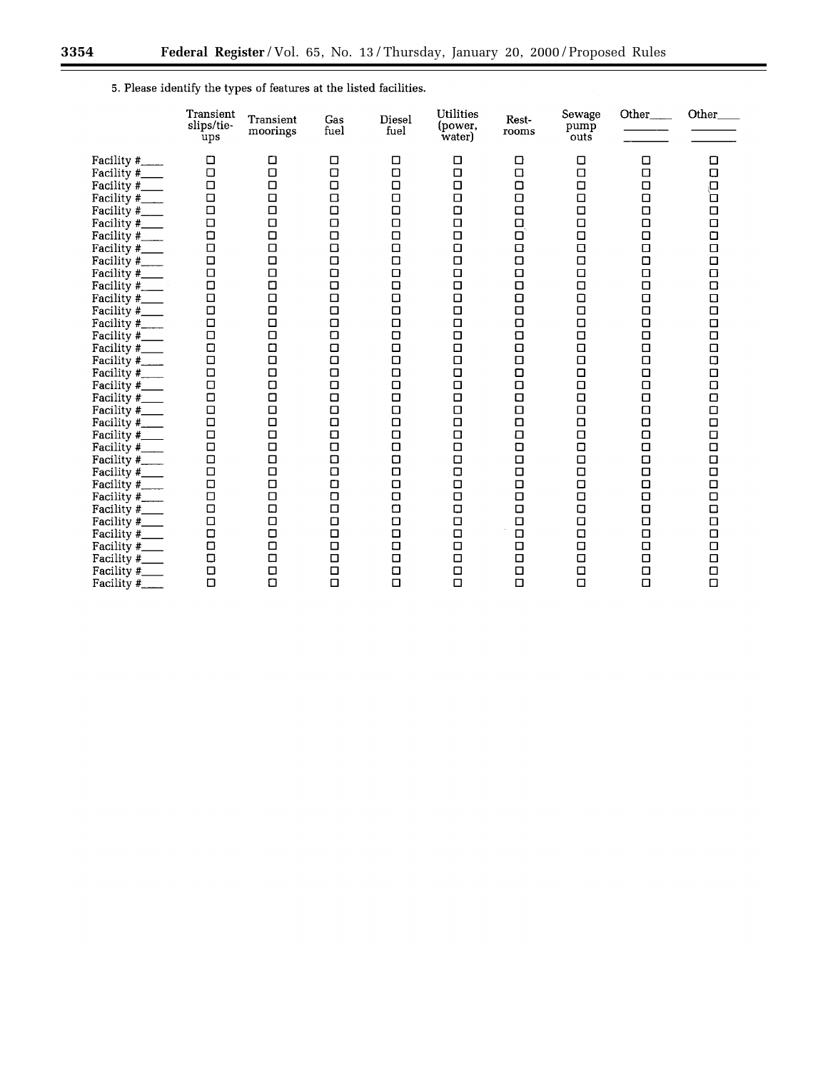5. Please identify the types of features at the listed facilities.

| | Transient slips/tie-ups | Transient moorings | Gas fuel | Diesel fuel | Utilities (power, water) | Rest-rooms | Sewage pump outs | Other____ ________ ________ | Other____ ________ ________ |
|---|---|---|---|---|---|---|---|---|---|
| Facility #____ | ☐ | ☐ | ☐ | ☐ | ☐ | ☐ | ☐ | ☐ | ☐ |
| Facility #____ | ☐ | ☐ | ☐ | ☐ | ☐ | ☐ | ☐ | ☐ | ☐ |
| Facility #____ | ☐ | ☐ | ☐ | ☐ | ☐ | ☐ | ☐ | ☐ | ☐ |
| Facility #____ | ☐ | ☐ | ☐ | ☐ | ☐ | ☐ | ☐ | ☐ | ☐ |
| Facility #____ | ☐ | ☐ | ☐ | ☐ | ☐ | ☐ | ☐ | ☐ | ☐ |
| Facility #____ | ☐ | ☐ | ☐ | ☐ | ☐ | ☐ | ☐ | ☐ | ☐ |
| Facility #____ | ☐ | ☐ | ☐ | ☐ | ☐ | ☐ | ☐ | ☐ | ☐ |
| Facility #____ | ☐ | ☐ | ☐ | ☐ | ☐ | ☐ | ☐ | ☐ | ☐ |
| Facility #____ | ☐ | ☐ | ☐ | ☐ | ☐ | ☐ | ☐ | ☐ | ☐ |
| Facility #____ | ☐ | ☐ | ☐ | ☐ | ☐ | ☐ | ☐ | ☐ | ☐ |
| Facility #____ | ☐ | ☐ | ☐ | ☐ | ☐ | ☐ | ☐ | ☐ | ☐ |
| Facility #____ | ☐ | ☐ | ☐ | ☐ | ☐ | ☐ | ☐ | ☐ | ☐ |
| Facility #____ | ☐ | ☐ | ☐ | ☐ | ☐ | ☐ | ☐ | ☐ | ☐ |
| Facility #____ | ☐ | ☐ | ☐ | ☐ | ☐ | ☐ | ☐ | ☐ | ☐ |
| Facility #____ | ☐ | ☐ | ☐ | ☐ | ☐ | ☐ | ☐ | ☐ | ☐ |
| Facility #____ | ☐ | ☐ | ☐ | ☐ | ☐ | ☐ | ☐ | ☐ | ☐ |
| Facility #____ | ☐ | ☐ | ☐ | ☐ | ☐ | ☐ | ☐ | ☐ | ☐ |
| Facility #____ | ☐ | ☐ | ☐ | ☐ | ☐ | ☐ | ☐ | ☐ | ☐ |
| Facility #____ | ☐ | ☐ | ☐ | ☐ | ☐ | ☐ | ☐ | ☐ | ☐ |
| Facility #____ | ☐ | ☐ | ☐ | ☐ | ☐ | ☐ | ☐ | ☐ | ☐ |
| Facility #____ | ☐ | ☐ | ☐ | ☐ | ☐ | ☐ | ☐ | ☐ | ☐ |
| Facility #____ | ☐ | ☐ | ☐ | ☐ | ☐ | ☐ | ☐ | ☐ | ☐ |
| Facility #____ | ☐ | ☐ | ☐ | ☐ | ☐ | ☐ | ☐ | ☐ | ☐ |
| Facility #____ | ☐ | ☐ | ☐ | ☐ | ☐ | ☐ | ☐ | ☐ | ☐ |
| Facility #____ | ☐ | ☐ | ☐ | ☐ | ☐ | ☐ | ☐ | ☐ | ☐ |
| Facility #____ | ☐ | ☐ | ☐ | ☐ | ☐ | ☐ | ☐ | ☐ | ☐ |
| Facility #____ | ☐ | ☐ | ☐ | ☐ | ☐ | ☐ | ☐ | ☐ | ☐ |
| Facility #____ | ☐ | ☐ | ☐ | ☐ | ☐ | ☐ | ☐ | ☐ | ☐ |
| Facility #____ | ☐ | ☐ | ☐ | ☐ | ☐ | ☐ | ☐ | ☐ | ☐ |
| Facility #____ | ☐ | ☐ | ☐ | ☐ | ☐ | ☐ | ☐ | ☐ | ☐ |
| Facility #____ | ☐ | ☐ | ☐ | ☐ | ☐ | ☐ | ☐ | ☐ | ☐ |
| Facility #____ | ☐ | ☐ | ☐ | ☐ | ☐ | ☐ | ☐ | ☐ | ☐ |
| Facility #____ | ☐ | ☐ | ☐ | ☐ | ☐ | ☐ | ☐ | ☐ | ☐ |
| Facility #____ | ☐ | ☐ | ☐ | ☐ | ☐ | ☐ | ☐ | ☐ | ☐ |
| Facility #____ | ☐ | ☐ | ☐ | ☐ | ☐ | ☐ | ☐ | ☐ | ☐ |
| Facility #____ | ☐ | ☐ | ☐ | ☐ | ☐ | ☐ | ☐ | ☐ | ☐ |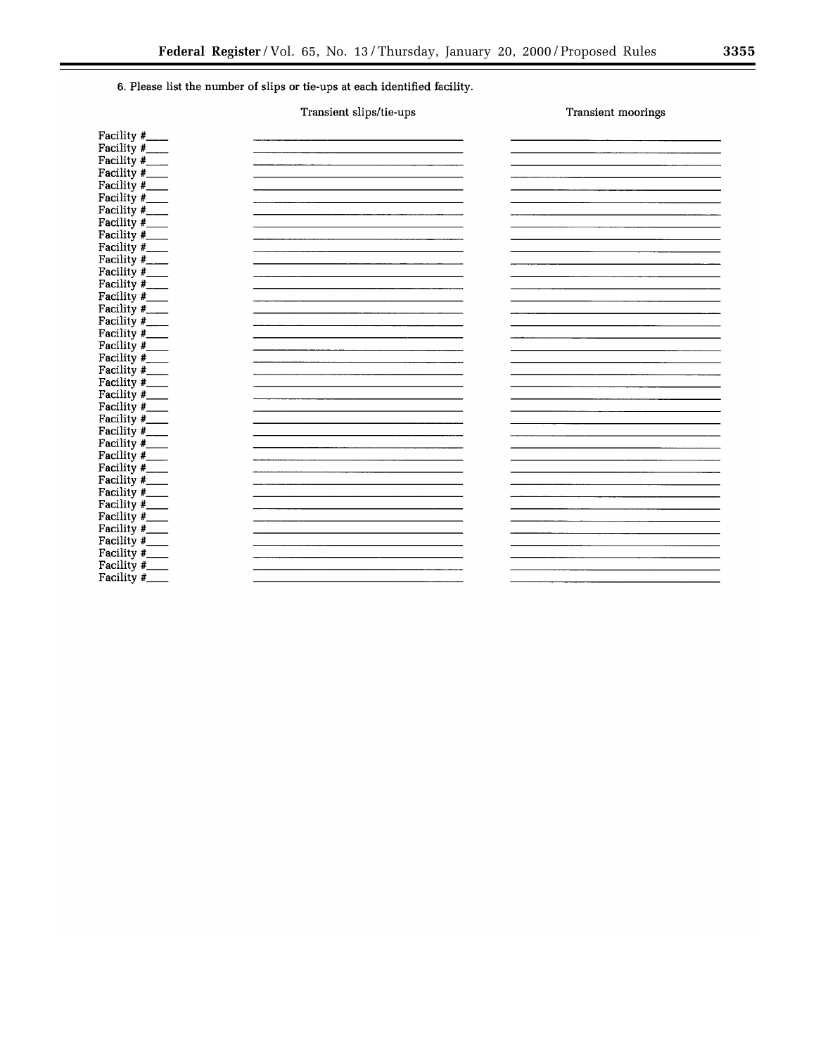6. Please list the number of slips or tie-ups at each identified facility.

| | Transient slips/tie-ups | Transient moorings |
|---|---|---|
| Facility #____ | | |
| Facility #____ | | |
| Facility #____ | | |
| Facility #____ | | |
| Facility #____ | | |
| Facility #____ | | |
| Facility #____ | | |
| Facility #____ | | |
| Facility #____ | | |
| Facility #____ | | |
| Facility #____ | | |
| Facility #____ | | |
| Facility #____ | | |
| Facility #____ | | |
| Facility #____ | | |
| Facility #____ | | |
| Facility #____ | | |
| Facility #____ | | |
| Facility #____ | | |
| Facility #____ | | |
| Facility #____ | | |
| Facility #____ | | |
| Facility #____ | | |
| Facility #____ | | |
| Facility #____ | | |
| Facility #____ | | |
| Facility #____ | | |
| Facility #____ | | |
| Facility #____ | | |
| Facility #____ | | |
| Facility #____ | | |
| Facility #____ | | |
| Facility #____ | | |
| Facility #____ | | |
| Facility #____ | | |
| Facility #____ | | |
| Facility #____ | | |
| Facility #____ | | |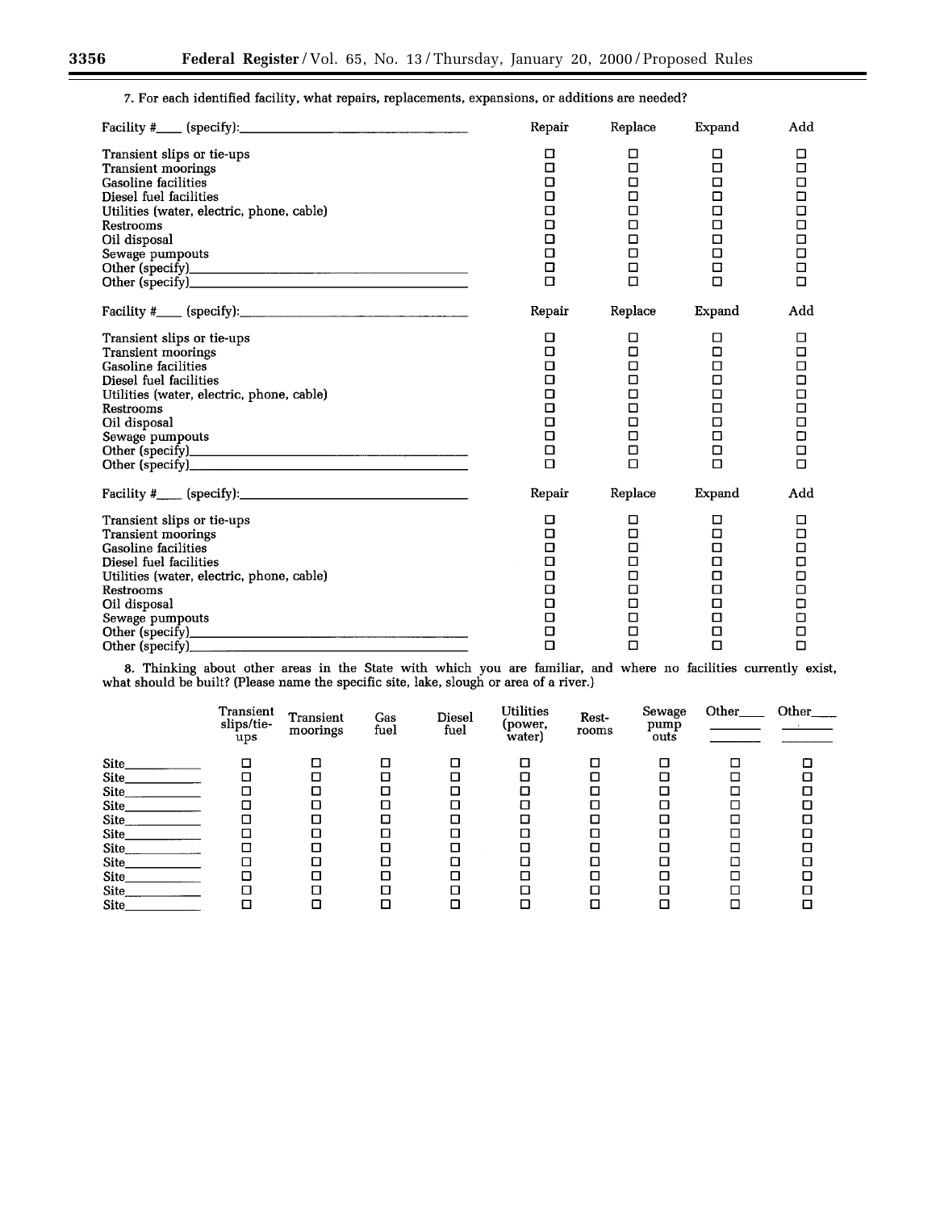7. For each identified facility, what repairs, replacements, expansions, or additions are needed?

| Facility #____ (specify):______________________ | Repair | Replace | Expand | Add |
|---|---|---|---|---|
| Transient slips or tie-ups | ☐ | ☐ | ☐ | ☐ |
| Transient moorings | ☐ | ☐ | ☐ | ☐ |
| Gasoline facilities | ☐ | ☐ | ☐ | ☐ |
| Diesel fuel facilities | ☐ | ☐ | ☐ | ☐ |
| Utilities (water, electric, phone, cable) | ☐ | ☐ | ☐ | ☐ |
| Restrooms | ☐ | ☐ | ☐ | ☐ |
| Oil disposal | ☐ | ☐ | ☐ | ☐ |
| Sewage pumpouts | ☐ | ☐ | ☐ | ☐ |
| Other (specify)______________________ | ☐ | ☐ | ☐ | ☐ |
| Other (specify)______________________ | ☐ | ☐ | ☐ | ☐ |

| Facility #____ (specify):______________________ | Repair | Replace | Expand | Add |
|---|---|---|---|---|
| Transient slips or tie-ups | ☐ | ☐ | ☐ | ☐ |
| Transient moorings | ☐ | ☐ | ☐ | ☐ |
| Gasoline facilities | ☐ | ☐ | ☐ | ☐ |
| Diesel fuel facilities | ☐ | ☐ | ☐ | ☐ |
| Utilities (water, electric, phone, cable) | ☐ | ☐ | ☐ | ☐ |
| Restrooms | ☐ | ☐ | ☐ | ☐ |
| Oil disposal | ☐ | ☐ | ☐ | ☐ |
| Sewage pumpouts | ☐ | ☐ | ☐ | ☐ |
| Other (specify)______________________ | ☐ | ☐ | ☐ | ☐ |
| Other (specify)______________________ | ☐ | ☐ | ☐ | ☐ |

| Facility #____ (specify):______________________ | Repair | Replace | Expand | Add |
|---|---|---|---|---|
| Transient slips or tie-ups | ☐ | ☐ | ☐ | ☐ |
| Transient moorings | ☐ | ☐ | ☐ | ☐ |
| Gasoline facilities | ☐ | ☐ | ☐ | ☐ |
| Diesel fuel facilities | ☐ | ☐ | ☐ | ☐ |
| Utilities (water, electric, phone, cable) | ☐ | ☐ | ☐ | ☐ |
| Restrooms | ☐ | ☐ | ☐ | ☐ |
| Oil disposal | ☐ | ☐ | ☐ | ☐ |
| Sewage pumpouts | ☐ | ☐ | ☐ | ☐ |
| Other (specify)______________________ | ☐ | ☐ | ☐ | ☐ |
| Other (specify)______________________ | ☐ | ☐ | ☐ | ☐ |

8. Thinking about other areas in the State with which you are familiar, and where no facilities currently exist, what should be built? (Please name the specific site, lake, slough or area of a river.)

| | Transient slips/tie-ups | Transient moorings | Gas fuel | Diesel fuel | Utilities (power, water) | Rest-rooms | Sewage pump outs | Other____ | Other____ |
|---|---|---|---|---|---|---|---|---|---|
| Site__________ | ☐ | ☐ | ☐ | ☐ | ☐ | ☐ | ☐ | ☐ | ☐ |
| Site__________ | ☐ | ☐ | ☐ | ☐ | ☐ | ☐ | ☐ | ☐ | ☐ |
| Site__________ | ☐ | ☐ | ☐ | ☐ | ☐ | ☐ | ☐ | ☐ | ☐ |
| Site__________ | ☐ | ☐ | ☐ | ☐ | ☐ | ☐ | ☐ | ☐ | ☐ |
| Site__________ | ☐ | ☐ | ☐ | ☐ | ☐ | ☐ | ☐ | ☐ | ☐ |
| Site__________ | ☐ | ☐ | ☐ | ☐ | ☐ | ☐ | ☐ | ☐ | ☐ |
| Site__________ | ☐ | ☐ | ☐ | ☐ | ☐ | ☐ | ☐ | ☐ | ☐ |
| Site__________ | ☐ | ☐ | ☐ | ☐ | ☐ | ☐ | ☐ | ☐ | ☐ |
| Site__________ | ☐ | ☐ | ☐ | ☐ | ☐ | ☐ | ☐ | ☐ | ☐ |
| Site__________ | ☐ | ☐ | ☐ | ☐ | ☐ | ☐ | ☐ | ☐ | ☐ |
| Site__________ | ☐ | ☐ | ☐ | ☐ | ☐ | ☐ | ☐ | ☐ | ☐ |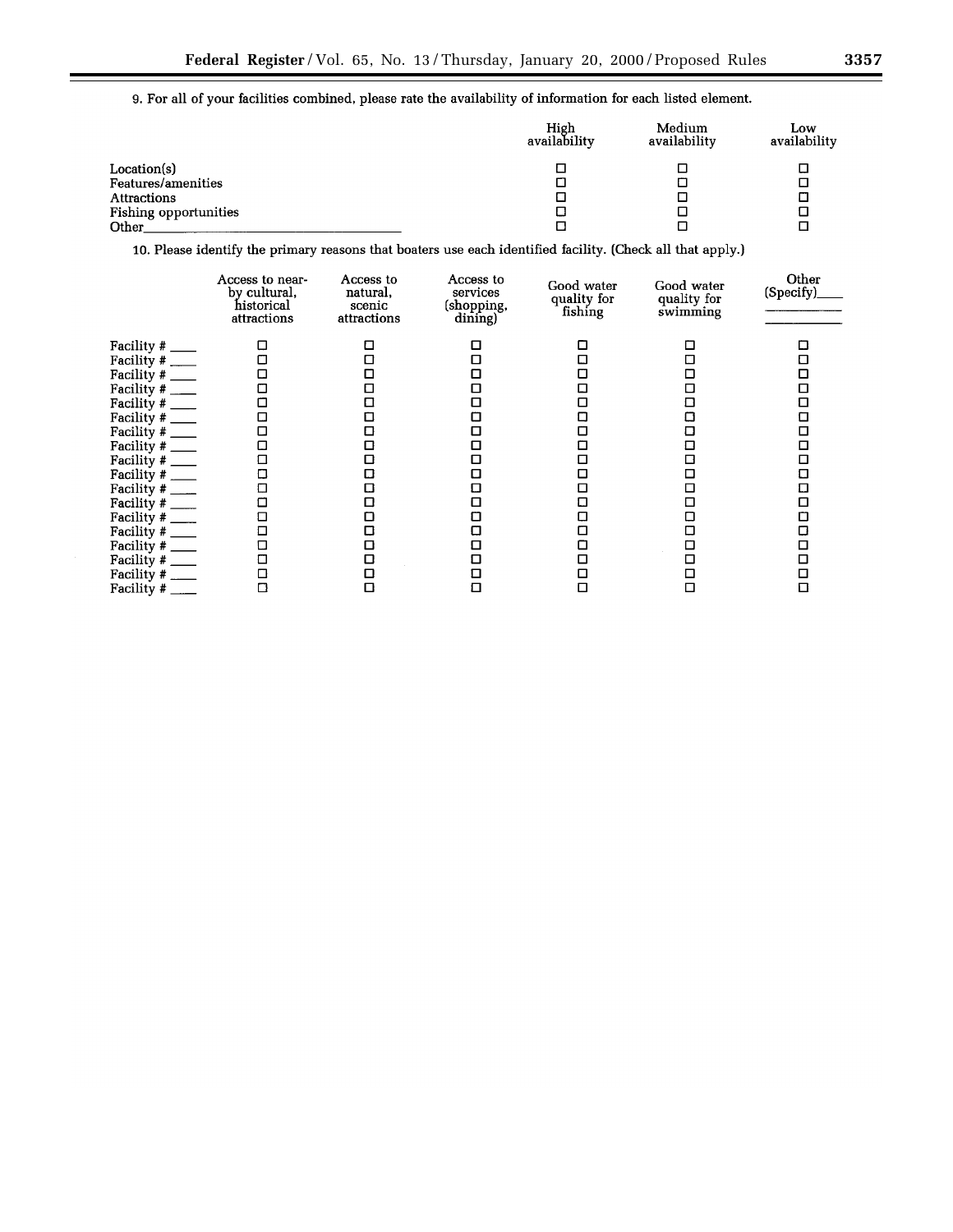9. For all of your facilities combined, please rate the availability of information for each listed element.

| | High availability | Medium availability | Low availability |
|---|---|---|---|
| Location(s) | ☐ | ☐ | ☐ |
| Features/amenities | ☐ | ☐ | ☐ |
| Attractions | ☐ | ☐ | ☐ |
| Fishing opportunities | ☐ | ☐ | ☐ |
| Other____________________ | ☐ | ☐ | ☐ |

10. Please identify the primary reasons that boaters use each identified facility. (Check all that apply.)

| | Access to near-by cultural, historical attractions | Access to natural, scenic attractions | Access to services (shopping, dining) | Good water quality for fishing | Good water quality for swimming | Other (Specify)____ ________ |
|---|---|---|---|---|---|---|
| Facility # ____ | ☐ | ☐ | ☐ | ☐ | ☐ | ☐ |
| Facility # ____ | ☐ | ☐ | ☐ | ☐ | ☐ | ☐ |
| Facility # ____ | ☐ | ☐ | ☐ | ☐ | ☐ | ☐ |
| Facility # ____ | ☐ | ☐ | ☐ | ☐ | ☐ | ☐ |
| Facility # ____ | ☐ | ☐ | ☐ | ☐ | ☐ | ☐ |
| Facility # ____ | ☐ | ☐ | ☐ | ☐ | ☐ | ☐ |
| Facility # ____ | ☐ | ☐ | ☐ | ☐ | ☐ | ☐ |
| Facility # ____ | ☐ | ☐ | ☐ | ☐ | ☐ | ☐ |
| Facility # ____ | ☐ | ☐ | ☐ | ☐ | ☐ | ☐ |
| Facility # ____ | ☐ | ☐ | ☐ | ☐ | ☐ | ☐ |
| Facility # ____ | ☐ | ☐ | ☐ | ☐ | ☐ | ☐ |
| Facility # ____ | ☐ | ☐ | ☐ | ☐ | ☐ | ☐ |
| Facility # ____ | ☐ | ☐ | ☐ | ☐ | ☐ | ☐ |
| Facility # ____ | ☐ | ☐ | ☐ | ☐ | ☐ | ☐ |
| Facility # ____ | ☐ | ☐ | ☐ | ☐ | ☐ | ☐ |
| Facility # ____ | ☐ | ☐ | ☐ | ☐ | ☐ | ☐ |
| Facility # ____ | ☐ | ☐ | ☐ | ☐ | ☐ | ☐ |
| Facility # ____ | ☐ | ☐ | ☐ | ☐ | ☐ | ☐ |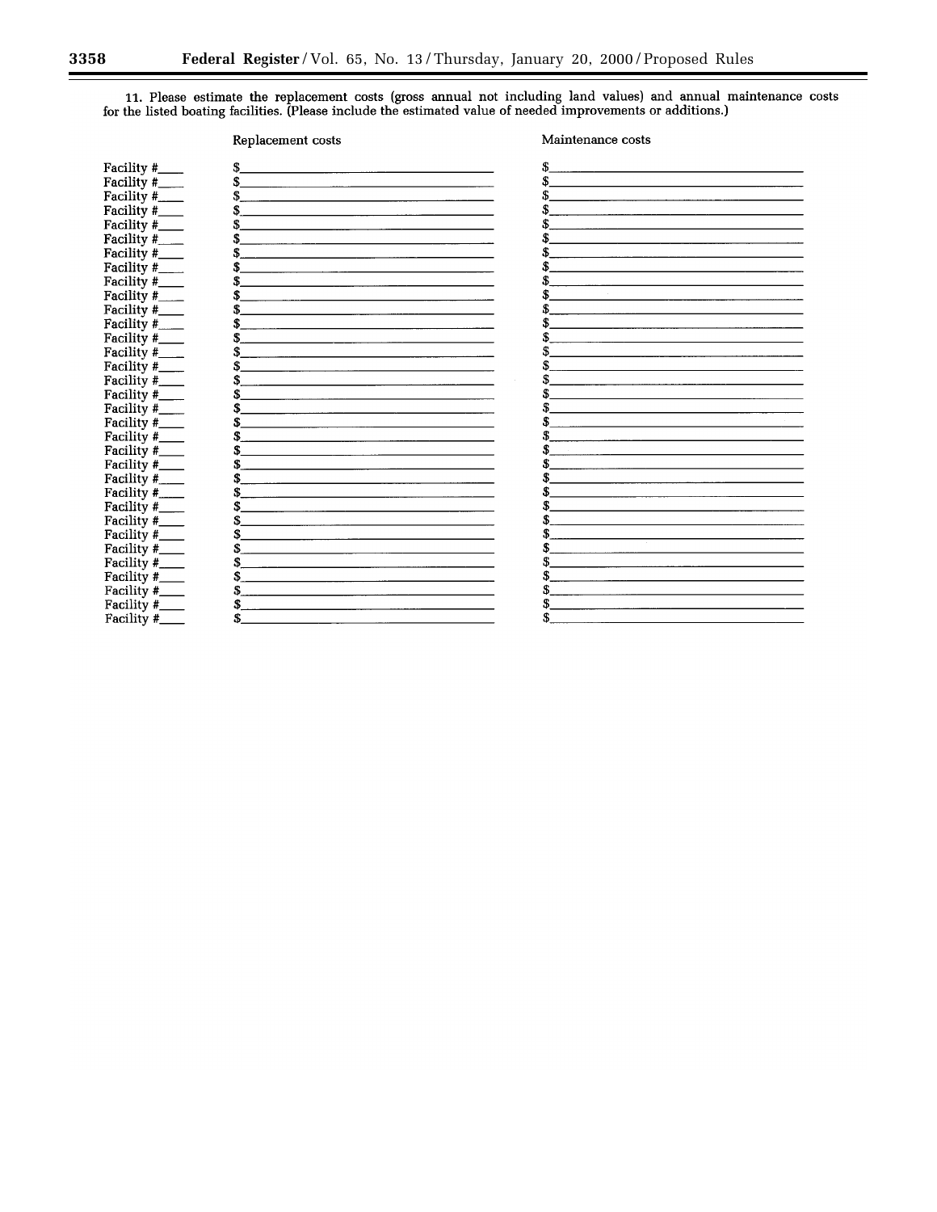11. Please estimate the replacement costs (gross annual not including land values) and annual maintenance costs for the listed boating facilities. (Please include the estimated value of needed improvements or additions.)

| | Replacement costs | Maintenance costs |
| --- | --- | --- |
| Facility #____ | $____ | $____ |
| Facility #____ | $____ | $____ |
| Facility #____ | $____ | $____ |
| Facility #____ | $____ | $____ |
| Facility #____ | $____ | $____ |
| Facility #____ | $____ | $____ |
| Facility #____ | $____ | $____ |
| Facility #____ | $____ | $____ |
| Facility #____ | $____ | $____ |
| Facility #____ | $____ | $____ |
| Facility #____ | $____ | $____ |
| Facility #____ | $____ | $____ |
| Facility #____ | $____ | $____ |
| Facility #____ | $____ | $____ |
| Facility #____ | $____ | $____ |
| Facility #____ | $____ | $____ |
| Facility #____ | $____ | $____ |
| Facility #____ | $____ | $____ |
| Facility #____ | $____ | $____ |
| Facility #____ | $____ | $____ |
| Facility #____ | $____ | $____ |
| Facility #____ | $____ | $____ |
| Facility #____ | $____ | $____ |
| Facility #____ | $____ | $____ |
| Facility #____ | $____ | $____ |
| Facility #____ | $____ | $____ |
| Facility #____ | $____ | $____ |
| Facility #____ | $____ | $____ |
| Facility #____ | $____ | $____ |
| Facility #____ | $____ | $____ |
| Facility #____ | $____ | $____ |
| Facility #____ | $____ | $____ |
| Facility #____ | $____ | $____ |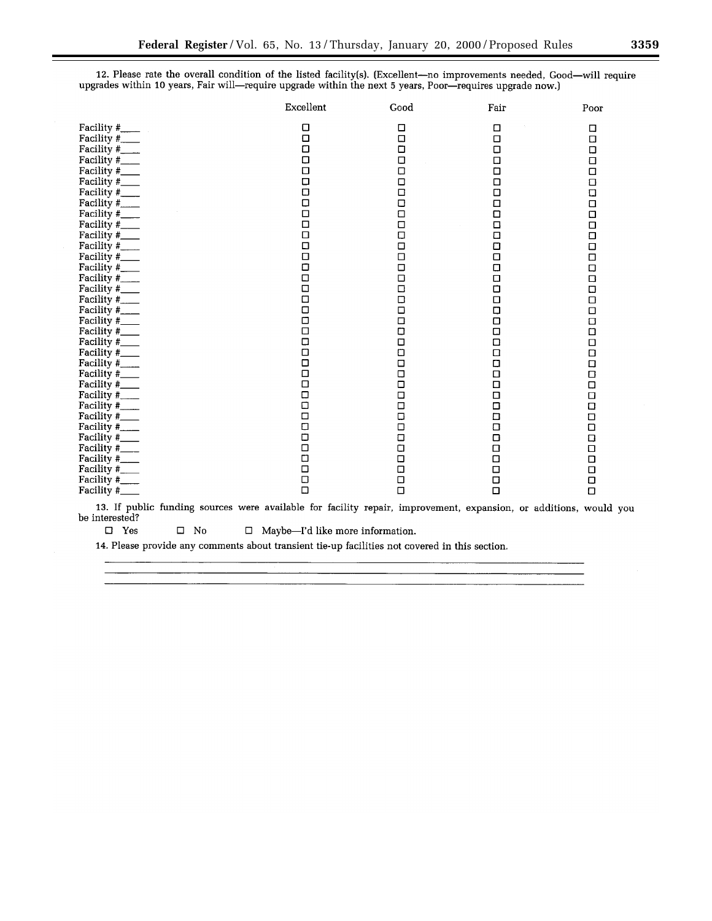12. Please rate the overall condition of the listed facility(s). (Excellent—no improvements needed, Good—will require upgrades within 10 years, Fair will—require upgrade within the next 5 years, Poor—requires upgrade now.)

| | Excellent | Good | Fair | Poor |
|---|---|---|---|---|
| Facility #____ | ☐ | ☐ | ☐ | ☐ |
| Facility #____ | ☐ | ☐ | ☐ | ☐ |
| Facility #____ | ☐ | ☐ | ☐ | ☐ |
| Facility #____ | ☐ | ☐ | ☐ | ☐ |
| Facility #____ | ☐ | ☐ | ☐ | ☐ |
| Facility #____ | ☐ | ☐ | ☐ | ☐ |
| Facility #____ | ☐ | ☐ | ☐ | ☐ |
| Facility #____ | ☐ | ☐ | ☐ | ☐ |
| Facility #____ | ☐ | ☐ | ☐ | ☐ |
| Facility #____ | ☐ | ☐ | ☐ | ☐ |
| Facility #____ | ☐ | ☐ | ☐ | ☐ |
| Facility #____ | ☐ | ☐ | ☐ | ☐ |
| Facility #____ | ☐ | ☐ | ☐ | ☐ |
| Facility #____ | ☐ | ☐ | ☐ | ☐ |
| Facility #____ | ☐ | ☐ | ☐ | ☐ |
| Facility #____ | ☐ | ☐ | ☐ | ☐ |
| Facility #____ | ☐ | ☐ | ☐ | ☐ |
| Facility #____ | ☐ | ☐ | ☐ | ☐ |
| Facility #____ | ☐ | ☐ | ☐ | ☐ |
| Facility #____ | ☐ | ☐ | ☐ | ☐ |
| Facility #____ | ☐ | ☐ | ☐ | ☐ |
| Facility #____ | ☐ | ☐ | ☐ | ☐ |
| Facility #____ | ☐ | ☐ | ☐ | ☐ |
| Facility #____ | ☐ | ☐ | ☐ | ☐ |
| Facility #____ | ☐ | ☐ | ☐ | ☐ |
| Facility #____ | ☐ | ☐ | ☐ | ☐ |
| Facility #____ | ☐ | ☐ | ☐ | ☐ |
| Facility #____ | ☐ | ☐ | ☐ | ☐ |
| Facility #____ | ☐ | ☐ | ☐ | ☐ |
| Facility #____ | ☐ | ☐ | ☐ | ☐ |
| Facility #____ | ☐ | ☐ | ☐ | ☐ |
| Facility #____ | ☐ | ☐ | ☐ | ☐ |
| Facility #____ | ☐ | ☐ | ☐ | ☐ |
| Facility #____ | ☐ | ☐ | ☐ | ☐ |
| Facility #____ | ☐ | ☐ | ☐ | ☐ |
| Facility #____ | ☐ | ☐ | ☐ | ☐ |

13. If public funding sources were available for facility repair, improvement, expansion, or additions, would you be interested?

☐ Yes ☐ No ☐ Maybe—I'd like more information.

14. Please provide any comments about transient tie-up facilities not covered in this section.

______________________________________________________________________________

______________________________________________________________________________

______________________________________________________________________________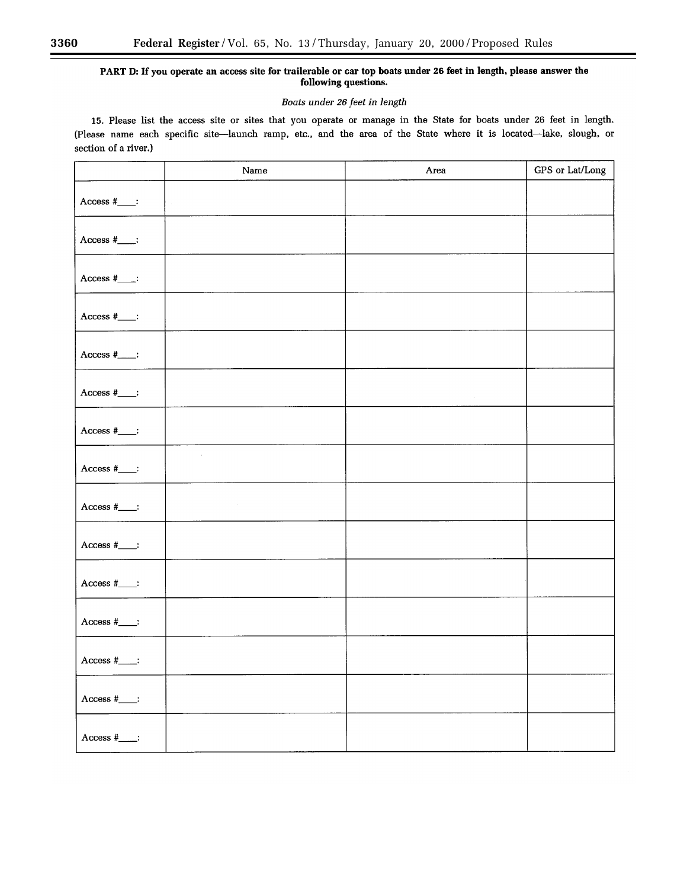**PART D: If you operate an access site for trailerable or car top boats under 26 feet in length, please answer the following questions.**

*Boats under 26 feet in length*

15. Please list the access site or sites that you operate or manage in the State for boats under 26 feet in length. (Please name each specific site—launch ramp, etc., and the area of the State where it is located—lake, slough, or section of a river.)

| | Name | Area | GPS or Lat/Long |
|---|---|---|---|
| Access #____: | | | |
| Access #____: | | | |
| Access #____: | | | |
| Access #____: | | | |
| Access #____: | | | |
| Access #____: | | | |
| Access #____: | | | |
| Access #____: | | | |
| Access #____: | | | |
| Access #____: | | | |
| Access #____: | | | |
| Access #____: | | | |
| Access #____: | | | |
| Access #____: | | | |
| Access #____: | | | |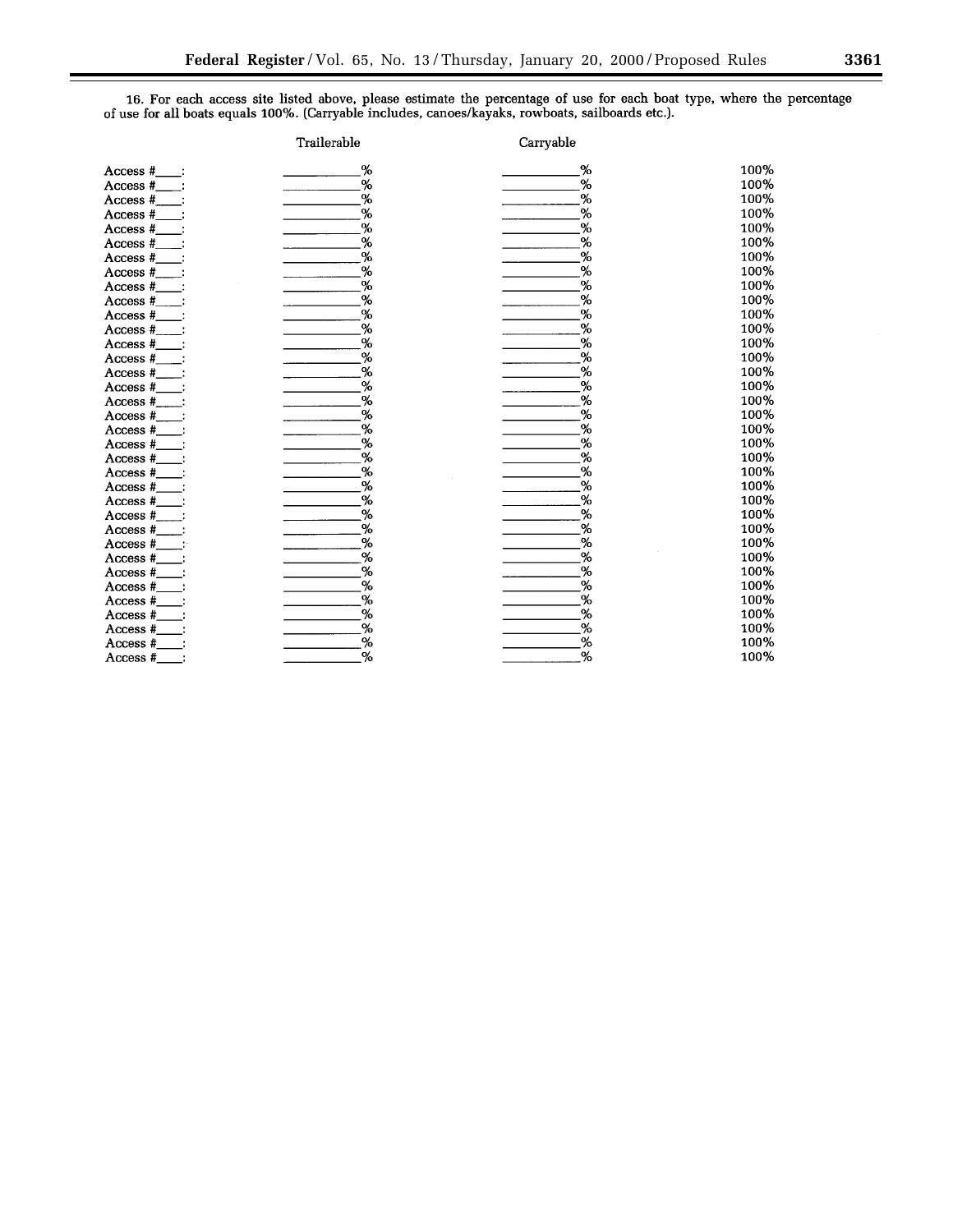16. For each access site listed above, please estimate the percentage of use for each boat type, where the percentage of use for all boats equals 100%. (Carryable includes, canoes/kayaks, rowboats, sailboards etc.).

| | Trailerable | Carryable | |
|---|---|---|---|
| Access #____: | __________% | __________% | 100% |
| Access #____: | __________% | __________% | 100% |
| Access #____: | __________% | __________% | 100% |
| Access #____: | __________% | __________% | 100% |
| Access #____: | __________% | __________% | 100% |
| Access #____: | __________% | __________% | 100% |
| Access #____: | __________% | __________% | 100% |
| Access #____: | __________% | __________% | 100% |
| Access #____: | __________% | __________% | 100% |
| Access #____: | __________% | __________% | 100% |
| Access #____: | __________% | __________% | 100% |
| Access #____: | __________% | __________% | 100% |
| Access #____: | __________% | __________% | 100% |
| Access #____: | __________% | __________% | 100% |
| Access #____: | __________% | __________% | 100% |
| Access #____: | __________% | __________% | 100% |
| Access #____: | __________% | __________% | 100% |
| Access #____: | __________% | __________% | 100% |
| Access #____: | __________% | __________% | 100% |
| Access #____: | __________% | __________% | 100% |
| Access #____: | __________% | __________% | 100% |
| Access #____: | __________% | __________% | 100% |
| Access #____: | __________% | __________% | 100% |
| Access #____: | __________% | __________% | 100% |
| Access #____: | __________% | __________% | 100% |
| Access #____: | __________% | __________% | 100% |
| Access #____: | __________% | __________% | 100% |
| Access #____: | __________% | __________% | 100% |
| Access #____: | __________% | __________% | 100% |
| Access #____: | __________% | __________% | 100% |
| Access #____: | __________% | __________% | 100% |
| Access #____: | __________% | __________% | 100% |
| Access #____: | __________% | __________% | 100% |
| Access #____: | __________% | __________% | 100% |
| Access #____: | __________% | __________% | 100% |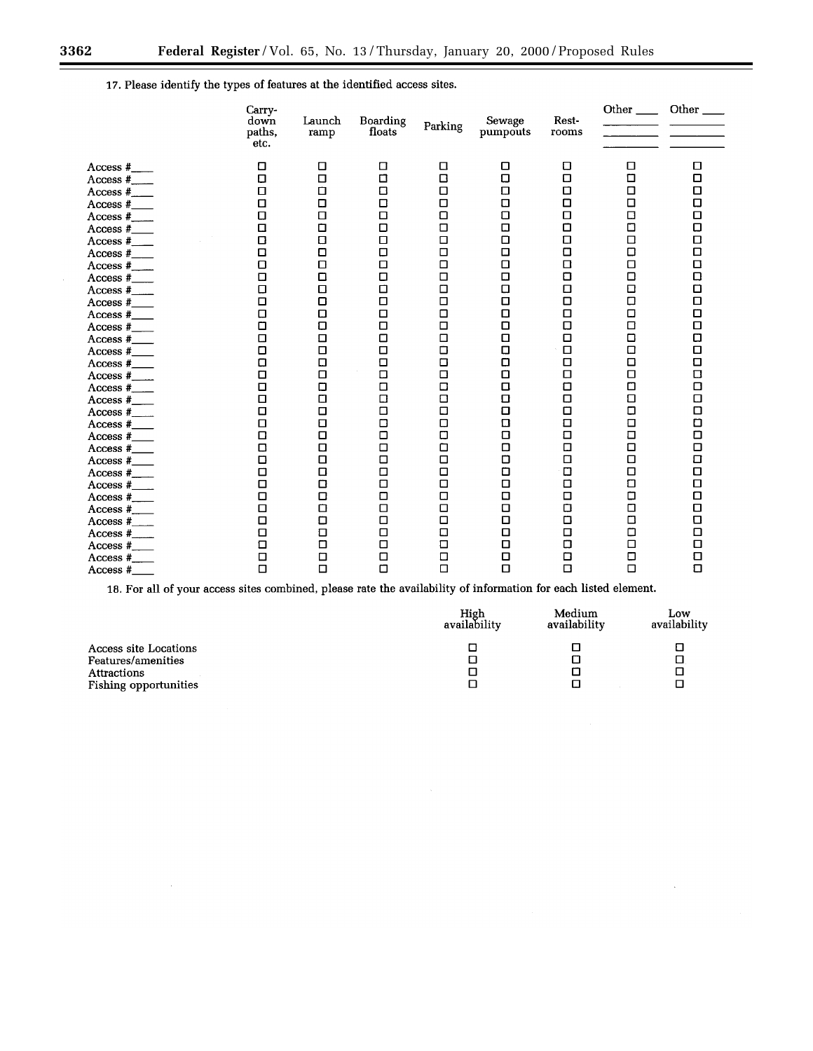17. Please identify the types of features at the identified access sites.

| | Carry-down paths, etc. | Launch ramp | Boarding floats | Parking | Sewage pumpouts | Rest-rooms | Other ____ | Other ____ |
|---|---|---|---|---|---|---|---|---|
| Access #____ | ☐ | ☐ | ☐ | ☐ | ☐ | ☐ | ☐ | ☐ |
| Access #____ | ☐ | ☐ | ☐ | ☐ | ☐ | ☐ | ☐ | ☐ |
| Access #____ | ☐ | ☐ | ☐ | ☐ | ☐ | ☐ | ☐ | ☐ |
| Access #____ | ☐ | ☐ | ☐ | ☐ | ☐ | ☐ | ☐ | ☐ |
| Access #____ | ☐ | ☐ | ☐ | ☐ | ☐ | ☐ | ☐ | ☐ |
| Access #____ | ☐ | ☐ | ☐ | ☐ | ☐ | ☐ | ☐ | ☐ |
| Access #____ | ☐ | ☐ | ☐ | ☐ | ☐ | ☐ | ☐ | ☐ |
| Access #____ | ☐ | ☐ | ☐ | ☐ | ☐ | ☐ | ☐ | ☐ |
| Access #____ | ☐ | ☐ | ☐ | ☐ | ☐ | ☐ | ☐ | ☐ |
| Access #____ | ☐ | ☐ | ☐ | ☐ | ☐ | ☐ | ☐ | ☐ |
| Access #____ | ☐ | ☐ | ☐ | ☐ | ☐ | ☐ | ☐ | ☐ |
| Access #____ | ☐ | ☐ | ☐ | ☐ | ☐ | ☐ | ☐ | ☐ |
| Access #____ | ☐ | ☐ | ☐ | ☐ | ☐ | ☐ | ☐ | ☐ |
| Access #____ | ☐ | ☐ | ☐ | ☐ | ☐ | ☐ | ☐ | ☐ |
| Access #____ | ☐ | ☐ | ☐ | ☐ | ☐ | ☐ | ☐ | ☐ |
| Access #____ | ☐ | ☐ | ☐ | ☐ | ☐ | ☐ | ☐ | ☐ |
| Access #____ | ☐ | ☐ | ☐ | ☐ | ☐ | ☐ | ☐ | ☐ |
| Access #____ | ☐ | ☐ | ☐ | ☐ | ☐ | ☐ | ☐ | ☐ |
| Access #____ | ☐ | ☐ | ☐ | ☐ | ☐ | ☐ | ☐ | ☐ |
| Access #____ | ☐ | ☐ | ☐ | ☐ | ☐ | ☐ | ☐ | ☐ |
| Access #____ | ☐ | ☐ | ☐ | ☐ | ☐ | ☐ | ☐ | ☐ |
| Access #____ | ☐ | ☐ | ☐ | ☐ | ☐ | ☐ | ☐ | ☐ |
| Access #____ | ☐ | ☐ | ☐ | ☐ | ☐ | ☐ | ☐ | ☐ |
| Access #____ | ☐ | ☐ | ☐ | ☐ | ☐ | ☐ | ☐ | ☐ |
| Access #____ | ☐ | ☐ | ☐ | ☐ | ☐ | ☐ | ☐ | ☐ |
| Access #____ | ☐ | ☐ | ☐ | ☐ | ☐ | ☐ | ☐ | ☐ |
| Access #____ | ☐ | ☐ | ☐ | ☐ | ☐ | ☐ | ☐ | ☐ |
| Access #____ | ☐ | ☐ | ☐ | ☐ | ☐ | ☐ | ☐ | ☐ |
| Access #____ | ☐ | ☐ | ☐ | ☐ | ☐ | ☐ | ☐ | ☐ |
| Access #____ | ☐ | ☐ | ☐ | ☐ | ☐ | ☐ | ☐ | ☐ |
| Access #____ | ☐ | ☐ | ☐ | ☐ | ☐ | ☐ | ☐ | ☐ |
| Access #____ | ☐ | ☐ | ☐ | ☐ | ☐ | ☐ | ☐ | ☐ |
| Access #____ | ☐ | ☐ | ☐ | ☐ | ☐ | ☐ | ☐ | ☐ |
| Access #____ | ☐ | ☐ | ☐ | ☐ | ☐ | ☐ | ☐ | ☐ |

18. For all of your access sites combined, please rate the availability of information for each listed element.

| | High availability | Medium availability | Low availability |
|---|---|---|---|
| Access site Locations | ☐ | ☐ | ☐ |
| Features/amenities | ☐ | ☐ | ☐ |
| Attractions | ☐ | ☐ | ☐ |
| Fishing opportunities | ☐ | ☐ | ☐ |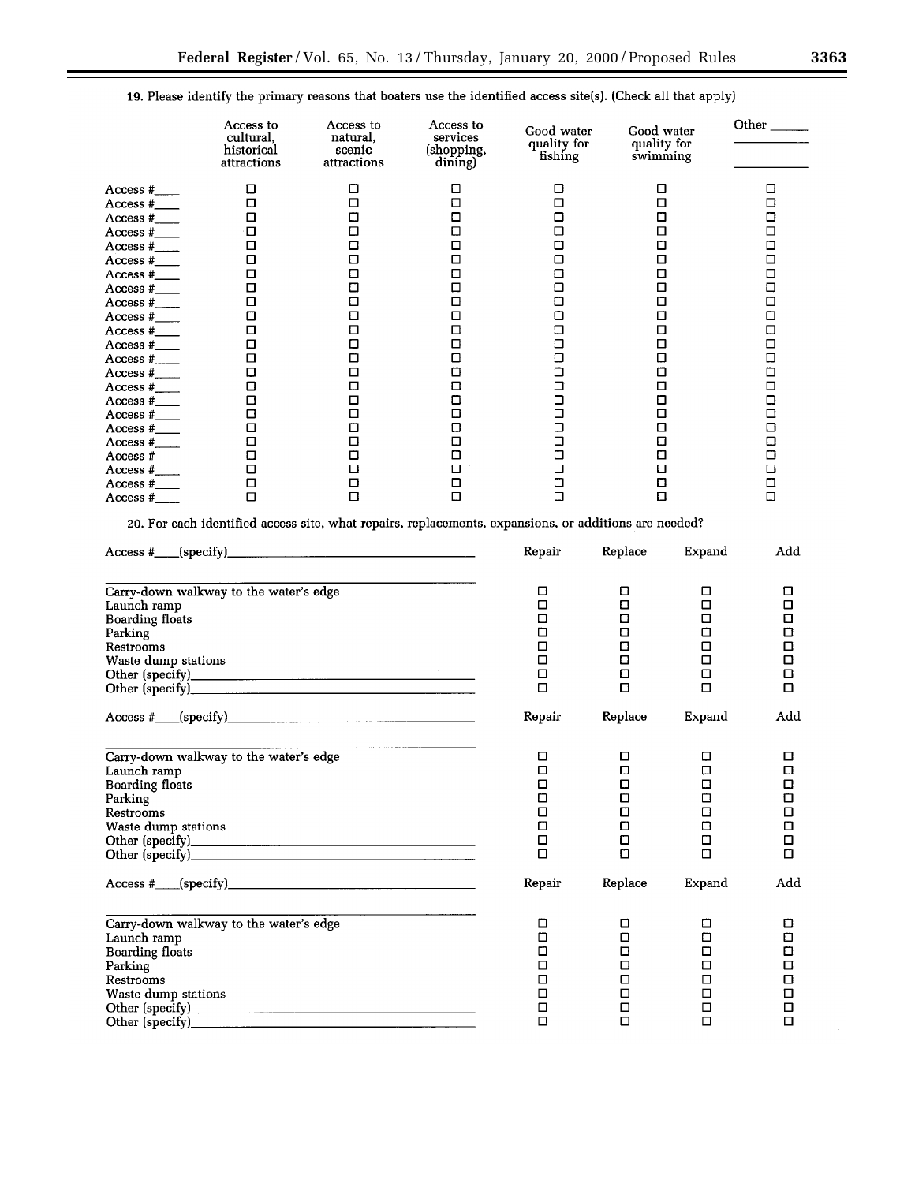19. Please identify the primary reasons that boaters use the identified access site(s). (Check all that apply)

| | Access to cultural, historical attractions | Access to natural, scenic attractions | Access to services (shopping, dining) | Good water quality for fishing | Good water quality for swimming | Other ______ |
|---|---|---|---|---|---|---|
| Access #____ | ☐ | ☐ | ☐ | ☐ | ☐ | ☐ |
| Access #____ | ☐ | ☐ | ☐ | ☐ | ☐ | ☐ |
| Access #____ | ☐ | ☐ | ☐ | ☐ | ☐ | ☐ |
| Access #____ | ☐ | ☐ | ☐ | ☐ | ☐ | ☐ |
| Access #____ | ☐ | ☐ | ☐ | ☐ | ☐ | ☐ |
| Access #____ | ☐ | ☐ | ☐ | ☐ | ☐ | ☐ |
| Access #____ | ☐ | ☐ | ☐ | ☐ | ☐ | ☐ |
| Access #____ | ☐ | ☐ | ☐ | ☐ | ☐ | ☐ |
| Access #____ | ☐ | ☐ | ☐ | ☐ | ☐ | ☐ |
| Access #____ | ☐ | ☐ | ☐ | ☐ | ☐ | ☐ |
| Access #____ | ☐ | ☐ | ☐ | ☐ | ☐ | ☐ |
| Access #____ | ☐ | ☐ | ☐ | ☐ | ☐ | ☐ |
| Access #____ | ☐ | ☐ | ☐ | ☐ | ☐ | ☐ |
| Access #____ | ☐ | ☐ | ☐ | ☐ | ☐ | ☐ |
| Access #____ | ☐ | ☐ | ☐ | ☐ | ☐ | ☐ |
| Access #____ | ☐ | ☐ | ☐ | ☐ | ☐ | ☐ |
| Access #____ | ☐ | ☐ | ☐ | ☐ | ☐ | ☐ |
| Access #____ | ☐ | ☐ | ☐ | ☐ | ☐ | ☐ |
| Access #____ | ☐ | ☐ | ☐ | ☐ | ☐ | ☐ |
| Access #____ | ☐ | ☐ | ☐ | ☐ | ☐ | ☐ |
| Access #____ | ☐ | ☐ | ☐ | ☐ | ☐ | ☐ |
| Access #____ | ☐ | ☐ | ☐ | ☐ | ☐ | ☐ |
| Access #____ | ☐ | ☐ | ☐ | ☐ | ☐ | ☐ |

20. For each identified access site, what repairs, replacements, expansions, or additions are needed?

| Access #____(specify)________________________ | Repair | Replace | Expand | Add |
|---|---|---|---|---|
| Carry-down walkway to the water's edge | ☐ | ☐ | ☐ | ☐ |
| Launch ramp | ☐ | ☐ | ☐ | ☐ |
| Boarding floats | ☐ | ☐ | ☐ | ☐ |
| Parking | ☐ | ☐ | ☐ | ☐ |
| Restrooms | ☐ | ☐ | ☐ | ☐ |
| Waste dump stations | ☐ | ☐ | ☐ | ☐ |
| Other (specify)________________________ | ☐ | ☐ | ☐ | ☐ |
| Other (specify)________________________ | ☐ | ☐ | ☐ | ☐ |

| Access #____(specify)________________________ | Repair | Replace | Expand | Add |
|---|---|---|---|---|
| Carry-down walkway to the water's edge | ☐ | ☐ | ☐ | ☐ |
| Launch ramp | ☐ | ☐ | ☐ | ☐ |
| Boarding floats | ☐ | ☐ | ☐ | ☐ |
| Parking | ☐ | ☐ | ☐ | ☐ |
| Restrooms | ☐ | ☐ | ☐ | ☐ |
| Waste dump stations | ☐ | ☐ | ☐ | ☐ |
| Other (specify)________________________ | ☐ | ☐ | ☐ | ☐ |
| Other (specify)________________________ | ☐ | ☐ | ☐ | ☐ |

| Access #____(specify)________________________ | Repair | Replace | Expand | Add |
|---|---|---|---|---|
| Carry-down walkway to the water's edge | ☐ | ☐ | ☐ | ☐ |
| Launch ramp | ☐ | ☐ | ☐ | ☐ |
| Boarding floats | ☐ | ☐ | ☐ | ☐ |
| Parking | ☐ | ☐ | ☐ | ☐ |
| Restrooms | ☐ | ☐ | ☐ | ☐ |
| Waste dump stations | ☐ | ☐ | ☐ | ☐ |
| Other (specify)________________________ | ☐ | ☐ | ☐ | ☐ |
| Other (specify)________________________ | ☐ | ☐ | ☐ | ☐ |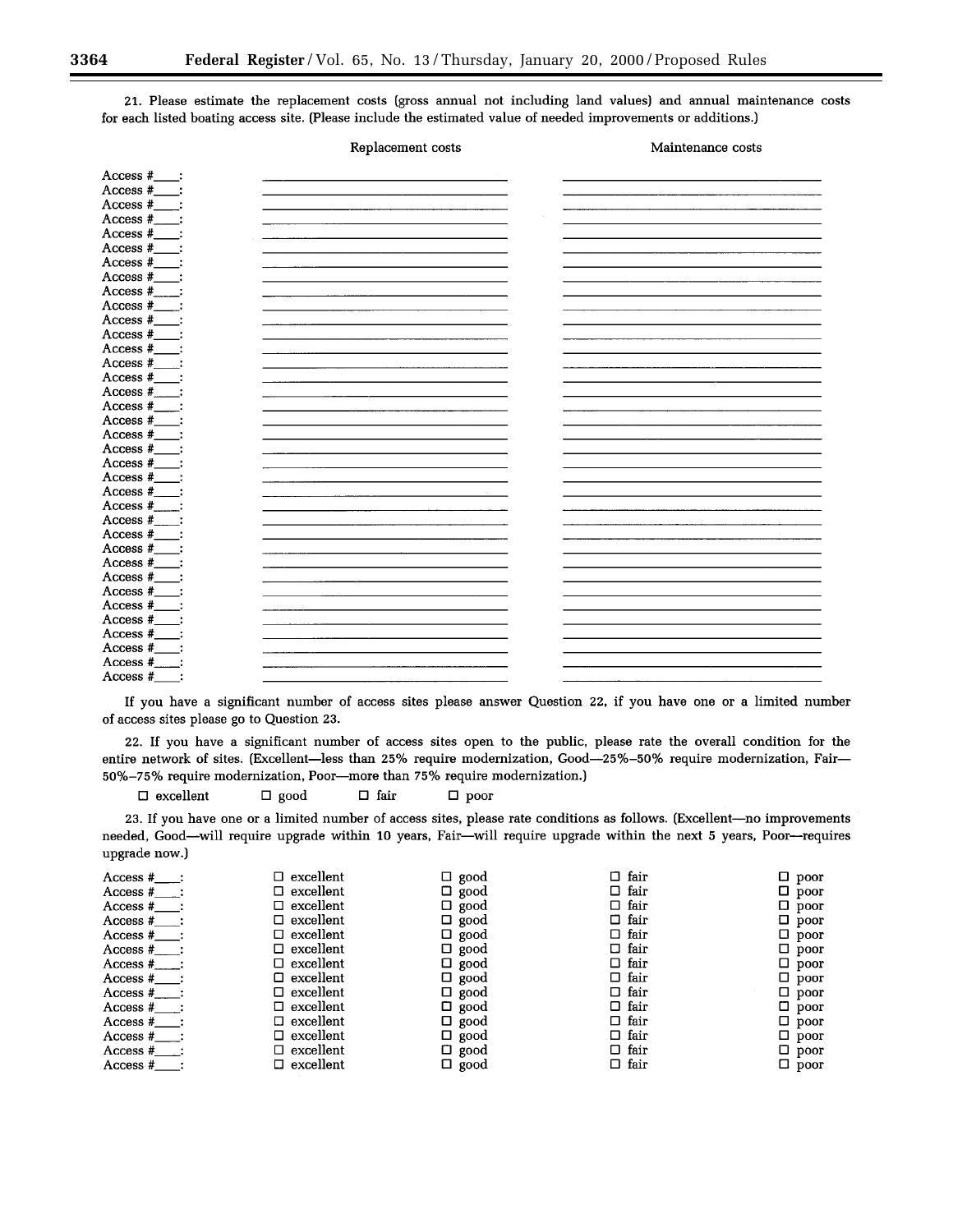21. Please estimate the replacement costs (gross annual not including land values) and annual maintenance costs for each listed boating access site. (Please include the estimated value of needed improvements or additions.)

| | Replacement costs | Maintenance costs |
|---|---|---|
| Access #____: | ____________ | ____________ |
| Access #____: | ____________ | ____________ |
| Access #____: | ____________ | ____________ |
| Access #____: | ____________ | ____________ |
| Access #____: | ____________ | ____________ |
| Access #____: | ____________ | ____________ |
| Access #____: | ____________ | ____________ |
| Access #____: | ____________ | ____________ |
| Access #____: | ____________ | ____________ |
| Access #____: | ____________ | ____________ |
| Access #____: | ____________ | ____________ |
| Access #____: | ____________ | ____________ |
| Access #____: | ____________ | ____________ |
| Access #____: | ____________ | ____________ |
| Access #____: | ____________ | ____________ |
| Access #____: | ____________ | ____________ |
| Access #____: | ____________ | ____________ |
| Access #____: | ____________ | ____________ |
| Access #____: | ____________ | ____________ |
| Access #____: | ____________ | ____________ |
| Access #____: | ____________ | ____________ |
| Access #____: | ____________ | ____________ |
| Access #____: | ____________ | ____________ |
| Access #____: | ____________ | ____________ |
| Access #____: | ____________ | ____________ |
| Access #____: | ____________ | ____________ |
| Access #____: | ____________ | ____________ |
| Access #____: | ____________ | ____________ |
| Access #____: | ____________ | ____________ |
| Access #____: | ____________ | ____________ |
| Access #____: | ____________ | ____________ |
| Access #____: | ____________ | ____________ |
| Access #____: | ____________ | ____________ |
| Access #____: | ____________ | ____________ |
| Access #____: | ____________ | ____________ |
| Access #____: | ____________ | ____________ |

If you have a significant number of access sites please answer Question 22, if you have one or a limited number of access sites please go to Question 23.

22. If you have a significant number of access sites open to the public, please rate the overall condition for the entire network of sites. (Excellent—less than 25% require modernization, Good—25%–50% require modernization, Fair—50%–75% require modernization, Poor—more than 75% require modernization.)

☐ excellent ☐ good ☐ fair ☐ poor

23. If you have one or a limited number of access sites, please rate conditions as follows. (Excellent—no improvements needed, Good—will require upgrade within 10 years, Fair—will require upgrade within the next 5 years, Poor—requires upgrade now.)

| | | | | |
|---|---|---|---|---|
| Access #____: | ☐ excellent | ☐ good | ☐ fair | ☐ poor |
| Access #____: | ☐ excellent | ☐ good | ☐ fair | ☐ poor |
| Access #____: | ☐ excellent | ☐ good | ☐ fair | ☐ poor |
| Access #____: | ☐ excellent | ☐ good | ☐ fair | ☐ poor |
| Access #____: | ☐ excellent | ☐ good | ☐ fair | ☐ poor |
| Access #____: | ☐ excellent | ☐ good | ☐ fair | ☐ poor |
| Access #____: | ☐ excellent | ☐ good | ☐ fair | ☐ poor |
| Access #____: | ☐ excellent | ☐ good | ☐ fair | ☐ poor |
| Access #____: | ☐ excellent | ☐ good | ☐ fair | ☐ poor |
| Access #____: | ☐ excellent | ☐ good | ☐ fair | ☐ poor |
| Access #____: | ☐ excellent | ☐ good | ☐ fair | ☐ poor |
| Access #____: | ☐ excellent | ☐ good | ☐ fair | ☐ poor |
| Access #____: | ☐ excellent | ☐ good | ☐ fair | ☐ poor |
| Access #____: | ☐ excellent | ☐ good | ☐ fair | ☐ poor |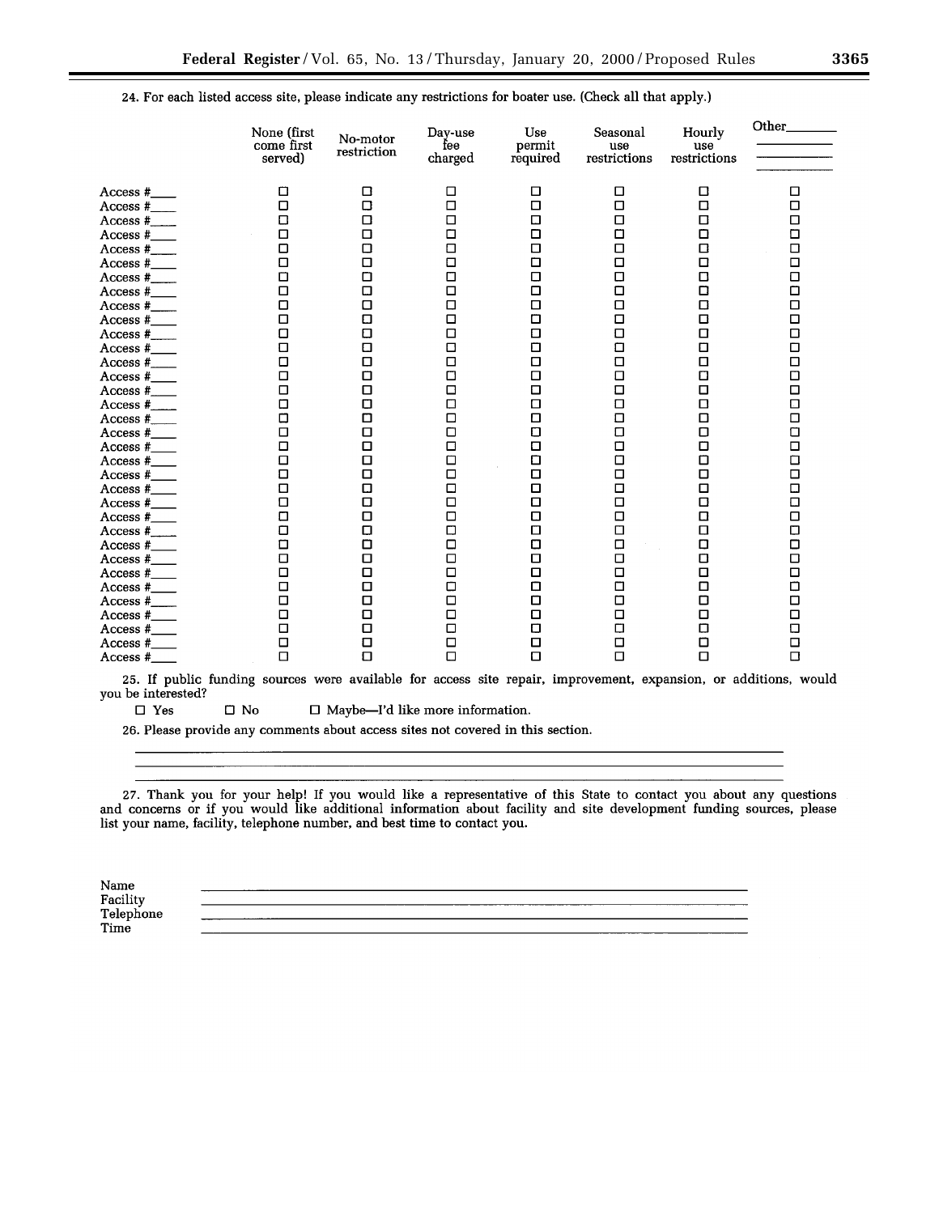24. For each listed access site, please indicate any restrictions for boater use. (Check all that apply.)

| | None (first come first served) | No-motor restriction | Day-use fee charged | Use permit required | Seasonal use restrictions | Hourly use restrictions | Other______ |
|---|---|---|---|---|---|---|---|
| Access #____ | ☐ | ☐ | ☐ | ☐ | ☐ | ☐ | ☐ |
| Access #____ | ☐ | ☐ | ☐ | ☐ | ☐ | ☐ | ☐ |
| Access #____ | ☐ | ☐ | ☐ | ☐ | ☐ | ☐ | ☐ |
| Access #____ | ☐ | ☐ | ☐ | ☐ | ☐ | ☐ | ☐ |
| Access #____ | ☐ | ☐ | ☐ | ☐ | ☐ | ☐ | ☐ |
| Access #____ | ☐ | ☐ | ☐ | ☐ | ☐ | ☐ | ☐ |
| Access #____ | ☐ | ☐ | ☐ | ☐ | ☐ | ☐ | ☐ |
| Access #____ | ☐ | ☐ | ☐ | ☐ | ☐ | ☐ | ☐ |
| Access #____ | ☐ | ☐ | ☐ | ☐ | ☐ | ☐ | ☐ |
| Access #____ | ☐ | ☐ | ☐ | ☐ | ☐ | ☐ | ☐ |
| Access #____ | ☐ | ☐ | ☐ | ☐ | ☐ | ☐ | ☐ |
| Access #____ | ☐ | ☐ | ☐ | ☐ | ☐ | ☐ | ☐ |
| Access #____ | ☐ | ☐ | ☐ | ☐ | ☐ | ☐ | ☐ |
| Access #____ | ☐ | ☐ | ☐ | ☐ | ☐ | ☐ | ☐ |
| Access #____ | ☐ | ☐ | ☐ | ☐ | ☐ | ☐ | ☐ |
| Access #____ | ☐ | ☐ | ☐ | ☐ | ☐ | ☐ | ☐ |
| Access #____ | ☐ | ☐ | ☐ | ☐ | ☐ | ☐ | ☐ |
| Access #____ | ☐ | ☐ | ☐ | ☐ | ☐ | ☐ | ☐ |
| Access #____ | ☐ | ☐ | ☐ | ☐ | ☐ | ☐ | ☐ |
| Access #____ | ☐ | ☐ | ☐ | ☐ | ☐ | ☐ | ☐ |
| Access #____ | ☐ | ☐ | ☐ | ☐ | ☐ | ☐ | ☐ |
| Access #____ | ☐ | ☐ | ☐ | ☐ | ☐ | ☐ | ☐ |
| Access #____ | ☐ | ☐ | ☐ | ☐ | ☐ | ☐ | ☐ |
| Access #____ | ☐ | ☐ | ☐ | ☐ | ☐ | ☐ | ☐ |
| Access #____ | ☐ | ☐ | ☐ | ☐ | ☐ | ☐ | ☐ |
| Access #____ | ☐ | ☐ | ☐ | ☐ | ☐ | ☐ | ☐ |
| Access #____ | ☐ | ☐ | ☐ | ☐ | ☐ | ☐ | ☐ |
| Access #____ | ☐ | ☐ | ☐ | ☐ | ☐ | ☐ | ☐ |
| Access #____ | ☐ | ☐ | ☐ | ☐ | ☐ | ☐ | ☐ |
| Access #____ | ☐ | ☐ | ☐ | ☐ | ☐ | ☐ | ☐ |
| Access #____ | ☐ | ☐ | ☐ | ☐ | ☐ | ☐ | ☐ |
| Access #____ | ☐ | ☐ | ☐ | ☐ | ☐ | ☐ | ☐ |
| Access #____ | ☐ | ☐ | ☐ | ☐ | ☐ | ☐ | ☐ |
| Access #____ | ☐ | ☐ | ☐ | ☐ | ☐ | ☐ | ☐ |

25. If public funding sources were available for access site repair, improvement, expansion, or additions, would you be interested?

☐ Yes ☐ No ☐ Maybe—I'd like more information.

26. Please provide any comments about access sites not covered in this section.

______________________________________________________________________

______________________________________________________________________

______________________________________________________________________

27. Thank you for your help! If you would like a representative of this State to contact you about any questions and concerns or if you would like additional information about facility and site development funding sources, please list your name, facility, telephone number, and best time to contact you.

Name ______________________________________________________________

Facility ____________________________________________________________

Telephone __________________________________________________________

Time ______________________________________________________________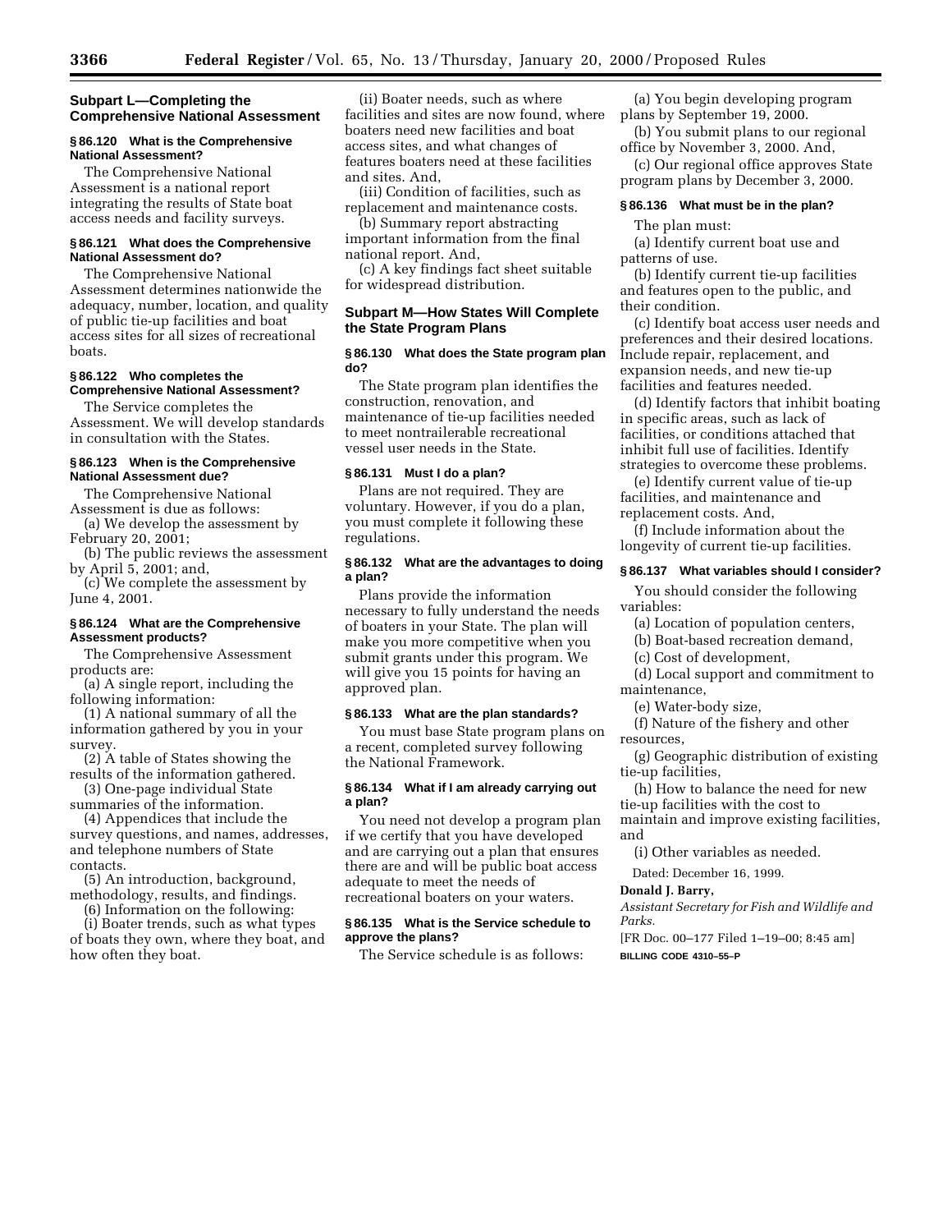## Subpart L—Completing the Comprehensive National Assessment

### § 86.120 What is the Comprehensive National Assessment?

The Comprehensive National Assessment is a national report integrating the results of State boat access needs and facility surveys.

### § 86.121 What does the Comprehensive National Assessment do?

The Comprehensive National Assessment determines nationwide the adequacy, number, location, and quality of public tie-up facilities and boat access sites for all sizes of recreational boats.

### § 86.122 Who completes the Comprehensive National Assessment?

The Service completes the Assessment. We will develop standards in consultation with the States.

### § 86.123 When is the Comprehensive National Assessment due?

The Comprehensive National Assessment is due as follows:

(a) We develop the assessment by February 20, 2001;

(b) The public reviews the assessment by April 5, 2001; and,

(c) We complete the assessment by June 4, 2001.

### § 86.124 What are the Comprehensive Assessment products?

The Comprehensive Assessment products are:

(a) A single report, including the following information:

(1) A national summary of all the information gathered by you in your survey.

(2) A table of States showing the results of the information gathered.

(3) One-page individual State summaries of the information.

(4) Appendices that include the survey questions, and names, addresses, and telephone numbers of State contacts.

(5) An introduction, background, methodology, results, and findings.

(6) Information on the following:

(i) Boater trends, such as what types of boats they own, where they boat, and how often they boat.

(ii) Boater needs, such as where facilities and sites are now found, where boaters need new facilities and boat access sites, and what changes of features boaters need at these facilities and sites. And,

(iii) Condition of facilities, such as replacement and maintenance costs.

(b) Summary report abstracting important information from the final national report. And,

(c) A key findings fact sheet suitable for widespread distribution.

## Subpart M—How States Will Complete the State Program Plans

### § 86.130 What does the State program plan do?

The State program plan identifies the construction, renovation, and maintenance of tie-up facilities needed to meet nontrailerable recreational vessel user needs in the State.

### § 86.131 Must I do a plan?

Plans are not required. They are voluntary. However, if you do a plan, you must complete it following these regulations.

### § 86.132 What are the advantages to doing a plan?

Plans provide the information necessary to fully understand the needs of boaters in your State. The plan will make you more competitive when you submit grants under this program. We will give you 15 points for having an approved plan.

### § 86.133 What are the plan standards?

You must base State program plans on a recent, completed survey following the National Framework.

### § 86.134 What if I am already carrying out a plan?

You need not develop a program plan if we certify that you have developed and are carrying out a plan that ensures there are and will be public boat access adequate to meet the needs of recreational boaters on your waters.

### § 86.135 What is the Service schedule to approve the plans?

The Service schedule is as follows:

(a) You begin developing program plans by September 19, 2000.

(b) You submit plans to our regional office by November 3, 2000. And,

(c) Our regional office approves State program plans by December 3, 2000.

### § 86.136 What must be in the plan?

The plan must:

(a) Identify current boat use and patterns of use.

(b) Identify current tie-up facilities and features open to the public, and their condition.

(c) Identify boat access user needs and preferences and their desired locations. Include repair, replacement, and expansion needs, and new tie-up facilities and features needed.

(d) Identify factors that inhibit boating in specific areas, such as lack of facilities, or conditions attached that inhibit full use of facilities. Identify strategies to overcome these problems.

(e) Identify current value of tie-up facilities, and maintenance and replacement costs. And,

(f) Include information about the longevity of current tie-up facilities.

### § 86.137 What variables should I consider?

You should consider the following variables:

(a) Location of population centers,

(b) Boat-based recreation demand,

(c) Cost of development,

(d) Local support and commitment to maintenance,

(e) Water-body size,

(f) Nature of the fishery and other resources,

(g) Geographic distribution of existing tie-up facilities,

(h) How to balance the need for new tie-up facilities with the cost to maintain and improve existing facilities, and

(i) Other variables as needed.

Dated: December 16, 1999.

**Donald J. Barry,**

*Assistant Secretary for Fish and Wildlife and Parks.*

[FR Doc. 00–177 Filed 1–19–00; 8:45 am]

BILLING CODE 4310–55–P